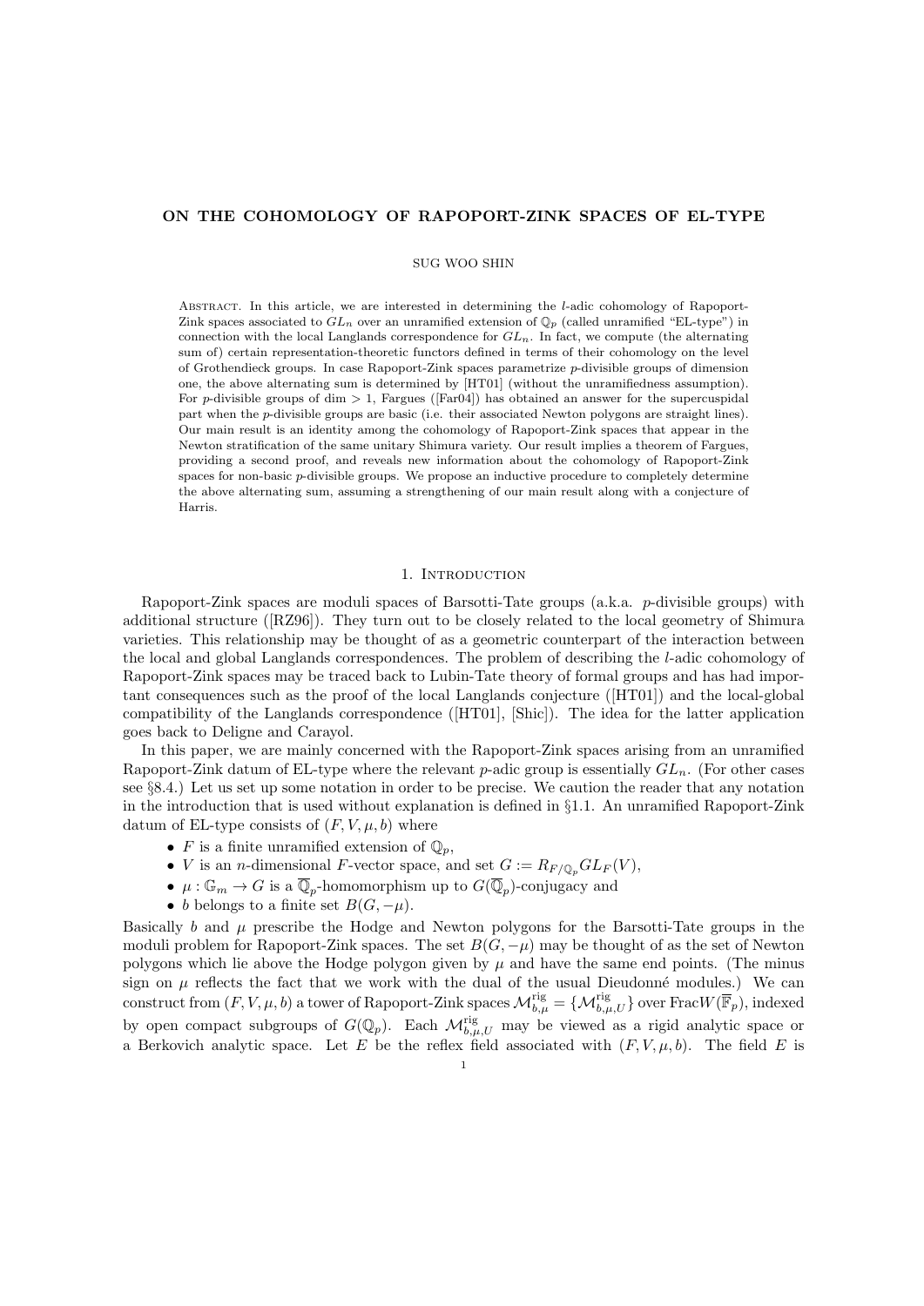# ON THE COHOMOLOGY OF RAPOPORT-ZINK SPACES OF EL-TYPE

SUG WOO SHIN

Abstract. In this article, we are interested in determining the $l$-adic cohomology of Rapoport-Zink spaces associated to $GL_n$ over an unramified extension of $\mathbb{Q}_p$ (called unramified "EL-type") in connection with the local Langlands correspondence for $GL_n$. In fact, we compute (the alternating sum of) certain representation-theoretic functors defined in terms of their cohomology on the level of Grothendieck groups. In case Rapoport-Zink spaces parametrize $p$-divisible groups of dimension one, the above alternating sum is determined by [HT01] (without the unramifiedness assumption). For $p$-divisible groups of dim $> 1$, Fargues ([Far04]) has obtained an answer for the supercuspidal part when the $p$-divisible groups are basic (i.e. their associated Newton polygons are straight lines). Our main result is an identity among the cohomology of Rapoport-Zink spaces that appear in the Newton stratification of the same unitary Shimura variety. Our result implies a theorem of Fargues, providing a second proof, and reveals new information about the cohomology of Rapoport-Zink spaces for non-basic $p$-divisible groups. We propose an inductive procedure to completely determine the above alternating sum, assuming a strengthening of our main result along with a conjecture of Harris.

## 1. Introduction

Rapoport-Zink spaces are moduli spaces of Barsotti-Tate groups (a.k.a. $p$-divisible groups) with additional structure ([RZ96]). They turn out to be closely related to the local geometry of Shimura varieties. This relationship may be thought of as a geometric counterpart of the interaction between the local and global Langlands correspondences. The problem of describing the $l$-adic cohomology of Rapoport-Zink spaces may be traced back to Lubin-Tate theory of formal groups and has had important consequences such as the proof of the local Langlands conjecture ([HT01]) and the local-global compatibility of the Langlands correspondence ([HT01], [Shic]). The idea for the latter application goes back to Deligne and Carayol.

In this paper, we are mainly concerned with the Rapoport-Zink spaces arising from an unramified Rapoport-Zink datum of EL-type where the relevant $p$-adic group is essentially $GL_n$. (For other cases see §8.4.) Let us set up some notation in order to be precise. We caution the reader that any notation in the introduction that is used without explanation is defined in §1.1. An unramified Rapoport-Zink datum of EL-type consists of $(F, V, \mu, b)$ where

- $F$ is a finite unramified extension of $\mathbb{Q}_p$,
- $V$ is an $n$-dimensional $F$-vector space, and set $G := R_{F/\mathbb{Q}_p} GL_F(V)$,
- $\mu : \mathbb{G}_m \to G$ is a $\overline{\mathbb{Q}}_p$-homomorphism up to $G(\overline{\mathbb{Q}}_p)$-conjugacy and
- $b$ belongs to a finite set $B(G, -\mu)$.

Basically $b$ and $\mu$ prescribe the Hodge and Newton polygons for the Barsotti-Tate groups in the moduli problem for Rapoport-Zink spaces. The set $B(G, -\mu)$ may be thought of as the set of Newton polygons which lie above the Hodge polygon given by $\mu$ and have the same end points. (The minus sign on $\mu$ reflects the fact that we work with the dual of the usual Dieudonné modules.) We can construct from $(F, V, \mu, b)$ a tower of Rapoport-Zink spaces $\mathcal{M}^{\mathrm{rig}}_{b,\mu} = \{\mathcal{M}^{\mathrm{rig}}_{b,\mu,U}\}$ over $\mathrm{Frac} W(\overline{\mathbb{F}}_p)$, indexed by open compact subgroups of $G(\mathbb{Q}_p)$. Each $\mathcal{M}^{\mathrm{rig}}_{b,\mu,U}$ may be viewed as a rigid analytic space or a Berkovich analytic space. Let $E$ be the reflex field associated with $(F, V, \mu, b)$. The field $E$ is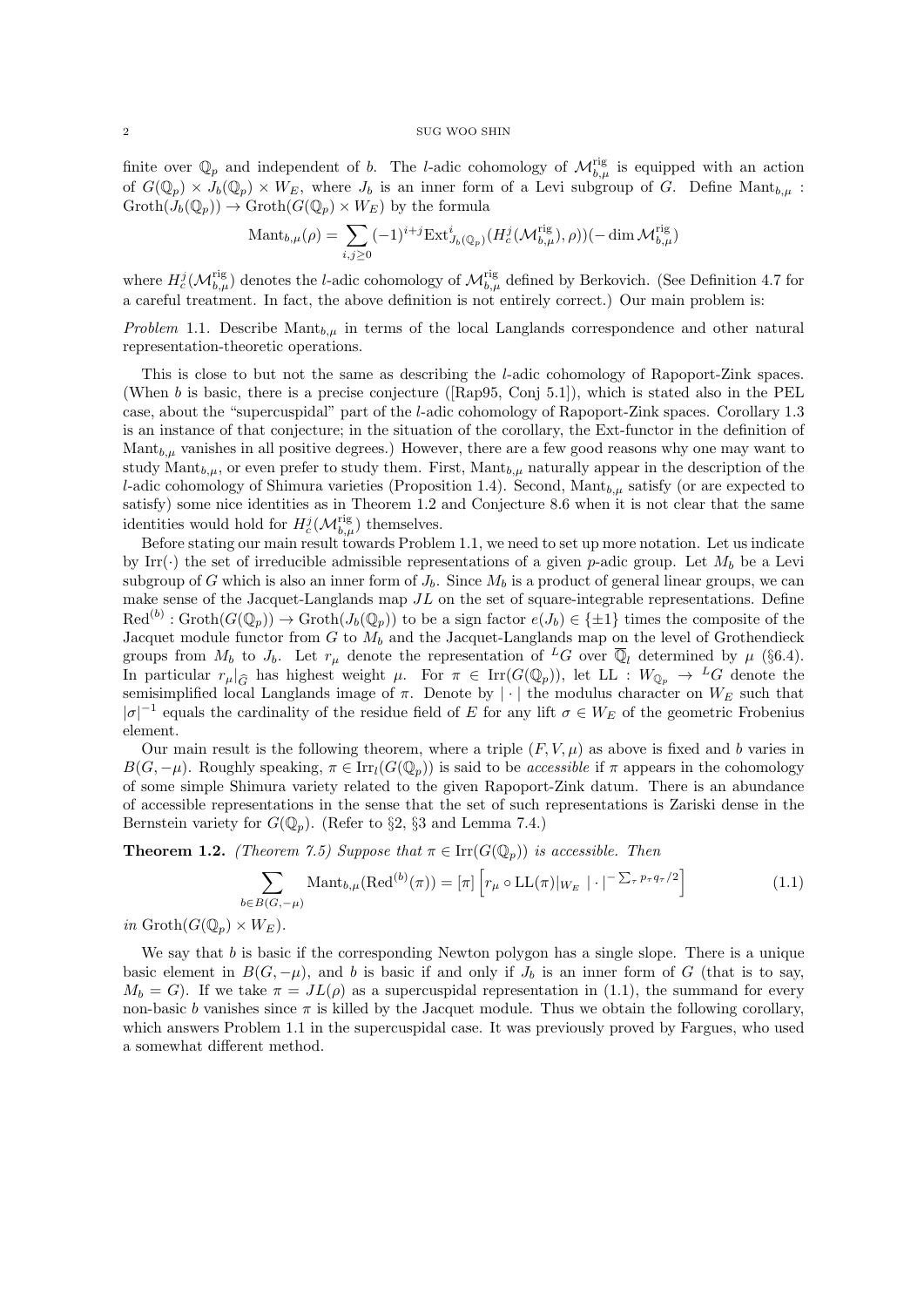finite over $\mathbb{Q}_p$ and independent of $b$. The $l$-adic cohomology of $\mathcal{M}^{\mathrm{rig}}_{b,\mu}$ is equipped with an action of $G(\mathbb{Q}_p) \times J_b(\mathbb{Q}_p) \times W_E$, where $J_b$ is an inner form of a Levi subgroup of $G$. Define $\mathrm{Mant}_{b,\mu} : \mathrm{Groth}(J_b(\mathbb{Q}_p)) \to \mathrm{Groth}(G(\mathbb{Q}_p) \times W_E)$ by the formula

$$\mathrm{Mant}_{b,\mu}(\rho) = \sum_{i,j\geq 0} (-1)^{i+j} \mathrm{Ext}^i_{J_b(\mathbb{Q}_p)}(H^j_c(\mathcal{M}^{\mathrm{rig}}_{b,\mu}), \rho))(-\dim \mathcal{M}^{\mathrm{rig}}_{b,\mu})$$

where $H^j_c(\mathcal{M}^{\mathrm{rig}}_{b,\mu})$ denotes the $l$-adic cohomology of $\mathcal{M}^{\mathrm{rig}}_{b,\mu}$ defined by Berkovich. (See Definition 4.7 for a careful treatment. In fact, the above definition is not entirely correct.) Our main problem is:

*Problem* 1.1. Describe $\mathrm{Mant}_{b,\mu}$ in terms of the local Langlands correspondence and other natural representation-theoretic operations.

This is close to but not the same as describing the $l$-adic cohomology of Rapoport-Zink spaces. (When $b$ is basic, there is a precise conjecture ([Rap95, Conj 5.1]), which is stated also in the PEL case, about the "supercuspidal" part of the $l$-adic cohomology of Rapoport-Zink spaces. Corollary 1.3 is an instance of that conjecture; in the situation of the corollary, the Ext-functor in the definition of $\mathrm{Mant}_{b,\mu}$ vanishes in all positive degrees.) However, there are a few good reasons why one may want to study $\mathrm{Mant}_{b,\mu}$, or even prefer to study them. First, $\mathrm{Mant}_{b,\mu}$ naturally appear in the description of the $l$-adic cohomology of Shimura varieties (Proposition 1.4). Second, $\mathrm{Mant}_{b,\mu}$ satisfy (or are expected to satisfy) some nice identities as in Theorem 1.2 and Conjecture 8.6 when it is not clear that the same identities would hold for $H^j_c(\mathcal{M}^{\mathrm{rig}}_{b,\mu})$ themselves.

Before stating our main result towards Problem 1.1, we need to set up more notation. Let us indicate by $\mathrm{Irr}(\cdot)$ the set of irreducible admissible representations of a given $p$-adic group. Let $M_b$ be a Levi subgroup of $G$ which is also an inner form of $J_b$. Since $M_b$ is a product of general linear groups, we can make sense of the Jacquet-Langlands map $JL$ on the set of square-integrable representations. Define $\mathrm{Red}^{(b)} : \mathrm{Groth}(G(\mathbb{Q}_p)) \to \mathrm{Groth}(J_b(\mathbb{Q}_p))$ to be a sign factor $e(J_b) \in \{\pm 1\}$ times the composite of the Jacquet module functor from $G$ to $M_b$ and the Jacquet-Langlands map on the level of Grothendieck groups from $M_b$ to $J_b$. Let $r_\mu$ denote the representation of ${}^L G$ over $\overline{\mathbb{Q}}_l$ determined by $\mu$ (§6.4). In particular $r_\mu|_{\widehat{G}}$ has highest weight $\mu$. For $\pi \in \mathrm{Irr}(G(\mathbb{Q}_p))$, let $\mathrm{LL} : W_{\mathbb{Q}_p} \to {}^L G$ denote the semisimplified local Langlands image of $\pi$. Denote by $|\cdot|$ the modulus character on $W_E$ such that $|\sigma|^{-1}$ equals the cardinality of the residue field of $E$ for any lift $\sigma \in W_E$ of the geometric Frobenius element.

Our main result is the following theorem, where a triple $(F, V, \mu)$ as above is fixed and $b$ varies in $B(G, -\mu)$. Roughly speaking, $\pi \in \mathrm{Irr}_l(G(\mathbb{Q}_p))$ is said to be *accessible* if $\pi$ appears in the cohomology of some simple Shimura variety related to the given Rapoport-Zink datum. There is an abundance of accessible representations in the sense that the set of such representations is Zariski dense in the Bernstein variety for $G(\mathbb{Q}_p)$. (Refer to §2, §3 and Lemma 7.4.)

**Theorem 1.2.** *(Theorem 7.5) Suppose that $\pi \in \mathrm{Irr}(G(\mathbb{Q}_p))$ is accessible. Then*

$$\sum_{b\in B(G,-\mu)} \mathrm{Mant}_{b,\mu}(\mathrm{Red}^{(b)}(\pi)) = [\pi]\left[r_\mu \circ \mathrm{LL}(\pi)|_{W_E}\ |\cdot|^{-\sum_\tau p_\tau q_\tau/2}\right] \tag{1.1}$$

*in* $\mathrm{Groth}(G(\mathbb{Q}_p) \times W_E)$.

We say that $b$ is basic if the corresponding Newton polygon has a single slope. There is a unique basic element in $B(G, -\mu)$, and $b$ is basic if and only if $J_b$ is an inner form of $G$ (that is to say, $M_b = G$). If we take $\pi = JL(\rho)$ as a supercuspidal representation in (1.1), the summand for every non-basic $b$ vanishes since $\pi$ is killed by the Jacquet module. Thus we obtain the following corollary, which answers Problem 1.1 in the supercuspidal case. It was previously proved by Fargues, who used a somewhat different method.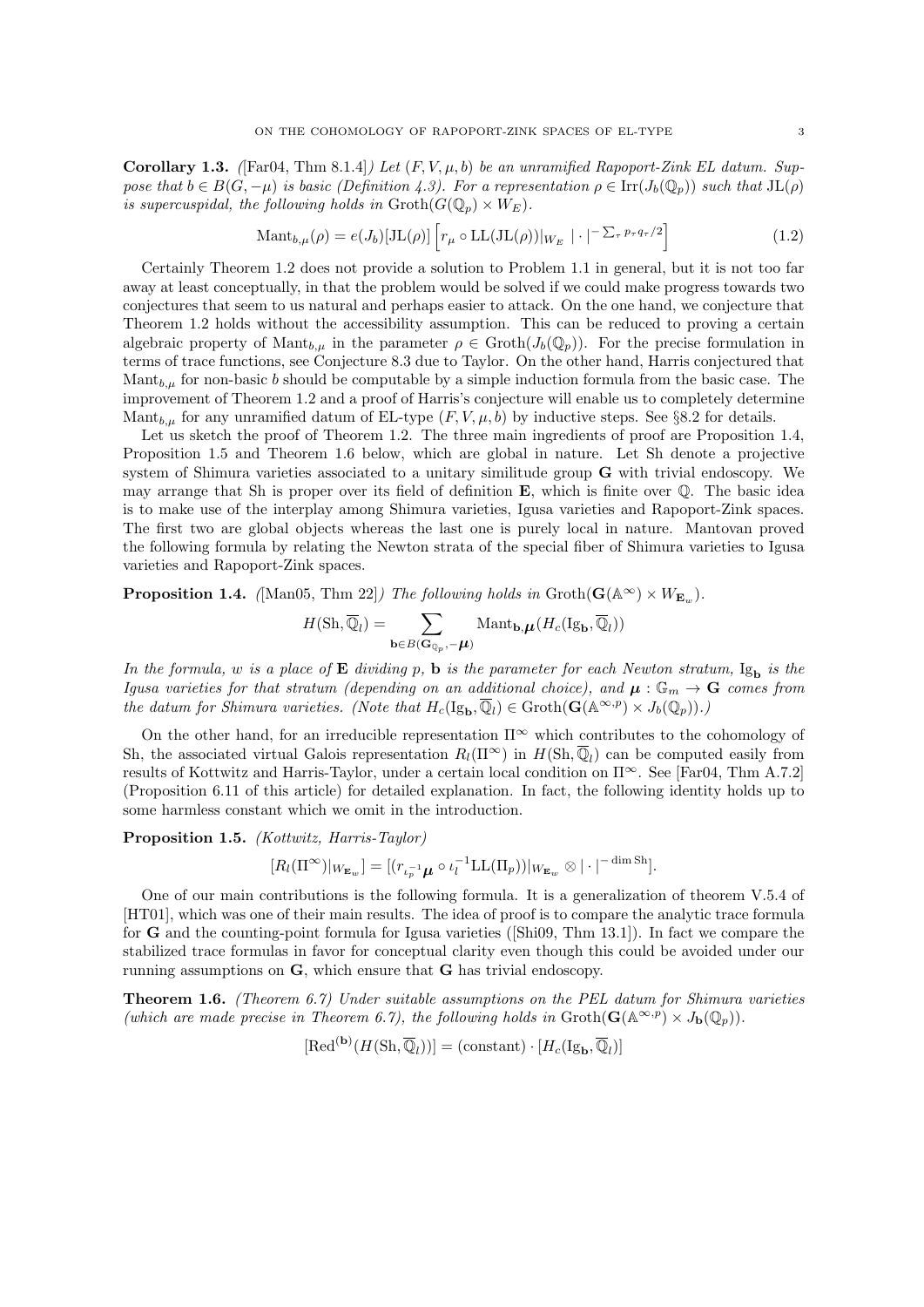**Corollary 1.3.** *([Far04, Thm 8.1.4]) Let $(F, V, \mu, b)$ be an unramified Rapoport-Zink EL datum. Suppose that $b \in B(G, -\mu)$ is basic (Definition 4.3). For a representation $\rho \in \mathrm{Irr}(J_b(\mathbb{Q}_p))$ such that $\mathrm{JL}(\rho)$ is supercuspidal, the following holds in $\mathrm{Groth}(G(\mathbb{Q}_p) \times W_E)$.*

$$\mathrm{Mant}_{b,\mu}(\rho) = e(J_b)[\mathrm{JL}(\rho)] \left[ r_\mu \circ \mathrm{LL}(\mathrm{JL}(\rho))|_{W_E} \; |\cdot|^{-\sum_\tau p_\tau q_\tau / 2} \right] \tag{1.2}$$

Certainly Theorem 1.2 does not provide a solution to Problem 1.1 in general, but it is not too far away at least conceptually, in that the problem would be solved if we could make progress towards two conjectures that seem to us natural and perhaps easier to attack. On the one hand, we conjecture that Theorem 1.2 holds without the accessibility assumption. This can be reduced to proving a certain algebraic property of $\mathrm{Mant}_{b,\mu}$ in the parameter $\rho \in \mathrm{Groth}(J_b(\mathbb{Q}_p))$. For the precise formulation in terms of trace functions, see Conjecture 8.3 due to Taylor. On the other hand, Harris conjectured that $\mathrm{Mant}_{b,\mu}$ for non-basic $b$ should be computable by a simple induction formula from the basic case. The improvement of Theorem 1.2 and a proof of Harris's conjecture will enable us to completely determine $\mathrm{Mant}_{b,\mu}$ for any unramified datum of EL-type $(F, V, \mu, b)$ by inductive steps. See §8.2 for details.

Let us sketch the proof of Theorem 1.2. The three main ingredients of proof are Proposition 1.4, Proposition 1.5 and Theorem 1.6 below, which are global in nature. Let Sh denote a projective system of Shimura varieties associated to a unitary similitude group $\mathbf{G}$ with trivial endoscopy. We may arrange that Sh is proper over its field of definition $\mathbf{E}$, which is finite over $\mathbb{Q}$. The basic idea is to make use of the interplay among Shimura varieties, Igusa varieties and Rapoport-Zink spaces. The first two are global objects whereas the last one is purely local in nature. Mantovan proved the following formula by relating the Newton strata of the special fiber of Shimura varieties to Igusa varieties and Rapoport-Zink spaces.

**Proposition 1.4.** *([Man05, Thm 22]) The following holds in $\mathrm{Groth}(\mathbf{G}(\mathbb{A}^\infty) \times W_{\mathbf{E}_w})$.*

$$H(\mathrm{Sh}, \overline{\mathbb{Q}}_l) = \sum_{\mathbf{b} \in B(\mathbf{G}_{\mathbb{Q}_p}, -\boldsymbol{\mu})} \mathrm{Mant}_{\mathbf{b},\boldsymbol{\mu}}(H_c(\mathrm{Ig}_{\mathbf{b}}, \overline{\mathbb{Q}}_l))$$

*In the formula, $w$ is a place of $\mathbf{E}$ dividing $p$, $\mathbf{b}$ is the parameter for each Newton stratum, $\mathrm{Ig}_{\mathbf{b}}$ is the Igusa varieties for that stratum (depending on an additional choice), and $\boldsymbol{\mu} : \mathbb{G}_m \to \mathbf{G}$ comes from the datum for Shimura varieties. (Note that $H_c(\mathrm{Ig}_{\mathbf{b}}, \overline{\mathbb{Q}}_l) \in \mathrm{Groth}(\mathbf{G}(\mathbb{A}^{\infty,p}) \times J_b(\mathbb{Q}_p))$.)*

On the other hand, for an irreducible representation $\Pi^\infty$ which contributes to the cohomology of Sh, the associated virtual Galois representation $R_l(\Pi^\infty)$ in $H(\mathrm{Sh}, \overline{\mathbb{Q}}_l)$ can be computed easily from results of Kottwitz and Harris-Taylor, under a certain local condition on $\Pi^\infty$. See [Far04, Thm A.7.2] (Proposition 6.11 of this article) for detailed explanation. In fact, the following identity holds up to some harmless constant which we omit in the introduction.

**Proposition 1.5.** *(Kottwitz, Harris-Taylor)*

$$[R_l(\Pi^\infty)|_{W_{\mathbf{E}_w}}] = [(r_{\iota_p^{-1}\boldsymbol{\mu}} \circ \iota_l^{-1}\mathrm{LL}(\Pi_p))|_{W_{\mathbf{E}_w}} \otimes |\cdot|^{-\dim \mathrm{Sh}}].$$

One of our main contributions is the following formula. It is a generalization of theorem V.5.4 of [HT01], which was one of their main results. The idea of proof is to compare the analytic trace formula for $\mathbf{G}$ and the counting-point formula for Igusa varieties ([Shi09, Thm 13.1]). In fact we compare the stabilized trace formulas in favor for conceptual clarity even though this could be avoided under our running assumptions on $\mathbf{G}$, which ensure that $\mathbf{G}$ has trivial endoscopy.

**Theorem 1.6.** *(Theorem 6.7) Under suitable assumptions on the PEL datum for Shimura varieties (which are made precise in Theorem 6.7), the following holds in $\mathrm{Groth}(\mathbf{G}(\mathbb{A}^{\infty,p}) \times J_{\mathbf{b}}(\mathbb{Q}_p))$.*

$$[\mathrm{Red}^{(\mathbf{b})}(H(\mathrm{Sh}, \overline{\mathbb{Q}}_l))] = (\text{constant}) \cdot [H_c(\mathrm{Ig}_{\mathbf{b}}, \overline{\mathbb{Q}}_l)]$$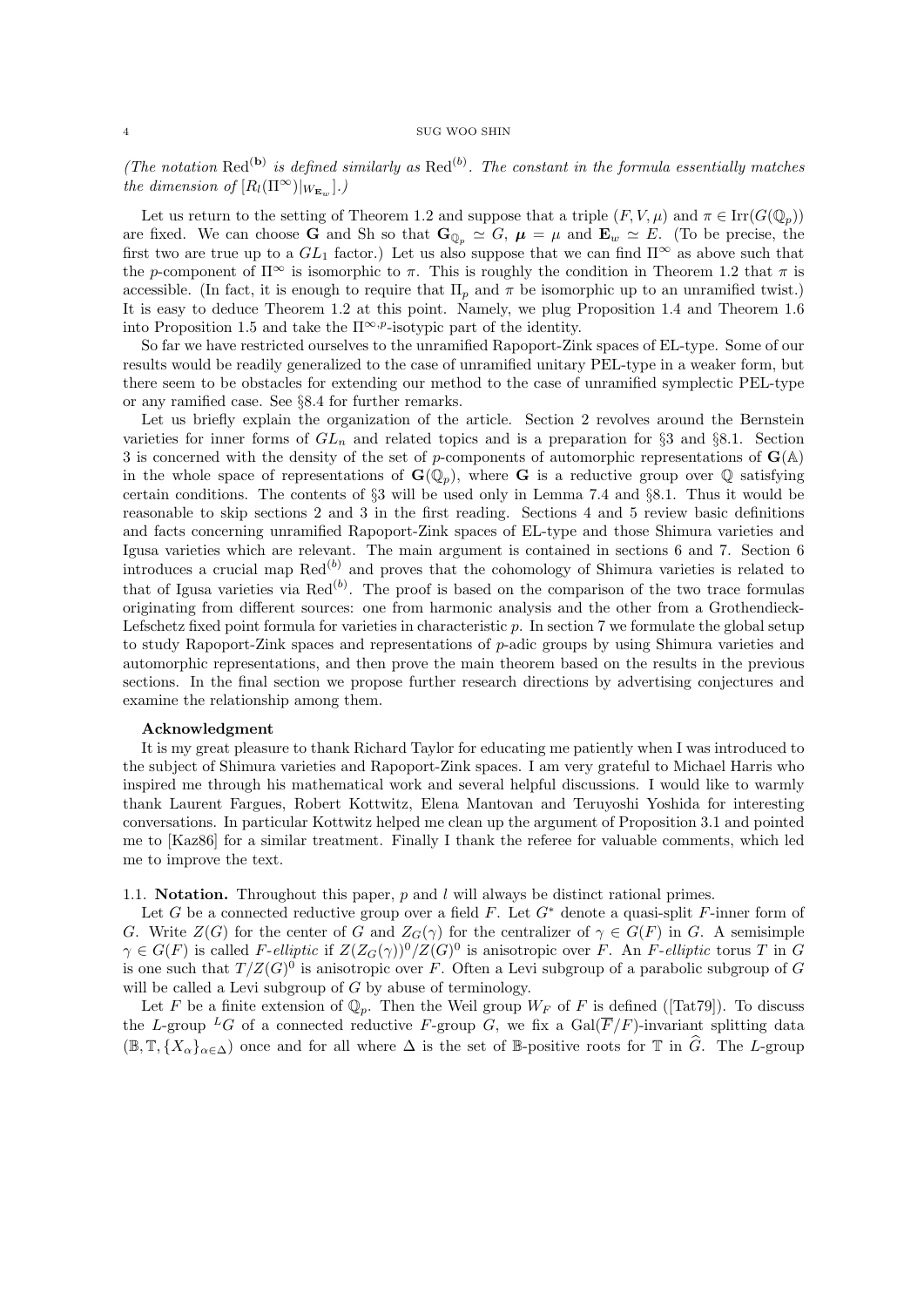*(The notation* $\mathrm{Red}^{(\mathbf{b})}$ *is defined similarly as* $\mathrm{Red}^{(b)}$*. The constant in the formula essentially matches the dimension of* $[R_l(\Pi^\infty)|_{W_{\mathbf{E}_w}}]$*.)*

Let us return to the setting of Theorem 1.2 and suppose that a triple $(F, V, \mu)$ and $\pi \in \mathrm{Irr}(G(\mathbb{Q}_p))$ are fixed. We can choose $\mathbf{G}$ and Sh so that $\mathbf{G}_{\mathbb{Q}_p} \simeq G$, $\boldsymbol{\mu} = \mu$ and $\mathbf{E}_w \simeq E$. (To be precise, the first two are true up to a $GL_1$ factor.) Let us also suppose that we can find $\Pi^\infty$ as above such that the $p$-component of $\Pi^\infty$ is isomorphic to $\pi$. This is roughly the condition in Theorem 1.2 that $\pi$ is accessible. (In fact, it is enough to require that $\Pi_p$ and $\pi$ be isomorphic up to an unramified twist.) It is easy to deduce Theorem 1.2 at this point. Namely, we plug Proposition 1.4 and Theorem 1.6 into Proposition 1.5 and take the $\Pi^{\infty,p}$-isotypic part of the identity.

So far we have restricted ourselves to the unramified Rapoport-Zink spaces of EL-type. Some of our results would be readily generalized to the case of unramified unitary PEL-type in a weaker form, but there seem to be obstacles for extending our method to the case of unramified symplectic PEL-type or any ramified case. See §8.4 for further remarks.

Let us briefly explain the organization of the article. Section 2 revolves around the Bernstein varieties for inner forms of $GL_n$ and related topics and is a preparation for §3 and §8.1. Section 3 is concerned with the density of the set of $p$-components of automorphic representations of $\mathbf{G}(\mathbb{A})$ in the whole space of representations of $\mathbf{G}(\mathbb{Q}_p)$, where $\mathbf{G}$ is a reductive group over $\mathbb{Q}$ satisfying certain conditions. The contents of §3 will be used only in Lemma 7.4 and §8.1. Thus it would be reasonable to skip sections 2 and 3 in the first reading. Sections 4 and 5 review basic definitions and facts concerning unramified Rapoport-Zink spaces of EL-type and those Shimura varieties and Igusa varieties which are relevant. The main argument is contained in sections 6 and 7. Section 6 introduces a crucial map $\mathrm{Red}^{(b)}$ and proves that the cohomology of Shimura varieties is related to that of Igusa varieties via $\mathrm{Red}^{(b)}$. The proof is based on the comparison of the two trace formulas originating from different sources: one from harmonic analysis and the other from a Grothendieck-Lefschetz fixed point formula for varieties in characteristic $p$. In section 7 we formulate the global setup to study Rapoport-Zink spaces and representations of $p$-adic groups by using Shimura varieties and automorphic representations, and then prove the main theorem based on the results in the previous sections. In the final section we propose further research directions by advertising conjectures and examine the relationship among them.

**Acknowledgment**

It is my great pleasure to thank Richard Taylor for educating me patiently when I was introduced to the subject of Shimura varieties and Rapoport-Zink spaces. I am very grateful to Michael Harris who inspired me through his mathematical work and several helpful discussions. I would like to warmly thank Laurent Fargues, Robert Kottwitz, Elena Mantovan and Teruyoshi Yoshida for interesting conversations. In particular Kottwitz helped me clean up the argument of Proposition 3.1 and pointed me to [Kaz86] for a similar treatment. Finally I thank the referee for valuable comments, which led me to improve the text.

## 1.1. Notation.

Throughout this paper, $p$ and $l$ will always be distinct rational primes.

Let $G$ be a connected reductive group over a field $F$. Let $G^*$ denote a quasi-split $F$-inner form of $G$. Write $Z(G)$ for the center of $G$ and $Z_G(\gamma)$ for the centralizer of $\gamma \in G(F)$ in $G$. A semisimple $\gamma \in G(F)$ is called *$F$-elliptic* if $Z(Z_G(\gamma))^0/Z(G)^0$ is anisotropic over $F$. An *$F$-elliptic* torus $T$ in $G$ is one such that $T/Z(G)^0$ is anisotropic over $F$. Often a Levi subgroup of a parabolic subgroup of $G$ will be called a Levi subgroup of $G$ by abuse of terminology.

Let $F$ be a finite extension of $\mathbb{Q}_p$. Then the Weil group $W_F$ of $F$ is defined ([Tat79]). To discuss the $L$-group ${}^LG$ of a connected reductive $F$-group $G$, we fix a $\mathrm{Gal}(\overline{F}/F)$-invariant splitting data $(\mathbb{B}, \mathbb{T}, \{X_\alpha\}_{\alpha\in\Delta})$ once and for all where $\Delta$ is the set of $\mathbb{B}$-positive roots for $\mathbb{T}$ in $\widehat{G}$. The $L$-group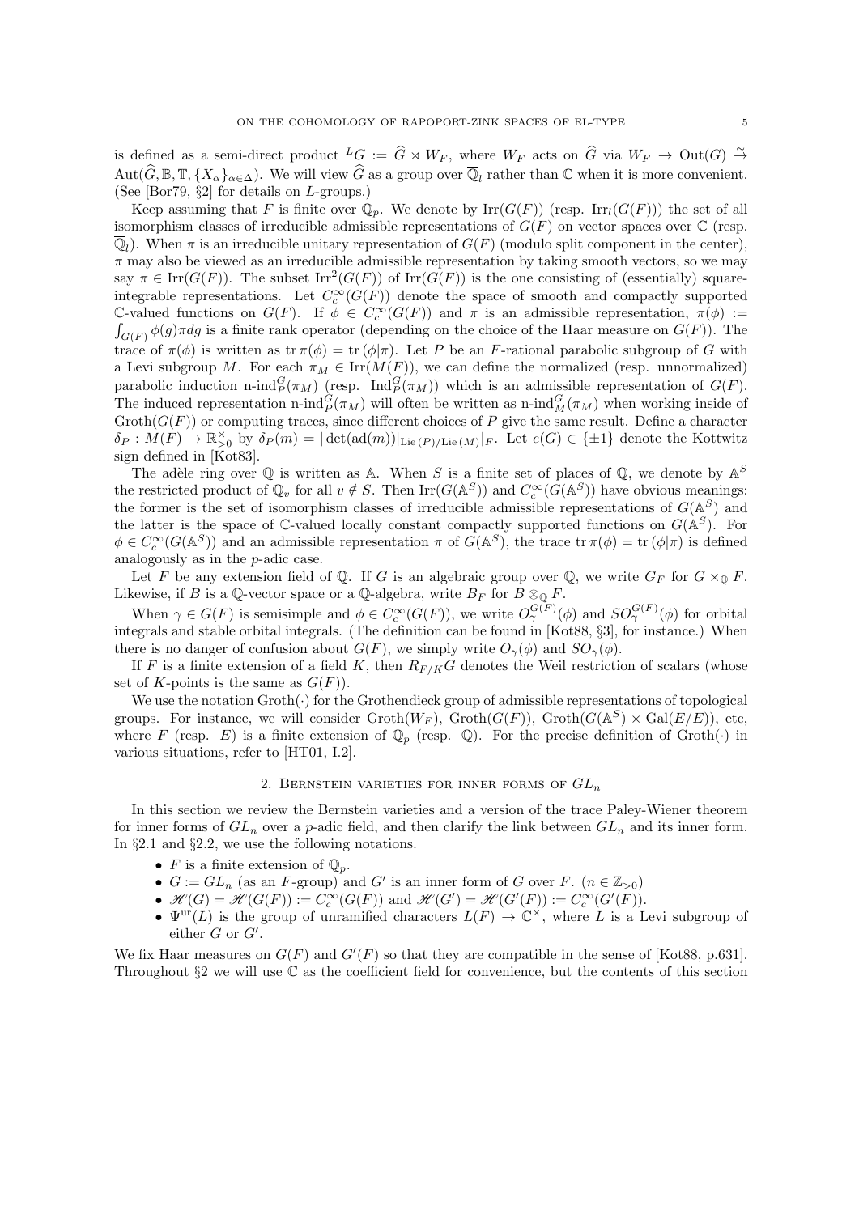is defined as a semi-direct product ${}^L G := \widehat{G} \rtimes W_F$, where $W_F$ acts on $\widehat{G}$ via $W_F \to \mathrm{Out}(G) \stackrel{\sim}{\to} \mathrm{Aut}(\widehat{G}, \mathbb{B}, \mathbb{T}, \{X_\alpha\}_{\alpha\in\Delta})$. We will view $\widehat{G}$ as a group over $\overline{\mathbb{Q}}_l$ rather than $\mathbb{C}$ when it is more convenient. (See [Bor79, §2] for details on $L$-groups.)

Keep assuming that $F$ is finite over $\mathbb{Q}_p$. We denote by $\mathrm{Irr}(G(F))$ (resp. $\mathrm{Irr}_l(G(F))$) the set of all isomorphism classes of irreducible admissible representations of $G(F)$ on vector spaces over $\mathbb{C}$ (resp. $\overline{\mathbb{Q}}_l$). When $\pi$ is an irreducible unitary representation of $G(F)$ (modulo split component in the center), $\pi$ may also be viewed as an irreducible admissible representation by taking smooth vectors, so we may say $\pi \in \mathrm{Irr}(G(F))$. The subset $\mathrm{Irr}^2(G(F))$ of $\mathrm{Irr}(G(F))$ is the one consisting of (essentially) square-integrable representations. Let $C_c^\infty(G(F))$ denote the space of smooth and compactly supported $\mathbb{C}$-valued functions on $G(F)$. If $\phi \in C_c^\infty(G(F))$ and $\pi$ is an admissible representation, $\pi(\phi) := \int_{G(F)} \phi(g)\pi dg$ is a finite rank operator (depending on the choice of the Haar measure on $G(F)$). The trace of $\pi(\phi)$ is written as $\mathrm{tr}\,\pi(\phi) = \mathrm{tr}\,(\phi|\pi)$. Let $P$ be an $F$-rational parabolic subgroup of $G$ with a Levi subgroup $M$. For each $\pi_M \in \mathrm{Irr}(M(F))$, we can define the normalized (resp. unnormalized) parabolic induction $\text{n-ind}_P^G(\pi_M)$ (resp. $\mathrm{Ind}_P^G(\pi_M)$) which is an admissible representation of $G(F)$. The induced representation $\text{n-ind}_P^G(\pi_M)$ will often be written as $\text{n-ind}_M^G(\pi_M)$ when working inside of $\mathrm{Groth}(G(F))$ or computing traces, since different choices of $P$ give the same result. Define a character $\delta_P : M(F) \to \mathbb{R}_{>0}^\times$ by $\delta_P(m) = |\det(\mathrm{ad}(m))|_{\mathrm{Lie}\,(P)/\mathrm{Lie}\,(M)}|_F$. Let $e(G) \in \{\pm 1\}$ denote the Kottwitz sign defined in [Kot83].

The adèle ring over $\mathbb{Q}$ is written as $\mathbb{A}$. When $S$ is a finite set of places of $\mathbb{Q}$, we denote by $\mathbb{A}^S$ the restricted product of $\mathbb{Q}_v$ for all $v \notin S$. Then $\mathrm{Irr}(G(\mathbb{A}^S))$ and $C_c^\infty(G(\mathbb{A}^S))$ have obvious meanings: the former is the set of isomorphism classes of irreducible admissible representations of $G(\mathbb{A}^S)$ and the latter is the space of $\mathbb{C}$-valued locally constant compactly supported functions on $G(\mathbb{A}^S)$. For $\phi \in C_c^\infty(G(\mathbb{A}^S))$ and an admissible representation $\pi$ of $G(\mathbb{A}^S)$, the trace $\mathrm{tr}\,\pi(\phi) = \mathrm{tr}\,(\phi|\pi)$ is defined analogously as in the $p$-adic case.

Let $F$ be any extension field of $\mathbb{Q}$. If $G$ is an algebraic group over $\mathbb{Q}$, we write $G_F$ for $G \times_{\mathbb{Q}} F$. Likewise, if $B$ is a $\mathbb{Q}$-vector space or a $\mathbb{Q}$-algebra, write $B_F$ for $B \otimes_{\mathbb{Q}} F$.

When $\gamma \in G(F)$ is semisimple and $\phi \in C_c^\infty(G(F))$, we write $O_\gamma^{G(F)}(\phi)$ and $SO_\gamma^{G(F)}(\phi)$ for orbital integrals and stable orbital integrals. (The definition can be found in [Kot88, §3], for instance.) When there is no danger of confusion about $G(F)$, we simply write $O_\gamma(\phi)$ and $SO_\gamma(\phi)$.

If $F$ is a finite extension of a field $K$, then $R_{F/K}G$ denotes the Weil restriction of scalars (whose set of $K$-points is the same as $G(F)$).

We use the notation $\mathrm{Groth}(\cdot)$ for the Grothendieck group of admissible representations of topological groups. For instance, we will consider $\mathrm{Groth}(W_F)$, $\mathrm{Groth}(G(F))$, $\mathrm{Groth}(G(\mathbb{A}^S) \times \mathrm{Gal}(\overline{E}/E))$, etc, where $F$ (resp. $E$) is a finite extension of $\mathbb{Q}_p$ (resp. $\mathbb{Q}$). For the precise definition of $\mathrm{Groth}(\cdot)$ in various situations, refer to [HT01, I.2].

## 2. Bernstein varieties for inner forms of $GL_n$

In this section we review the Bernstein varieties and a version of the trace Paley-Wiener theorem for inner forms of $GL_n$ over a $p$-adic field, and then clarify the link between $GL_n$ and its inner form. In §2.1 and §2.2, we use the following notations.

- $F$ is a finite extension of $\mathbb{Q}_p$.
- $G := GL_n$ (as an $F$-group) and $G'$ is an inner form of $G$ over $F$. ($n \in \mathbb{Z}_{>0}$)
- $\mathscr{H}(G) = \mathscr{H}(G(F)) := C_c^\infty(G(F))$ and $\mathscr{H}(G') = \mathscr{H}(G'(F)) := C_c^\infty(G'(F))$.
- $\Psi^{\mathrm{ur}}(L)$ is the group of unramified characters $L(F) \to \mathbb{C}^\times$, where $L$ is a Levi subgroup of either $G$ or $G'$.

We fix Haar measures on $G(F)$ and $G'(F)$ so that they are compatible in the sense of [Kot88, p.631]. Throughout §2 we will use $\mathbb{C}$ as the coefficient field for convenience, but the contents of this section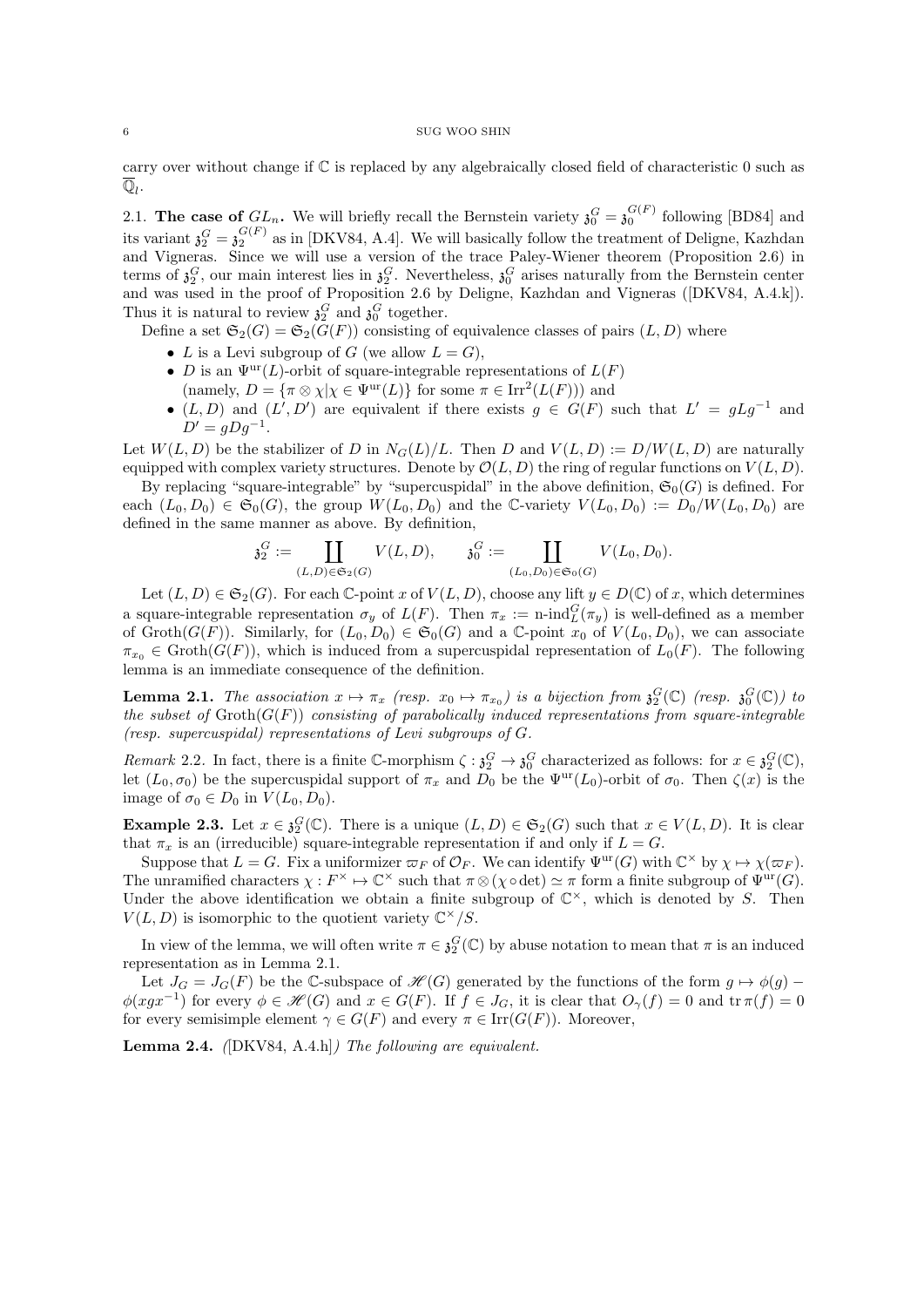carry over without change if $\mathbb{C}$ is replaced by any algebraically closed field of characteristic 0 such as $\overline{\mathbb{Q}}_l$.

**2.1. The case of $GL_n$.** We will briefly recall the Bernstein variety $\mathfrak{z}_0^G = \mathfrak{z}_0^{G(F)}$ following [BD84] and its variant $\mathfrak{z}_2^G = \mathfrak{z}_2^{G(F)}$ as in [DKV84, A.4]. We will basically follow the treatment of Deligne, Kazhdan and Vigneras. Since we will use a version of the trace Paley-Wiener theorem (Proposition 2.6) in terms of $\mathfrak{z}_2^G$, our main interest lies in $\mathfrak{z}_2^G$. Nevertheless, $\mathfrak{z}_0^G$ arises naturally from the Bernstein center and was used in the proof of Proposition 2.6 by Deligne, Kazhdan and Vigneras ([DKV84, A.4.k]). Thus it is natural to review $\mathfrak{z}_2^G$ and $\mathfrak{z}_0^G$ together.

Define a set $\mathfrak{S}_2(G) = \mathfrak{S}_2(G(F))$ consisting of equivalence classes of pairs $(L, D)$ where

- $L$ is a Levi subgroup of $G$ (we allow $L = G$),
- $D$ is an $\Psi^{\mathrm{ur}}(L)$-orbit of square-integrable representations of $L(F)$ (namely, $D = \{\pi \otimes \chi | \chi \in \Psi^{\mathrm{ur}}(L)\}$ for some $\pi \in \mathrm{Irr}^2(L(F))$) and
- $(L, D)$ and $(L', D')$ are equivalent if there exists $g \in G(F)$ such that $L' = gLg^{-1}$ and $D' = gDg^{-1}$.

Let $W(L, D)$ be the stabilizer of $D$ in $N_G(L)/L$. Then $D$ and $V(L, D) := D/W(L, D)$ are naturally equipped with complex variety structures. Denote by $\mathcal{O}(L, D)$ the ring of regular functions on $V(L, D)$.

By replacing "square-integrable" by "supercuspidal" in the above definition, $\mathfrak{S}_0(G)$ is defined. For each $(L_0, D_0) \in \mathfrak{S}_0(G)$, the group $W(L_0, D_0)$ and the $\mathbb{C}$-variety $V(L_0, D_0) := D_0/W(L_0, D_0)$ are defined in the same manner as above. By definition,

$$\mathfrak{z}_2^G := \coprod_{(L,D)\in\mathfrak{S}_2(G)} V(L, D), \qquad \mathfrak{z}_0^G := \coprod_{(L_0,D_0)\in\mathfrak{S}_0(G)} V(L_0, D_0).$$

Let $(L, D) \in \mathfrak{S}_2(G)$. For each $\mathbb{C}$-point $x$ of $V(L, D)$, choose any lift $y \in D(\mathbb{C})$ of $x$, which determines a square-integrable representation $\sigma_y$ of $L(F)$. Then $\pi_x := \text{n-ind}_L^G(\pi_y)$ is well-defined as a member of $\mathrm{Groth}(G(F))$. Similarly, for $(L_0, D_0) \in \mathfrak{S}_0(G)$ and a $\mathbb{C}$-point $x_0$ of $V(L_0, D_0)$, we can associate $\pi_{x_0} \in \mathrm{Groth}(G(F))$, which is induced from a supercuspidal representation of $L_0(F)$. The following lemma is an immediate consequence of the definition.

**Lemma 2.1.** *The association $x \mapsto \pi_x$ (resp. $x_0 \mapsto \pi_{x_0}$) is a bijection from $\mathfrak{z}_2^G(\mathbb{C})$ (resp. $\mathfrak{z}_0^G(\mathbb{C})$) to the subset of $\mathrm{Groth}(G(F))$ consisting of parabolically induced representations from square-integrable (resp. supercuspidal) representations of Levi subgroups of $G$.*

*Remark* 2.2. In fact, there is a finite $\mathbb{C}$-morphism $\zeta : \mathfrak{z}_2^G \to \mathfrak{z}_0^G$ characterized as follows: for $x \in \mathfrak{z}_2^G(\mathbb{C})$, let $(L_0, \sigma_0)$ be the supercuspidal support of $\pi_x$ and $D_0$ be the $\Psi^{\mathrm{ur}}(L_0)$-orbit of $\sigma_0$. Then $\zeta(x)$ is the image of $\sigma_0 \in D_0$ in $V(L_0, D_0)$.

**Example 2.3.** Let $x \in \mathfrak{z}_2^G(\mathbb{C})$. There is a unique $(L, D) \in \mathfrak{S}_2(G)$ such that $x \in V(L, D)$. It is clear that $\pi_x$ is an (irreducible) square-integrable representation if and only if $L = G$.

Suppose that $L = G$. Fix a uniformizer $\varpi_F$ of $\mathcal{O}_F$. We can identify $\Psi^{\mathrm{ur}}(G)$ with $\mathbb{C}^\times$ by $\chi \mapsto \chi(\varpi_F)$. The unramified characters $\chi : F^\times \mapsto \mathbb{C}^\times$ such that $\pi \otimes (\chi \circ \det) \simeq \pi$ form a finite subgroup of $\Psi^{\mathrm{ur}}(G)$. Under the above identification we obtain a finite subgroup of $\mathbb{C}^\times$, which is denoted by $S$. Then $V(L, D)$ is isomorphic to the quotient variety $\mathbb{C}^\times/S$.

In view of the lemma, we will often write $\pi \in \mathfrak{z}_2^G(\mathbb{C})$ by abuse notation to mean that $\pi$ is an induced representation as in Lemma 2.1.

Let $J_G = J_G(F)$ be the $\mathbb{C}$-subspace of $\mathscr{H}(G)$ generated by the functions of the form $g \mapsto \phi(g) - \phi(xgx^{-1})$ for every $\phi \in \mathscr{H}(G)$ and $x \in G(F)$. If $f \in J_G$, it is clear that $O_\gamma(f) = 0$ and $\mathrm{tr}\,\pi(f) = 0$ for every semisimple element $\gamma \in G(F)$ and every $\pi \in \mathrm{Irr}(G(F))$. Moreover,

**Lemma 2.4.** *([DKV84, A.4.h]) The following are equivalent.*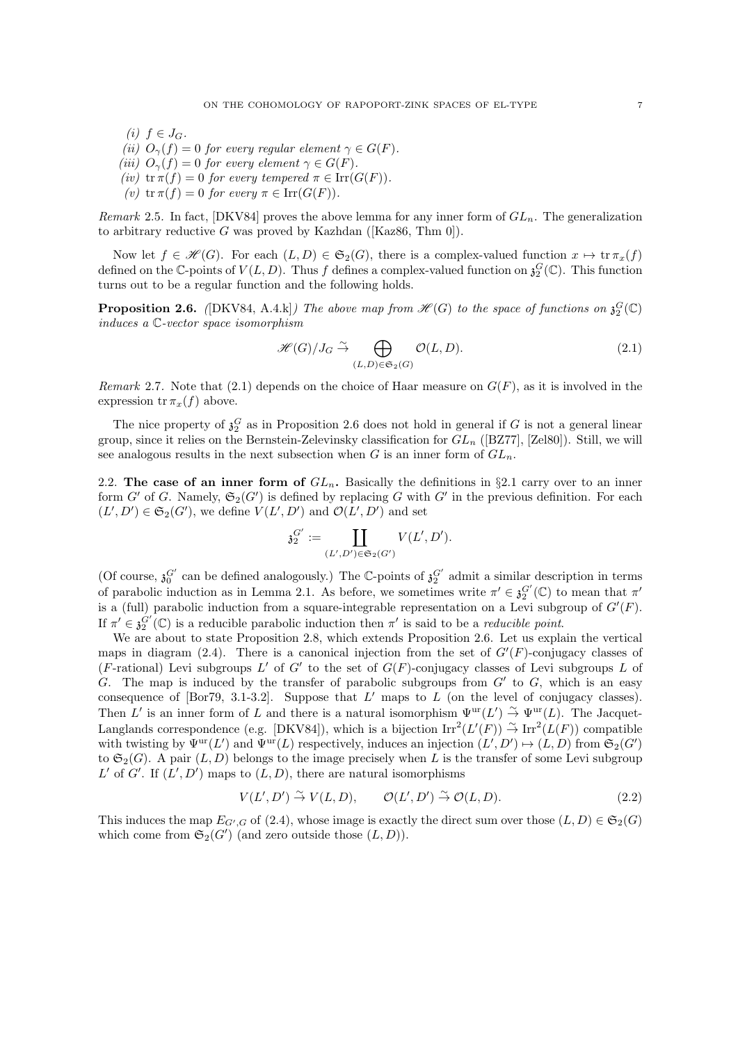*(i)* $f \in J_G$.

*(ii)* $O_\gamma(f) = 0$ *for every regular element* $\gamma \in G(F)$.

*(iii)* $O_\gamma(f) = 0$ *for every element* $\gamma \in G(F)$.

*(iv)* $\operatorname{tr} \pi(f) = 0$ *for every tempered* $\pi \in \operatorname{Irr}(G(F))$.

*(v)* $\operatorname{tr} \pi(f) = 0$ *for every* $\pi \in \operatorname{Irr}(G(F))$.

*Remark* 2.5. In fact, [DKV84] proves the above lemma for any inner form of $GL_n$. The generalization to arbitrary reductive $G$ was proved by Kazhdan ([Kaz86, Thm 0]).

Now let $f \in \mathscr{H}(G)$. For each $(L, D) \in \mathfrak{S}_2(G)$, there is a complex-valued function $x \mapsto \operatorname{tr} \pi_x(f)$ defined on the $\mathbb{C}$-points of $V(L, D)$. Thus $f$ defines a complex-valued function on $\mathfrak{z}_2^G(\mathbb{C})$. This function turns out to be a regular function and the following holds.

**Proposition 2.6.** *([DKV84, A.4.k]) The above map from $\mathscr{H}(G)$ to the space of functions on $\mathfrak{z}_2^G(\mathbb{C})$ induces a $\mathbb{C}$-vector space isomorphism*

$$\mathscr{H}(G)/J_G \stackrel{\sim}{\to} \bigoplus_{(L,D) \in \mathfrak{S}_2(G)} \mathcal{O}(L, D). \tag{2.1}$$

*Remark* 2.7. Note that (2.1) depends on the choice of Haar measure on $G(F)$, as it is involved in the expression $\operatorname{tr} \pi_x(f)$ above.

The nice property of $\mathfrak{z}_2^G$ as in Proposition 2.6 does not hold in general if $G$ is not a general linear group, since it relies on the Bernstein-Zelevinsky classification for $GL_n$ ([BZ77], [Zel80]). Still, we will see analogous results in the next subsection when $G$ is an inner form of $GL_n$.

2.2. **The case of an inner form of** $GL_n$**.** Basically the definitions in §2.1 carry over to an inner form $G'$ of $G$. Namely, $\mathfrak{S}_2(G')$ is defined by replacing $G$ with $G'$ in the previous definition. For each $(L', D') \in \mathfrak{S}_2(G')$, we define $V(L', D')$ and $\mathcal{O}(L', D')$ and set

$$\mathfrak{z}_2^{G'} := \coprod_{(L',D') \in \mathfrak{S}_2(G')} V(L', D').$$

(Of course, $\mathfrak{z}_0^{G'}$ can be defined analogously.) The $\mathbb{C}$-points of $\mathfrak{z}_2^{G'}$ admit a similar description in terms of parabolic induction as in Lemma 2.1. As before, we sometimes write $\pi' \in \mathfrak{z}_2^{G'}(\mathbb{C})$ to mean that $\pi'$ is a (full) parabolic induction from a square-integrable representation on a Levi subgroup of $G'(F)$. If $\pi' \in \mathfrak{z}_2^{G'}(\mathbb{C})$ is a reducible parabolic induction then $\pi'$ is said to be a *reducible point*.

We are about to state Proposition 2.8, which extends Proposition 2.6. Let us explain the vertical maps in diagram (2.4). There is a canonical injection from the set of $G'(F)$-conjugacy classes of ($F$-rational) Levi subgroups $L'$ of $G'$ to the set of $G(F)$-conjugacy classes of Levi subgroups $L$ of $G$. The map is induced by the transfer of parabolic subgroups from $G'$ to $G$, which is an easy consequence of [Bor79, 3.1-3.2]. Suppose that $L'$ maps to $L$ (on the level of conjugacy classes). Then $L'$ is an inner form of $L$ and there is a natural isomorphism $\Psi^{\mathrm{ur}}(L') \stackrel{\sim}{\to} \Psi^{\mathrm{ur}}(L)$. The Jacquet-Langlands correspondence (e.g. [DKV84]), which is a bijection $\operatorname{Irr}^2(L'(F)) \stackrel{\sim}{\to} \operatorname{Irr}^2(L(F))$ compatible with twisting by $\Psi^{\mathrm{ur}}(L')$ and $\Psi^{\mathrm{ur}}(L)$ respectively, induces an injection $(L', D') \mapsto (L, D)$ from $\mathfrak{S}_2(G')$ to $\mathfrak{S}_2(G)$. A pair $(L, D)$ belongs to the image precisely when $L$ is the transfer of some Levi subgroup $L'$ of $G'$. If $(L', D')$ maps to $(L, D)$, there are natural isomorphisms

$$V(L', D') \stackrel{\sim}{\to} V(L, D), \qquad \mathcal{O}(L', D') \stackrel{\sim}{\to} \mathcal{O}(L, D). \tag{2.2}$$

This induces the map $E_{G',G}$ of (2.4), whose image is exactly the direct sum over those $(L, D) \in \mathfrak{S}_2(G)$ which come from $\mathfrak{S}_2(G')$ (and zero outside those $(L, D)$).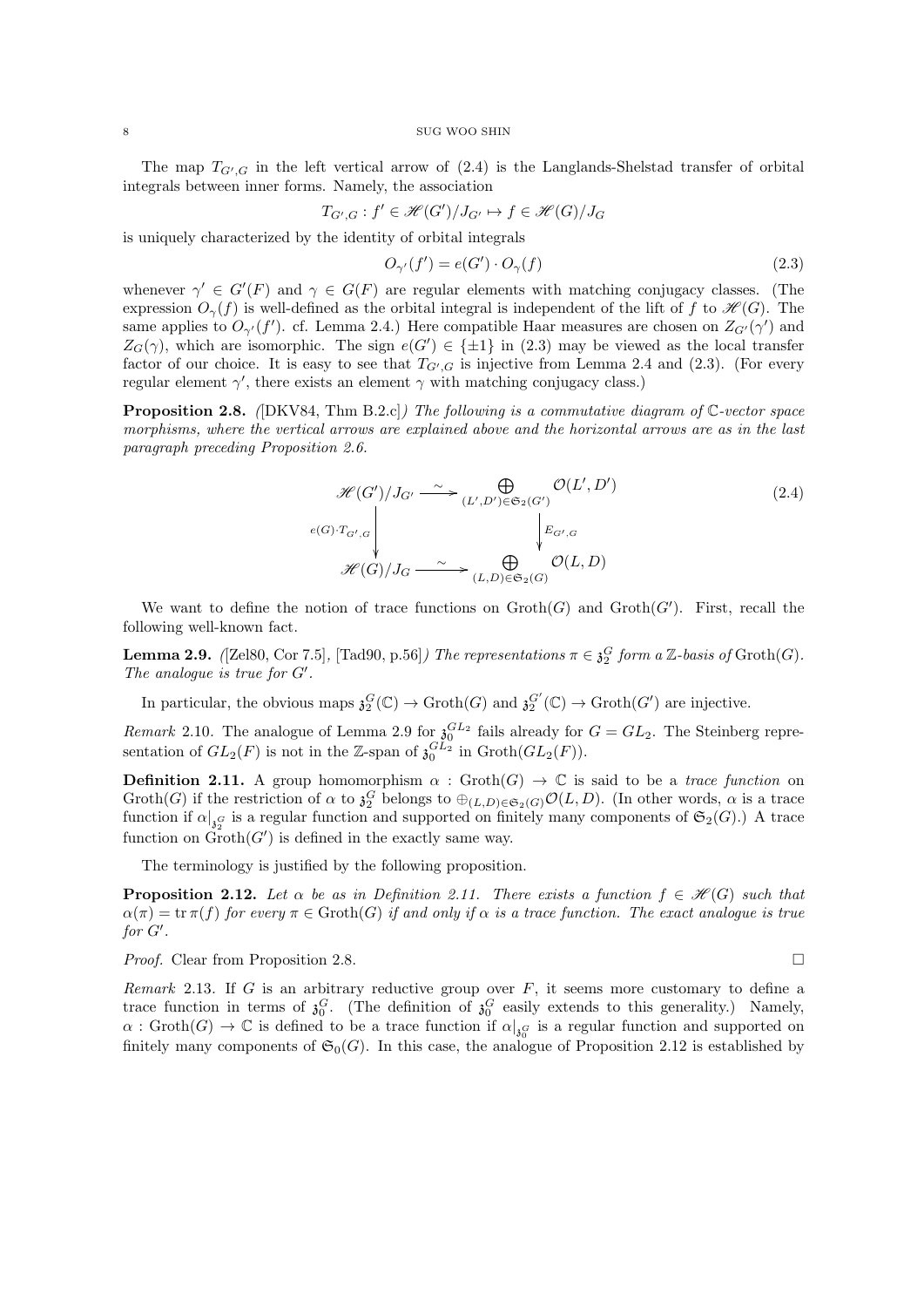The map $T_{G',G}$ in the left vertical arrow of (2.4) is the Langlands-Shelstad transfer of orbital integrals between inner forms. Namely, the association

$$T_{G',G} : f' \in \mathscr{H}(G')/J_{G'} \mapsto f \in \mathscr{H}(G)/J_G$$

is uniquely characterized by the identity of orbital integrals

$$O_{\gamma'}(f') = e(G') \cdot O_{\gamma}(f) \tag{2.3}$$

whenever $\gamma' \in G'(F)$ and $\gamma \in G(F)$ are regular elements with matching conjugacy classes. (The expression $O_\gamma(f)$ is well-defined as the orbital integral is independent of the lift of $f$ to $\mathscr{H}(G)$. The same applies to $O_{\gamma'}(f')$. cf. Lemma 2.4.) Here compatible Haar measures are chosen on $Z_{G'}(\gamma')$ and $Z_G(\gamma)$, which are isomorphic. The sign $e(G') \in \{\pm 1\}$ in (2.3) may be viewed as the local transfer factor of our choice. It is easy to see that $T_{G',G}$ is injective from Lemma 2.4 and (2.3). (For every regular element $\gamma'$, there exists an element $\gamma$ with matching conjugacy class.)

**Proposition 2.8.** *([DKV84, Thm B.2.c]) The following is a commutative diagram of $\mathbb{C}$-vector space morphisms, where the vertical arrows are explained above and the horizontal arrows are as in the last paragraph preceding Proposition 2.6.*

$$\begin{array}{ccc} \mathscr{H}(G')/J_{G'} & \xrightarrow{\sim} & \bigoplus_{(L',D') \in \mathfrak{S}_2(G')} \mathcal{O}(L',D') \\ \Big\downarrow {\scriptstyle e(G)\cdot T_{G',G}} & & \Big\downarrow {\scriptstyle E_{G',G}} \\ \mathscr{H}(G)/J_G & \xrightarrow{\sim} & \bigoplus_{(L,D) \in \mathfrak{S}_2(G)} \mathcal{O}(L,D) \end{array} \tag{2.4}$$

We want to define the notion of trace functions on $\mathrm{Groth}(G)$ and $\mathrm{Groth}(G')$. First, recall the following well-known fact.

**Lemma 2.9.** *([Zel80, Cor 7.5], [Tad90, p.56]) The representations $\pi \in \mathfrak{z}_2^G$ form a $\mathbb{Z}$-basis of $\mathrm{Groth}(G)$. The analogue is true for $G'$.*

In particular, the obvious maps $\mathfrak{z}_2^G(\mathbb{C}) \to \mathrm{Groth}(G)$ and $\mathfrak{z}_2^{G'}(\mathbb{C}) \to \mathrm{Groth}(G')$ are injective.

*Remark* 2.10. The analogue of Lemma 2.9 for $\mathfrak{z}_0^{GL_2}$ fails already for $G = GL_2$. The Steinberg representation of $GL_2(F)$ is not in the $\mathbb{Z}$-span of $\mathfrak{z}_0^{GL_2}$ in $\mathrm{Groth}(GL_2(F))$.

**Definition 2.11.** A group homomorphism $\alpha : \mathrm{Groth}(G) \to \mathbb{C}$ is said to be a *trace function* on $\mathrm{Groth}(G)$ if the restriction of $\alpha$ to $\mathfrak{z}_2^G$ belongs to $\oplus_{(L,D)\in\mathfrak{S}_2(G)}\mathcal{O}(L,D)$. (In other words, $\alpha$ is a trace function if $\alpha|_{\mathfrak{z}_2^G}$ is a regular function and supported on finitely many components of $\mathfrak{S}_2(G)$.) A trace function on $\mathrm{Groth}(G')$ is defined in the exactly same way.

The terminology is justified by the following proposition.

**Proposition 2.12.** *Let $\alpha$ be as in Definition 2.11. There exists a function $f \in \mathscr{H}(G)$ such that $\alpha(\pi) = \mathrm{tr}\, \pi(f)$ for every $\pi \in \mathrm{Groth}(G)$ if and only if $\alpha$ is a trace function. The exact analogue is true for $G'$.*

*Proof.* Clear from Proposition 2.8. □

*Remark* 2.13. If $G$ is an arbitrary reductive group over $F$, it seems more customary to define a trace function in terms of $\mathfrak{z}_0^G$. (The definition of $\mathfrak{z}_0^G$ easily extends to this generality.) Namely, $\alpha : \mathrm{Groth}(G) \to \mathbb{C}$ is defined to be a trace function if $\alpha|_{\mathfrak{z}_0^G}$ is a regular function and supported on finitely many components of $\mathfrak{S}_0(G)$. In this case, the analogue of Proposition 2.12 is established by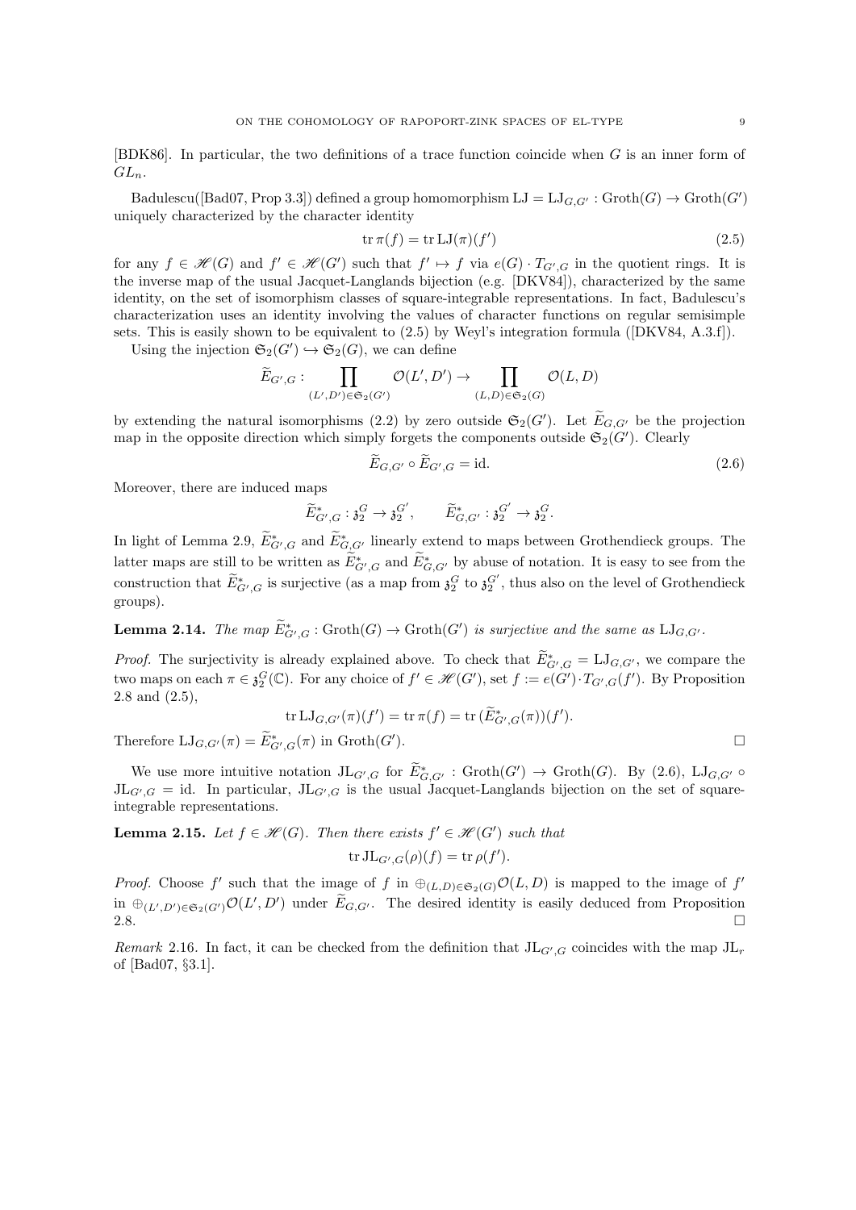[BDK86]. In particular, the two definitions of a trace function coincide when $G$ is an inner form of $GL_n$.

Badulescu([Bad07, Prop 3.3]) defined a group homomorphism $\mathrm{LJ} = \mathrm{LJ}_{G,G'} : \mathrm{Groth}(G) \to \mathrm{Groth}(G')$ uniquely characterized by the character identity

$$\operatorname{tr} \pi(f) = \operatorname{tr} \mathrm{LJ}(\pi)(f') \tag{2.5}$$

for any $f \in \mathscr{H}(G)$ and $f' \in \mathscr{H}(G')$ such that $f' \mapsto f$ via $e(G) \cdot T_{G',G}$ in the quotient rings. It is the inverse map of the usual Jacquet-Langlands bijection (e.g. [DKV84]), characterized by the same identity, on the set of isomorphism classes of square-integrable representations. In fact, Badulescu's characterization uses an identity involving the values of character functions on regular semisimple sets. This is easily shown to be equivalent to (2.5) by Weyl's integration formula ([DKV84, A.3.f]).

Using the injection $\mathfrak{S}_2(G') \hookrightarrow \mathfrak{S}_2(G)$, we can define

$$\widetilde{E}_{G',G} : \prod_{(L',D') \in \mathfrak{S}_2(G')} \mathcal{O}(L',D') \to \prod_{(L,D) \in \mathfrak{S}_2(G)} \mathcal{O}(L,D)$$

by extending the natural isomorphisms (2.2) by zero outside $\mathfrak{S}_2(G')$. Let $\widetilde{E}_{G,G'}$ be the projection map in the opposite direction which simply forgets the components outside $\mathfrak{S}_2(G')$. Clearly

$$\widetilde{E}_{G,G'} \circ \widetilde{E}_{G',G} = \mathrm{id}. \tag{2.6}$$

Moreover, there are induced maps

$$\widetilde{E}^*_{G',G} : \mathfrak{z}_2^G \to \mathfrak{z}_2^{G'}, \qquad \widetilde{E}^*_{G,G'} : \mathfrak{z}_2^{G'} \to \mathfrak{z}_2^G.$$

In light of Lemma 2.9, $\widetilde{E}^*_{G',G}$ and $\widetilde{E}^*_{G,G'}$ linearly extend to maps between Grothendieck groups. The latter maps are still to be written as $\widetilde{E}^*_{G',G}$ and $\widetilde{E}^*_{G,G'}$ by abuse of notation. It is easy to see from the construction that $\widetilde{E}^*_{G',G}$ is surjective (as a map from $\mathfrak{z}_2^G$ to $\mathfrak{z}_2^{G'}$, thus also on the level of Grothendieck groups).

**Lemma 2.14.** *The map $\widetilde{E}^*_{G',G} : \mathrm{Groth}(G) \to \mathrm{Groth}(G')$ is surjective and the same as $\mathrm{LJ}_{G,G'}$.*

*Proof.* The surjectivity is already explained above. To check that $\widetilde{E}^*_{G',G} = \mathrm{LJ}_{G,G'}$, we compare the two maps on each $\pi \in \mathfrak{z}_2^G(\mathbb{C})$. For any choice of $f' \in \mathscr{H}(G')$, set $f := e(G') \cdot T_{G',G}(f')$. By Proposition 2.8 and (2.5),

$$\operatorname{tr} \mathrm{LJ}_{G,G'}(\pi)(f') = \operatorname{tr} \pi(f) = \operatorname{tr} (\widetilde{E}^*_{G',G}(\pi))(f').$$

Therefore $\mathrm{LJ}_{G,G'}(\pi) = \widetilde{E}^*_{G',G}(\pi)$ in $\mathrm{Groth}(G')$. $\square$

We use more intuitive notation $\mathrm{JL}_{G',G}$ for $\widetilde{E}^*_{G,G'} : \mathrm{Groth}(G') \to \mathrm{Groth}(G)$. By (2.6), $\mathrm{LJ}_{G,G'} \circ \mathrm{JL}_{G',G} = \mathrm{id}$. In particular, $\mathrm{JL}_{G',G}$ is the usual Jacquet-Langlands bijection on the set of square-integrable representations.

**Lemma 2.15.** *Let $f \in \mathscr{H}(G)$. Then there exists $f' \in \mathscr{H}(G')$ such that*

$$\operatorname{tr} \mathrm{JL}_{G',G}(\rho)(f) = \operatorname{tr} \rho(f').$$

*Proof.* Choose $f'$ such that the image of $f$ in $\oplus_{(L,D) \in \mathfrak{S}_2(G)} \mathcal{O}(L,D)$ is mapped to the image of $f'$ in $\oplus_{(L',D') \in \mathfrak{S}_2(G')} \mathcal{O}(L',D')$ under $\widetilde{E}_{G,G'}$. The desired identity is easily deduced from Proposition 2.8. $\square$

*Remark* 2.16. In fact, it can be checked from the definition that $\mathrm{JL}_{G',G}$ coincides with the map $\mathrm{JL}_r$ of [Bad07, §3.1].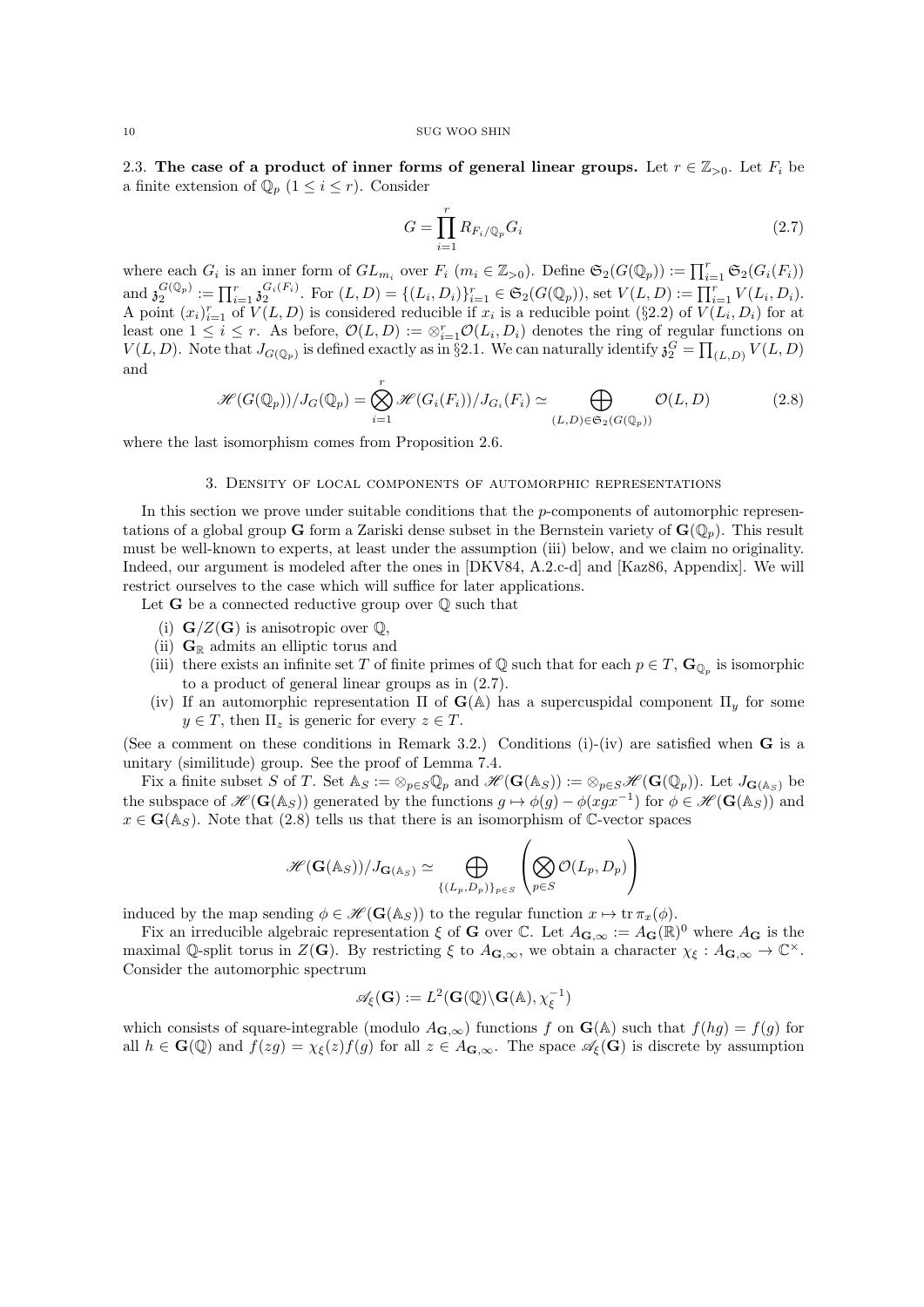2.3. **The case of a product of inner forms of general linear groups.** Let $r \in \mathbb{Z}_{>0}$. Let $F_i$ be a finite extension of $\mathbb{Q}_p$ ($1 \le i \le r$). Consider

$$G = \prod_{i=1}^{r} R_{F_i/\mathbb{Q}_p} G_i \tag{2.7}$$

where each $G_i$ is an inner form of $GL_{m_i}$ over $F_i$ ($m_i \in \mathbb{Z}_{>0}$). Define $\mathfrak{S}_2(G(\mathbb{Q}_p)) := \prod_{i=1}^r \mathfrak{S}_2(G_i(F_i))$ and $\mathfrak{z}_2^{G(\mathbb{Q}_p)} := \prod_{i=1}^r \mathfrak{z}_2^{G_i(F_i)}$. For $(L, D) = \{(L_i, D_i)\}_{i=1}^r \in \mathfrak{S}_2(G(\mathbb{Q}_p))$, set $V(L, D) := \prod_{i=1}^r V(L_i, D_i)$. A point $(x_i)_{i=1}^r$ of $V(L, D)$ is considered reducible if $x_i$ is a reducible point (§2.2) of $V(L_i, D_i)$ for at least one $1 \le i \le r$. As before, $\mathcal{O}(L, D) := \otimes_{i=1}^r \mathcal{O}(L_i, D_i)$ denotes the ring of regular functions on $V(L, D)$. Note that $J_{G(\mathbb{Q}_p)}$ is defined exactly as in §2.1. We can naturally identify $\mathfrak{z}_2^G = \prod_{(L,D)} V(L, D)$ and

$$\mathscr{H}(G(\mathbb{Q}_p))/J_G(\mathbb{Q}_p) = \bigotimes_{i=1}^{r} \mathscr{H}(G_i(F_i))/J_{G_i}(F_i) \simeq \bigoplus_{(L,D)\in \mathfrak{S}_2(G(\mathbb{Q}_p))} \mathcal{O}(L, D) \tag{2.8}$$

where the last isomorphism comes from Proposition 2.6.

## 3. Density of local components of automorphic representations

In this section we prove under suitable conditions that the $p$-components of automorphic representations of a global group $\mathbf{G}$ form a Zariski dense subset in the Bernstein variety of $\mathbf{G}(\mathbb{Q}_p)$. This result must be well-known to experts, at least under the assumption (iii) below, and we claim no originality. Indeed, our argument is modeled after the ones in [DKV84, A.2.c-d] and [Kaz86, Appendix]. We will restrict ourselves to the case which will suffice for later applications.

Let $\mathbf{G}$ be a connected reductive group over $\mathbb{Q}$ such that

- (i) $\mathbf{G}/Z(\mathbf{G})$ is anisotropic over $\mathbb{Q}$,
- (ii) $\mathbf{G}_\mathbb{R}$ admits an elliptic torus and
- (iii) there exists an infinite set $T$ of finite primes of $\mathbb{Q}$ such that for each $p \in T$, $\mathbf{G}_{\mathbb{Q}_p}$ is isomorphic to a product of general linear groups as in (2.7).
- (iv) If an automorphic representation $\Pi$ of $\mathbf{G}(\mathbb{A})$ has a supercuspidal component $\Pi_y$ for some $y \in T$, then $\Pi_z$ is generic for every $z \in T$.

(See a comment on these conditions in Remark 3.2.) Conditions (i)-(iv) are satisfied when $\mathbf{G}$ is a unitary (similitude) group. See the proof of Lemma 7.4.

Fix a finite subset $S$ of $T$. Set $\mathbb{A}_S := \otimes_{p\in S} \mathbb{Q}_p$ and $\mathscr{H}(\mathbf{G}(\mathbb{A}_S)) := \otimes_{p\in S} \mathscr{H}(\mathbf{G}(\mathbb{Q}_p))$. Let $J_{\mathbf{G}(\mathbb{A}_S)}$ be the subspace of $\mathscr{H}(\mathbf{G}(\mathbb{A}_S))$ generated by the functions $g \mapsto \phi(g) - \phi(xgx^{-1})$ for $\phi \in \mathscr{H}(\mathbf{G}(\mathbb{A}_S))$ and $x \in \mathbf{G}(\mathbb{A}_S)$. Note that (2.8) tells us that there is an isomorphism of $\mathbb{C}$-vector spaces

$$\mathscr{H}(\mathbf{G}(\mathbb{A}_S))/J_{\mathbf{G}(\mathbb{A}_S)} \simeq \bigoplus_{\{(L_p, D_p)\}_{p\in S}} \left( \bigotimes_{p \in S} \mathcal{O}(L_p, D_p) \right)$$

induced by the map sending $\phi \in \mathscr{H}(\mathbf{G}(\mathbb{A}_S))$ to the regular function $x \mapsto \operatorname{tr} \pi_x(\phi)$.

Fix an irreducible algebraic representation $\xi$ of $\mathbf{G}$ over $\mathbb{C}$. Let $A_{\mathbf{G},\infty} := A_{\mathbf{G}}(\mathbb{R})^0$ where $A_{\mathbf{G}}$ is the maximal $\mathbb{Q}$-split torus in $Z(\mathbf{G})$. By restricting $\xi$ to $A_{\mathbf{G},\infty}$, we obtain a character $\chi_\xi : A_{\mathbf{G},\infty} \to \mathbb{C}^\times$. Consider the automorphic spectrum

$$\mathscr{A}_\xi(\mathbf{G}) := L^2(\mathbf{G}(\mathbb{Q})\backslash \mathbf{G}(\mathbb{A}), \chi_\xi^{-1})$$

which consists of square-integrable (modulo $A_{\mathbf{G},\infty}$) functions $f$ on $\mathbf{G}(\mathbb{A})$ such that $f(hg) = f(g)$ for all $h \in \mathbf{G}(\mathbb{Q})$ and $f(zg) = \chi_\xi(z) f(g)$ for all $z \in A_{\mathbf{G},\infty}$. The space $\mathscr{A}_\xi(\mathbf{G})$ is discrete by assumption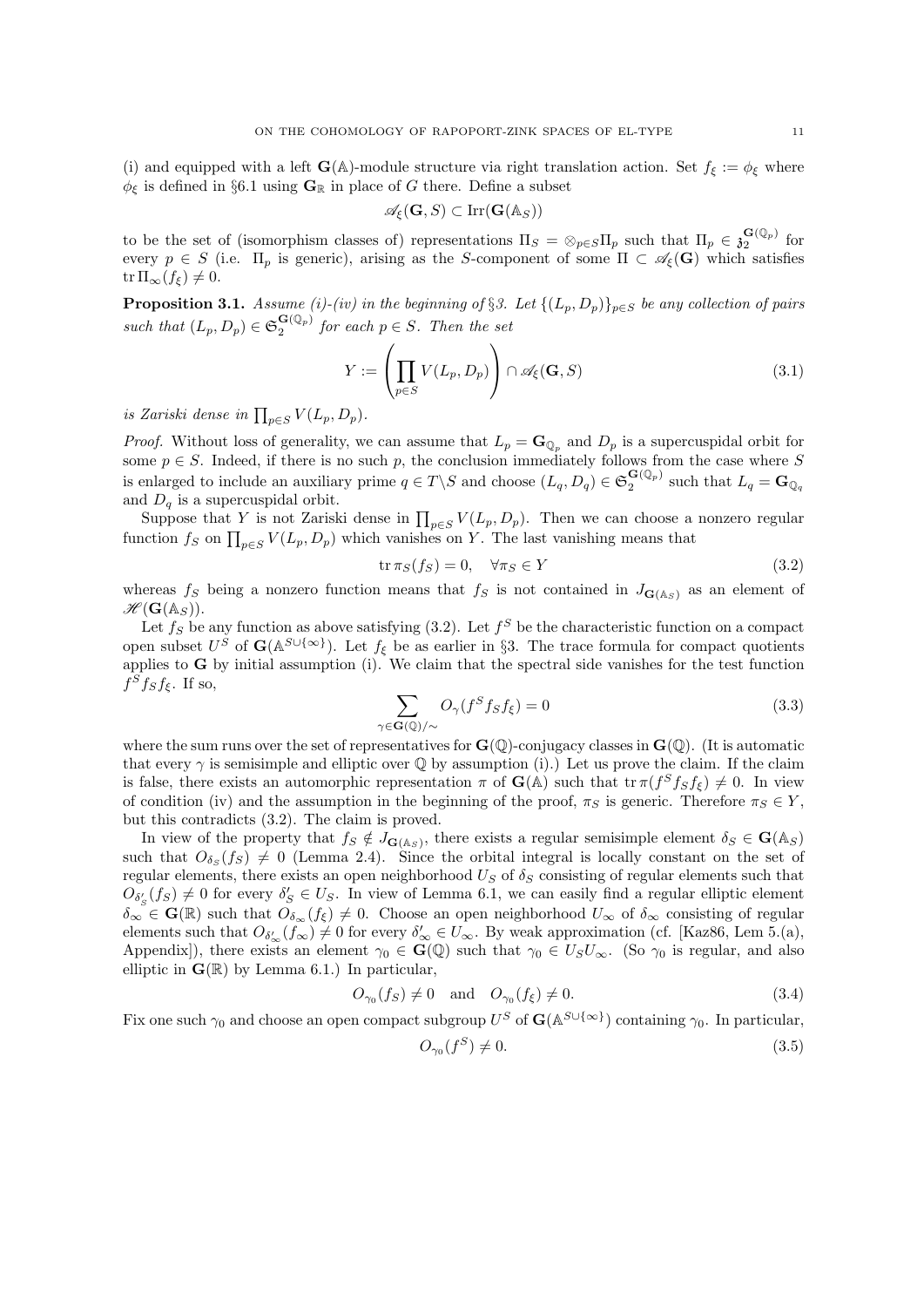(i) and equipped with a left $\mathbf{G}(\mathbb{A})$-module structure via right translation action. Set $f_\xi := \phi_\xi$ where $\phi_\xi$ is defined in §6.1 using $\mathbf{G}_\mathbb{R}$ in place of $G$ there. Define a subset

$$\mathscr{A}_\xi(\mathbf{G}, S) \subset \mathrm{Irr}(\mathbf{G}(\mathbb{A}_S))$$

to be the set of (isomorphism classes of) representations $\Pi_S = \otimes_{p\in S}\Pi_p$ such that $\Pi_p \in \mathfrak{z}_2^{\mathbf{G}(\mathbb{Q}_p)}$ for every $p \in S$ (i.e. $\Pi_p$ is generic), arising as the $S$-component of some $\Pi \subset \mathscr{A}_\xi(\mathbf{G})$ which satisfies $\mathrm{tr}\,\Pi_\infty(f_\xi) \neq 0$.

**Proposition 3.1.** *Assume (i)-(iv) in the beginning of §3. Let $\{(L_p, D_p)\}_{p\in S}$ be any collection of pairs such that $(L_p, D_p) \in \mathfrak{S}_2^{\mathbf{G}(\mathbb{Q}_p)}$ for each $p \in S$. Then the set*

$$Y := \left(\prod_{p\in S} V(L_p, D_p)\right) \cap \mathscr{A}_\xi(\mathbf{G}, S) \tag{3.1}$$

*is Zariski dense in $\prod_{p\in S} V(L_p, D_p)$.*

*Proof.* Without loss of generality, we can assume that $L_p = \mathbf{G}_{\mathbb{Q}_p}$ and $D_p$ is a supercuspidal orbit for some $p \in S$. Indeed, if there is no such $p$, the conclusion immediately follows from the case where $S$ is enlarged to include an auxiliary prime $q \in T\backslash S$ and choose $(L_q, D_q) \in \mathfrak{S}_2^{\mathbf{G}(\mathbb{Q}_p)}$ such that $L_q = \mathbf{G}_{\mathbb{Q}_q}$ and $D_q$ is a supercuspidal orbit.

Suppose that $Y$ is not Zariski dense in $\prod_{p\in S} V(L_p, D_p)$. Then we can choose a nonzero regular function $f_S$ on $\prod_{p\in S} V(L_p, D_p)$ which vanishes on $Y$. The last vanishing means that

$$\mathrm{tr}\,\pi_S(f_S) = 0, \quad \forall \pi_S \in Y \tag{3.2}$$

whereas $f_S$ being a nonzero function means that $f_S$ is not contained in $J_{\mathbf{G}(\mathbb{A}_S)}$ as an element of $\mathscr{H}(\mathbf{G}(\mathbb{A}_S))$.

Let $f_S$ be any function as above satisfying (3.2). Let $f^S$ be the characteristic function on a compact open subset $U^S$ of $\mathbf{G}(\mathbb{A}^{S\cup\{\infty\}})$. Let $f_\xi$ be as earlier in §3. The trace formula for compact quotients applies to $\mathbf{G}$ by initial assumption (i). We claim that the spectral side vanishes for the test function $f^S f_S f_\xi$. If so,

$$\sum_{\gamma\in\mathbf{G}(\mathbb{Q})/\sim} O_\gamma(f^S f_S f_\xi) = 0 \tag{3.3}$$

where the sum runs over the set of representatives for $\mathbf{G}(\mathbb{Q})$-conjugacy classes in $\mathbf{G}(\mathbb{Q})$. (It is automatic that every $\gamma$ is semisimple and elliptic over $\mathbb{Q}$ by assumption (i).) Let us prove the claim. If the claim is false, there exists an automorphic representation $\pi$ of $\mathbf{G}(\mathbb{A})$ such that $\mathrm{tr}\,\pi(f^S f_S f_\xi) \neq 0$. In view of condition (iv) and the assumption in the beginning of the proof, $\pi_S$ is generic. Therefore $\pi_S \in Y$, but this contradicts (3.2). The claim is proved.

In view of the property that $f_S \notin J_{\mathbf{G}(\mathbb{A}_S)}$, there exists a regular semisimple element $\delta_S \in \mathbf{G}(\mathbb{A}_S)$ such that $O_{\delta_S}(f_S) \neq 0$ (Lemma 2.4). Since the orbital integral is locally constant on the set of regular elements, there exists an open neighborhood $U_S$ of $\delta_S$ consisting of regular elements such that $O_{\delta'_S}(f_S) \neq 0$ for every $\delta'_S \in U_S$. In view of Lemma 6.1, we can easily find a regular elliptic element $\delta_\infty \in \mathbf{G}(\mathbb{R})$ such that $O_{\delta_\infty}(f_\xi) \neq 0$. Choose an open neighborhood $U_\infty$ of $\delta_\infty$ consisting of regular elements such that $O_{\delta'_\infty}(f_\infty) \neq 0$ for every $\delta'_\infty \in U_\infty$. By weak approximation (cf. [Kaz86, Lem 5.(a), Appendix]), there exists an element $\gamma_0 \in \mathbf{G}(\mathbb{Q})$ such that $\gamma_0 \in U_S U_\infty$. (So $\gamma_0$ is regular, and also elliptic in $\mathbf{G}(\mathbb{R})$ by Lemma 6.1.) In particular,

$$O_{\gamma_0}(f_S) \neq 0 \quad \text{and} \quad O_{\gamma_0}(f_\xi) \neq 0. \tag{3.4}$$

Fix one such $\gamma_0$ and choose an open compact subgroup $U^S$ of $\mathbf{G}(\mathbb{A}^{S\cup\{\infty\}})$ containing $\gamma_0$. In particular,

$$O_{\gamma_0}(f^S) \neq 0. \tag{3.5}$$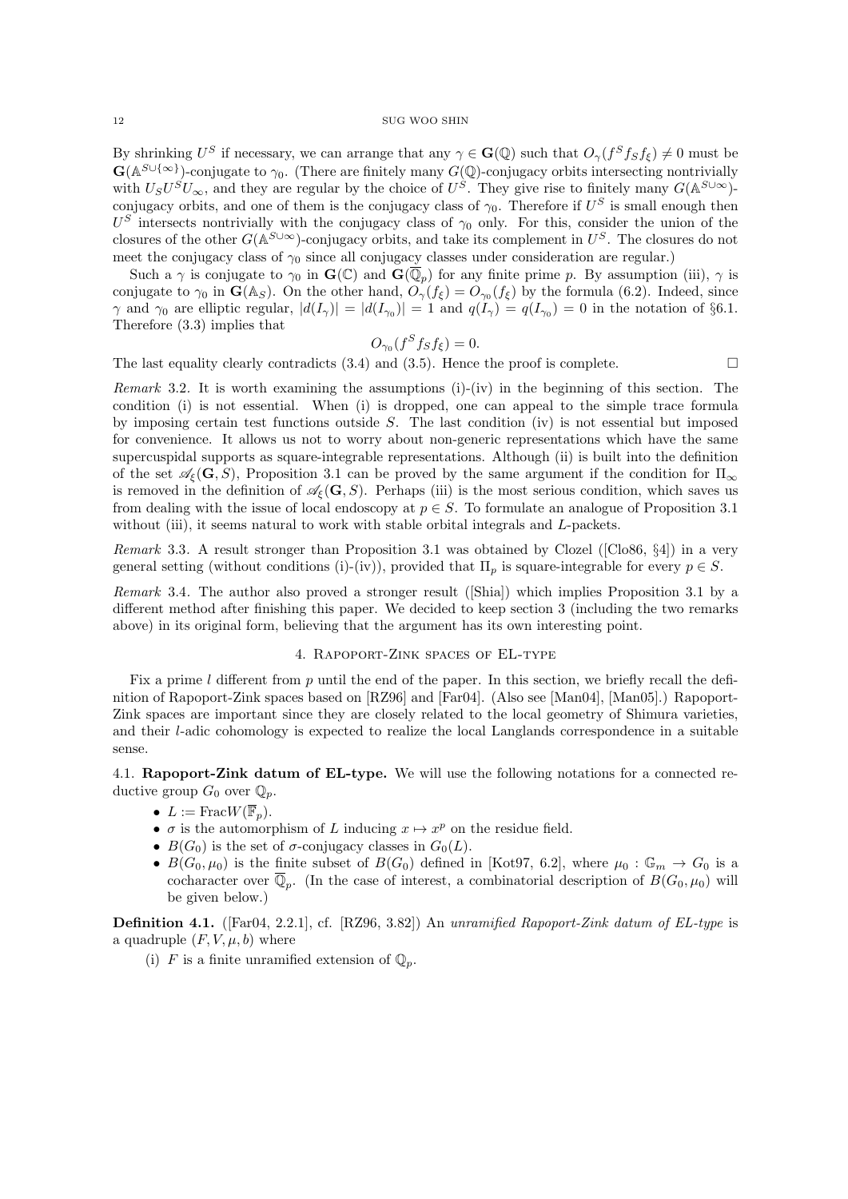By shrinking $U^S$ if necessary, we can arrange that any $\gamma \in \mathbf{G}(\mathbb{Q})$ such that $O_\gamma(f^S f_S f_\xi) \neq 0$ must be $\mathbf{G}(\mathbb{A}^{S\cup\{\infty\}})$-conjugate to $\gamma_0$. (There are finitely many $G(\mathbb{Q})$-conjugacy orbits intersecting nontrivially with $U_S U^S U_\infty$, and they are regular by the choice of $U^S$. They give rise to finitely many $G(\mathbb{A}^{S\cup\infty})$-conjugacy orbits, and one of them is the conjugacy class of $\gamma_0$. Therefore if $U^S$ is small enough then $U^S$ intersects nontrivially with the conjugacy class of $\gamma_0$ only. For this, consider the union of the closures of the other $G(\mathbb{A}^{S\cup\infty})$-conjugacy orbits, and take its complement in $U^S$. The closures do not meet the conjugacy class of $\gamma_0$ since all conjugacy classes under consideration are regular.)

Such a $\gamma$ is conjugate to $\gamma_0$ in $\mathbf{G}(\mathbb{C})$ and $\mathbf{G}(\overline{\mathbb{Q}}_p)$ for any finite prime $p$. By assumption (iii), $\gamma$ is conjugate to $\gamma_0$ in $\mathbf{G}(\mathbb{A}_S)$. On the other hand, $O_\gamma(f_\xi) = O_{\gamma_0}(f_\xi)$ by the formula (6.2). Indeed, since $\gamma$ and $\gamma_0$ are elliptic regular, $|d(I_\gamma)| = |d(I_{\gamma_0})| = 1$ and $q(I_\gamma) = q(I_{\gamma_0}) = 0$ in the notation of §6.1. Therefore (3.3) implies that

$$O_{\gamma_0}(f^S f_S f_\xi) = 0.$$

The last equality clearly contradicts (3.4) and (3.5). Hence the proof is complete. □

*Remark* 3.2. It is worth examining the assumptions (i)-(iv) in the beginning of this section. The condition (i) is not essential. When (i) is dropped, one can appeal to the simple trace formula by imposing certain test functions outside $S$. The last condition (iv) is not essential but imposed for convenience. It allows us not to worry about non-generic representations which have the same supercuspidal supports as square-integrable representations. Although (ii) is built into the definition of the set $\mathscr{A}_\xi(\mathbf{G}, S)$, Proposition 3.1 can be proved by the same argument if the condition for $\Pi_\infty$ is removed in the definition of $\mathscr{A}_\xi(\mathbf{G}, S)$. Perhaps (iii) is the most serious condition, which saves us from dealing with the issue of local endoscopy at $p \in S$. To formulate an analogue of Proposition 3.1 without (iii), it seems natural to work with stable orbital integrals and $L$-packets.

*Remark* 3.3. A result stronger than Proposition 3.1 was obtained by Clozel ([Clo86, §4]) in a very general setting (without conditions (i)-(iv)), provided that $\Pi_p$ is square-integrable for every $p \in S$.

*Remark* 3.4. The author also proved a stronger result ([Shia]) which implies Proposition 3.1 by a different method after finishing this paper. We decided to keep section 3 (including the two remarks above) in its original form, believing that the argument has its own interesting point.

## 4. Rapoport-Zink spaces of EL-type

Fix a prime $l$ different from $p$ until the end of the paper. In this section, we briefly recall the definition of Rapoport-Zink spaces based on [RZ96] and [Far04]. (Also see [Man04], [Man05].) Rapoport-Zink spaces are important since they are closely related to the local geometry of Shimura varieties, and their $l$-adic cohomology is expected to realize the local Langlands correspondence in a suitable sense.

### 4.1. Rapoport-Zink datum of EL-type.

We will use the following notations for a connected reductive group $G_0$ over $\mathbb{Q}_p$.

- $L := \mathrm{Frac} W(\overline{\mathbb{F}}_p)$.
- $\sigma$ is the automorphism of $L$ inducing $x \mapsto x^p$ on the residue field.
- $B(G_0)$ is the set of $\sigma$-conjugacy classes in $G_0(L)$.
- $B(G_0, \mu_0)$ is the finite subset of $B(G_0)$ defined in [Kot97, 6.2], where $\mu_0 : \mathbb{G}_m \to G_0$ is a cocharacter over $\overline{\mathbb{Q}}_p$. (In the case of interest, a combinatorial description of $B(G_0, \mu_0)$ will be given below.)

**Definition 4.1.** ([Far04, 2.2.1], cf. [RZ96, 3.82]) An *unramified Rapoport-Zink datum of EL-type* is a quadruple $(F, V, \mu, b)$ where

(i) $F$ is a finite unramified extension of $\mathbb{Q}_p$.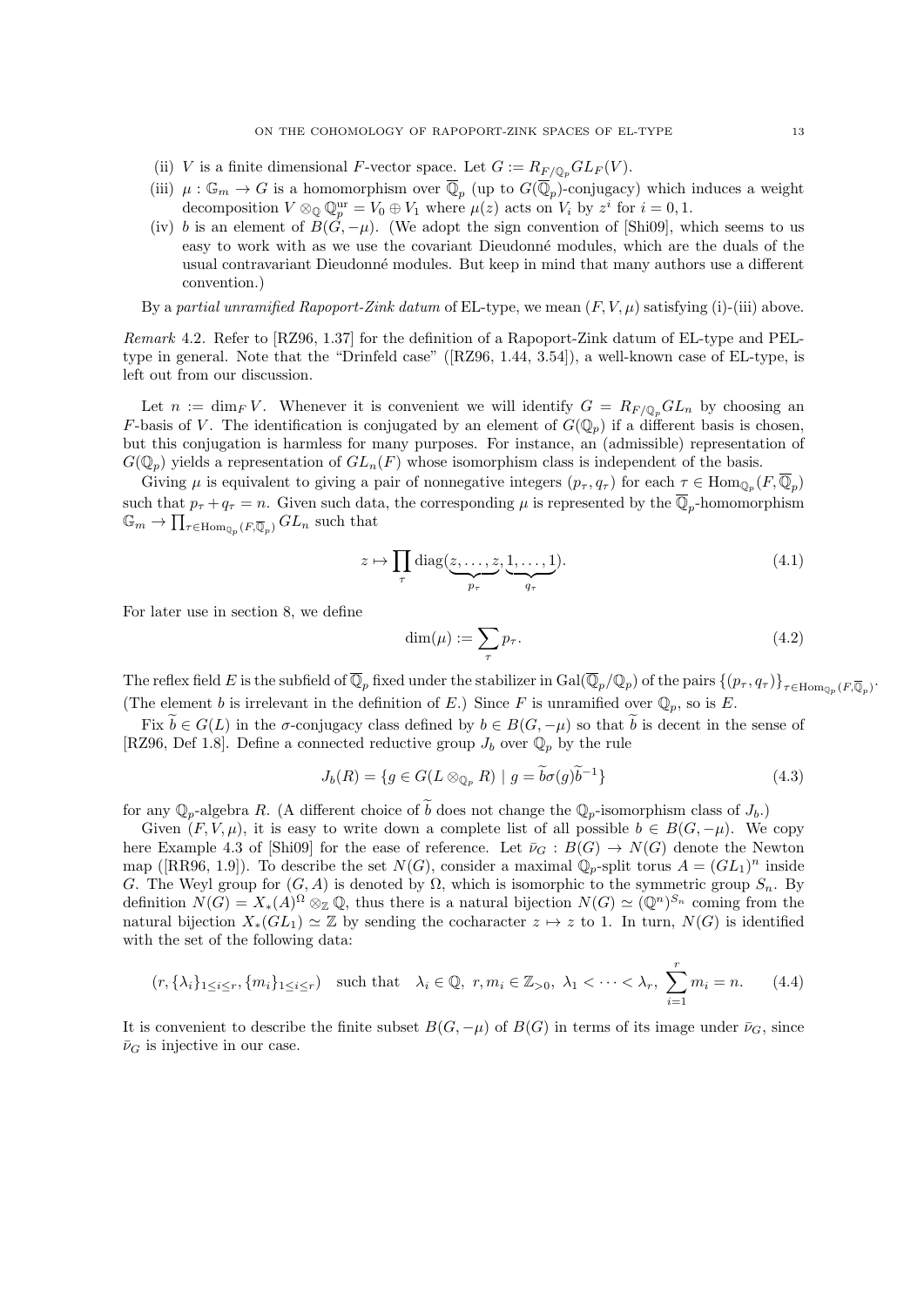(ii) $V$ is a finite dimensional $F$-vector space. Let $G := R_{F/\mathbb{Q}_p} GL_F(V)$.

(iii) $\mu : \mathbb{G}_m \to G$ is a homomorphism over $\overline{\mathbb{Q}}_p$ (up to $G(\overline{\mathbb{Q}}_p)$-conjugacy) which induces a weight decomposition $V \otimes_{\mathbb{Q}} \mathbb{Q}_p^{\mathrm{ur}} = V_0 \oplus V_1$ where $\mu(z)$ acts on $V_i$ by $z^i$ for $i = 0, 1$.

(iv) $b$ is an element of $B(G, -\mu)$. (We adopt the sign convention of [Shi09], which seems to us easy to work with as we use the covariant Dieudonné modules, which are the duals of the usual contravariant Dieudonné modules. But keep in mind that many authors use a different convention.)

By a *partial unramified Rapoport-Zink datum* of EL-type, we mean $(F, V, \mu)$ satisfying (i)-(iii) above.

*Remark* 4.2. Refer to [RZ96, 1.37] for the definition of a Rapoport-Zink datum of EL-type and PEL-type in general. Note that the "Drinfeld case" ([RZ96, 1.44, 3.54]), a well-known case of EL-type, is left out from our discussion.

Let $n := \dim_F V$. Whenever it is convenient we will identify $G = R_{F/\mathbb{Q}_p} GL_n$ by choosing an $F$-basis of $V$. The identification is conjugated by an element of $G(\mathbb{Q}_p)$ if a different basis is chosen, but this conjugation is harmless for many purposes. For instance, an (admissible) representation of $G(\mathbb{Q}_p)$ yields a representation of $GL_n(F)$ whose isomorphism class is independent of the basis.

Giving $\mu$ is equivalent to giving a pair of nonnegative integers $(p_\tau, q_\tau)$ for each $\tau \in \mathrm{Hom}_{\mathbb{Q}_p}(F, \overline{\mathbb{Q}}_p)$ such that $p_\tau + q_\tau = n$. Given such data, the corresponding $\mu$ is represented by the $\overline{\mathbb{Q}}_p$-homomorphism $\mathbb{G}_m \to \prod_{\tau \in \mathrm{Hom}_{\mathbb{Q}_p}(F, \overline{\mathbb{Q}}_p)} GL_n$ such that

$$z \mapsto \prod_\tau \mathrm{diag}(\underbrace{z, \ldots, z}_{p_\tau}, \underbrace{1, \ldots, 1}_{q_\tau}). \tag{4.1}$$

For later use in section 8, we define

$$\dim(\mu) := \sum_\tau p_\tau. \tag{4.2}$$

The reflex field $E$ is the subfield of $\overline{\mathbb{Q}}_p$ fixed under the stabilizer in $\mathrm{Gal}(\overline{\mathbb{Q}}_p/\mathbb{Q}_p)$ of the pairs $\{(p_\tau, q_\tau)\}_{\tau \in \mathrm{Hom}_{\mathbb{Q}_p}(F, \overline{\mathbb{Q}}_p)}$. (The element $b$ is irrelevant in the definition of $E$.) Since $F$ is unramified over $\mathbb{Q}_p$, so is $E$.

Fix $\widetilde{b} \in G(L)$ in the $\sigma$-conjugacy class defined by $b \in B(G, -\mu)$ so that $\widetilde{b}$ is decent in the sense of [RZ96, Def 1.8]. Define a connected reductive group $J_b$ over $\mathbb{Q}_p$ by the rule

$$J_b(R) = \{g \in G(L \otimes_{\mathbb{Q}_p} R) \mid g = \widetilde{b}\sigma(g)\widetilde{b}^{-1}\} \tag{4.3}$$

for any $\mathbb{Q}_p$-algebra $R$. (A different choice of $\widetilde{b}$ does not change the $\mathbb{Q}_p$-isomorphism class of $J_b$.)

Given $(F, V, \mu)$, it is easy to write down a complete list of all possible $b \in B(G, -\mu)$. We copy here Example 4.3 of [Shi09] for the ease of reference. Let $\bar{\nu}_G : B(G) \to N(G)$ denote the Newton map ([RR96, 1.9]). To describe the set $N(G)$, consider a maximal $\mathbb{Q}_p$-split torus $A = (GL_1)^n$ inside $G$. The Weyl group for $(G, A)$ is denoted by $\Omega$, which is isomorphic to the symmetric group $S_n$. By definition $N(G) = X_*(A)^\Omega \otimes_{\mathbb{Z}} \mathbb{Q}$, thus there is a natural bijection $N(G) \simeq (\mathbb{Q}^n)^{S_n}$ coming from the natural bijection $X_*(GL_1) \simeq \mathbb{Z}$ by sending the cocharacter $z \mapsto z$ to 1. In turn, $N(G)$ is identified with the set of the following data:

$$(r, \{\lambda_i\}_{1 \le i \le r}, \{m_i\}_{1 \le i \le r}) \quad \text{such that} \quad \lambda_i \in \mathbb{Q},\ r, m_i \in \mathbb{Z}_{>0},\ \lambda_1 < \cdots < \lambda_r,\ \sum_{i=1}^r m_i = n. \tag{4.4}$$

It is convenient to describe the finite subset $B(G, -\mu)$ of $B(G)$ in terms of its image under $\bar{\nu}_G$, since $\bar{\nu}_G$ is injective in our case.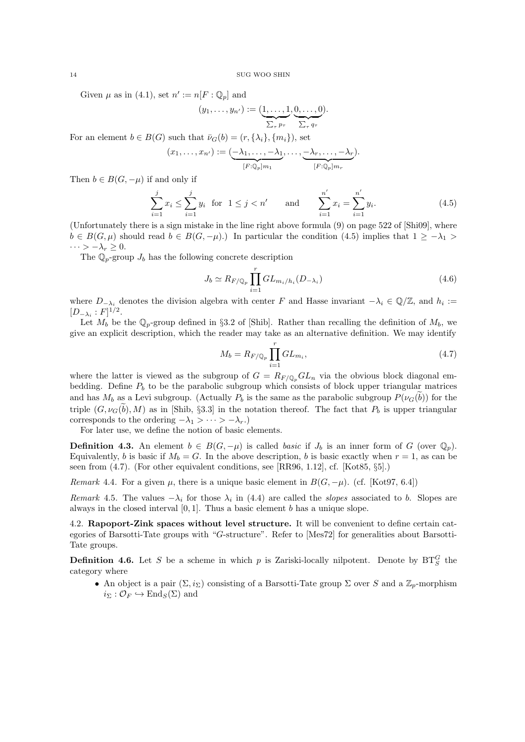Given $\mu$ as in (4.1), set $n' := n[F:\mathbb{Q}_p]$ and

$$(y_1, \ldots, y_{n'}) := (\underbrace{1, \ldots, 1}_{\sum_\tau p_\tau}, \underbrace{0, \ldots, 0}_{\sum_\tau q_\tau}).$$

For an element $b \in B(G)$ such that $\bar{\nu}_G(b) = (r, \{\lambda_i\}, \{m_i\})$, set

$$(x_1, \ldots, x_{n'}) := (\underbrace{-\lambda_1, \ldots, -\lambda_1}_{[F:\mathbb{Q}_p]m_1}, \ldots, \underbrace{-\lambda_r, \ldots, -\lambda_r}_{[F:\mathbb{Q}_p]m_r}).$$

Then $b \in B(G, -\mu)$ if and only if

$$\sum_{i=1}^{j} x_i \leq \sum_{i=1}^{j} y_i \quad \text{for} \quad 1 \leq j < n' \qquad \text{and} \qquad \sum_{i=1}^{n'} x_i = \sum_{i=1}^{n'} y_i. \tag{4.5}$$

(Unfortunately there is a sign mistake in the line right above formula (9) on page 522 of [Shi09], where $b \in B(G, \mu)$ should read $b \in B(G, -\mu)$.) In particular the condition (4.5) implies that $1 \geq -\lambda_1 > \cdots > -\lambda_r \geq 0$.

The $\mathbb{Q}_p$-group $J_b$ has the following concrete description

$$J_b \simeq R_{F/\mathbb{Q}_p} \prod_{i=1}^{r} GL_{m_i/h_i}(D_{-\lambda_i}) \tag{4.6}$$

where $D_{-\lambda_i}$ denotes the division algebra with center $F$ and Hasse invariant $-\lambda_i \in \mathbb{Q}/\mathbb{Z}$, and $h_i := [D_{-\lambda_i} : F]^{1/2}$.

Let $M_b$ be the $\mathbb{Q}_p$-group defined in §3.2 of [Shib]. Rather than recalling the definition of $M_b$, we give an explicit description, which the reader may take as an alternative definition. We may identify

$$M_b = R_{F/\mathbb{Q}_p} \prod_{i=1}^{r} GL_{m_i}, \tag{4.7}$$

where the latter is viewed as the subgroup of $G = R_{F/\mathbb{Q}_p} GL_n$ via the obvious block diagonal embedding. Define $P_b$ to be the parabolic subgroup which consists of block upper triangular matrices and has $M_b$ as a Levi subgroup. (Actually $P_b$ is the same as the parabolic subgroup $P(\nu_G(\widetilde{b}))$ for the triple $(G, \nu_G(\widetilde{b}), M)$ as in [Shib, §3.3] in the notation thereof. The fact that $P_b$ is upper triangular corresponds to the ordering $-\lambda_1 > \cdots > -\lambda_r$.)

For later use, we define the notion of basic elements.

**Definition 4.3.** An element $b \in B(G, -\mu)$ is called *basic* if $J_b$ is an inner form of $G$ (over $\mathbb{Q}_p$). Equivalently, $b$ is basic if $M_b = G$. In the above description, $b$ is basic exactly when $r = 1$, as can be seen from (4.7). (For other equivalent conditions, see [RR96, 1.12], cf. [Kot85, §5].)

*Remark* 4.4. For a given $\mu$, there is a unique basic element in $B(G, -\mu)$. (cf. [Kot97, 6.4])

*Remark* 4.5. The values $-\lambda_i$ for those $\lambda_i$ in (4.4) are called the *slopes* associated to $b$. Slopes are always in the closed interval $[0, 1]$. Thus a basic element $b$ has a unique slope.

### 4.2. Rapoport-Zink spaces without level structure.

It will be convenient to define certain categories of Barsotti-Tate groups with "$G$-structure". Refer to [Mes72] for generalities about Barsotti-Tate groups.

**Definition 4.6.** Let $S$ be a scheme in which $p$ is Zariski-locally nilpotent. Denote by $\mathrm{BT}^G_S$ the category where

- An object is a pair $(\Sigma, i_\Sigma)$ consisting of a Barsotti-Tate group $\Sigma$ over $S$ and a $\mathbb{Z}_p$-morphism $i_\Sigma : \mathcal{O}_F \hookrightarrow \mathrm{End}_S(\Sigma)$ and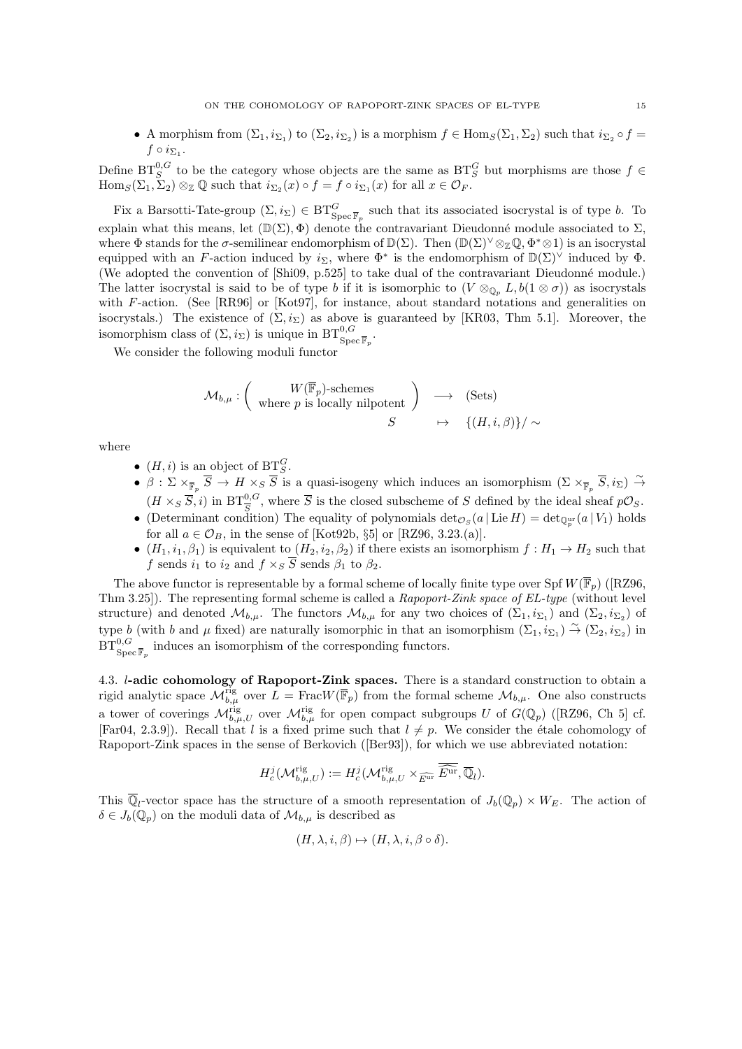- A morphism from $(\Sigma_1, i_{\Sigma_1})$ to $(\Sigma_2, i_{\Sigma_2})$ is a morphism $f \in \mathrm{Hom}_S(\Sigma_1, \Sigma_2)$ such that $i_{\Sigma_2} \circ f = f \circ i_{\Sigma_1}$.

Define $\mathrm{BT}^{0,G}_S$ to be the category whose objects are the same as $\mathrm{BT}^G_S$ but morphisms are those $f \in \mathrm{Hom}_S(\Sigma_1, \Sigma_2) \otimes_{\mathbb{Z}} \mathbb{Q}$ such that $i_{\Sigma_2}(x) \circ f = f \circ i_{\Sigma_1}(x)$ for all $x \in \mathcal{O}_F$.

Fix a Barsotti-Tate-group $(\Sigma, i_\Sigma) \in \mathrm{BT}^G_{\mathrm{Spec}\,\overline{\mathbb{F}}_p}$ such that its associated isocrystal is of type $b$. To explain what this means, let $(\mathbb{D}(\Sigma), \Phi)$ denote the contravariant Dieudonné module associated to $\Sigma$, where $\Phi$ stands for the $\sigma$-semilinear endomorphism of $\mathbb{D}(\Sigma)$. Then $(\mathbb{D}(\Sigma)^\vee \otimes_{\mathbb{Z}} \mathbb{Q}, \Phi^* \otimes 1)$ is an isocrystal equipped with an $F$-action induced by $i_\Sigma$, where $\Phi^*$ is the endomorphism of $\mathbb{D}(\Sigma)^\vee$ induced by $\Phi$. (We adopted the convention of [Shi09, p.525] to take dual of the contravariant Dieudonné module.) The latter isocrystal is said to be of type $b$ if it is isomorphic to $(V \otimes_{\mathbb{Q}_p} L, b(1 \otimes \sigma))$ as isocrystals with $F$-action. (See [RR96] or [Kot97], for instance, about standard notations and generalities on isocrystals.) The existence of $(\Sigma, i_\Sigma)$ as above is guaranteed by [KR03, Thm 5.1]. Moreover, the isomorphism class of $(\Sigma, i_\Sigma)$ is unique in $\mathrm{BT}^{0,G}_{\mathrm{Spec}\,\overline{\mathbb{F}}_p}$.

We consider the following moduli functor

$$\mathcal{M}_{b,\mu} : \left( \begin{array}{c} W(\overline{\mathbb{F}}_p)\text{-schemes} \\ \text{where } p \text{ is locally nilpotent} \end{array} \right) \longrightarrow (\mathrm{Sets})$$
$$S \mapsto \{(H, i, \beta)\}/\sim$$

where

- $(H, i)$ is an object of $\mathrm{BT}^G_S$.
- $\beta : \Sigma \times_{\overline{\mathbb{F}}_p} \overline{S} \to H \times_S \overline{S}$ is a quasi-isogeny which induces an isomorphism $(\Sigma \times_{\overline{\mathbb{F}}_p} \overline{S}, i_\Sigma) \overset{\sim}{\to} (H \times_S \overline{S}, i)$ in $\mathrm{BT}^{0,G}_{\overline{S}}$, where $\overline{S}$ is the closed subscheme of $S$ defined by the ideal sheaf $p\mathcal{O}_S$.
- (Determinant condition) The equality of polynomials $\det_{\mathcal{O}_S}(a \,|\, \mathrm{Lie}\, H) = \det_{\mathbb{Q}_p^{\mathrm{ur}}}(a \,|\, V_1)$ holds for all $a \in \mathcal{O}_B$, in the sense of [Kot92b, §5] or [RZ96, 3.23.(a)].
- $(H_1, i_1, \beta_1)$ is equivalent to $(H_2, i_2, \beta_2)$ if there exists an isomorphism $f : H_1 \to H_2$ such that $f$ sends $i_1$ to $i_2$ and $f \times_S \overline{S}$ sends $\beta_1$ to $\beta_2$.

The above functor is representable by a formal scheme of locally finite type over $\mathrm{Spf}\, W(\overline{\mathbb{F}}_p)$ ([RZ96, Thm 3.25]). The representing formal scheme is called a *Rapoport-Zink space of EL-type* (without level structure) and denoted $\mathcal{M}_{b,\mu}$. The functors $\mathcal{M}_{b,\mu}$ for any two choices of $(\Sigma_1, i_{\Sigma_1})$ and $(\Sigma_2, i_{\Sigma_2})$ of type $b$ (with $b$ and $\mu$ fixed) are naturally isomorphic in that an isomorphism $(\Sigma_1, i_{\Sigma_1}) \overset{\sim}{\to} (\Sigma_2, i_{\Sigma_2})$ in $\mathrm{BT}^{0,G}_{\mathrm{Spec}\,\overline{\mathbb{F}}_p}$ induces an isomorphism of the corresponding functors.

**4.3. $l$-adic cohomology of Rapoport-Zink spaces.** There is a standard construction to obtain a rigid analytic space $\mathcal{M}^{\mathrm{rig}}_{b,\mu}$ over $L = \mathrm{Frac} W(\overline{\mathbb{F}}_p)$ from the formal scheme $\mathcal{M}_{b,\mu}$. One also constructs a tower of coverings $\mathcal{M}^{\mathrm{rig}}_{b,\mu,U}$ over $\mathcal{M}^{\mathrm{rig}}_{b,\mu}$ for open compact subgroups $U$ of $G(\mathbb{Q}_p)$ ([RZ96, Ch 5] cf. [Far04, 2.3.9]). Recall that $l$ is a fixed prime such that $l \neq p$. We consider the étale cohomology of Rapoport-Zink spaces in the sense of Berkovich ([Ber93]), for which we use abbreviated notation:

$$H^j_c(\mathcal{M}^{\mathrm{rig}}_{b,\mu,U}) := H^j_c(\mathcal{M}^{\mathrm{rig}}_{b,\mu,U} \times_{\widehat{E^{\mathrm{ur}}}} \widehat{\overline{E^{\mathrm{ur}}}}, \overline{\mathbb{Q}}_l).$$

This $\overline{\mathbb{Q}}_l$-vector space has the structure of a smooth representation of $J_b(\mathbb{Q}_p) \times W_E$. The action of $\delta \in J_b(\mathbb{Q}_p)$ on the moduli data of $\mathcal{M}_{b,\mu}$ is described as

$$(H, \lambda, i, \beta) \mapsto (H, \lambda, i, \beta \circ \delta).$$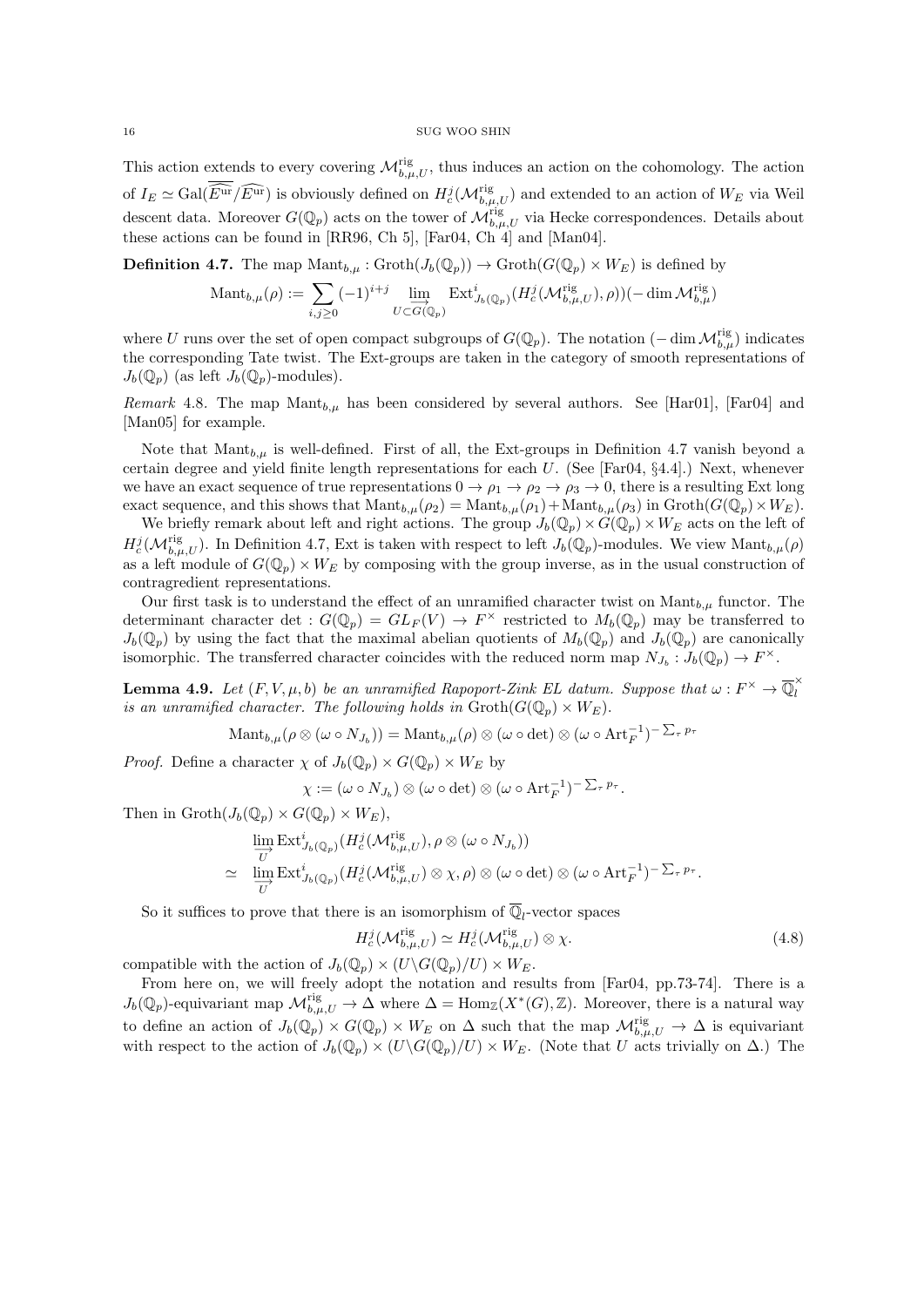This action extends to every covering $\mathcal{M}^{\mathrm{rig}}_{b,\mu,U}$, thus induces an action on the cohomology. The action of $I_E \simeq \mathrm{Gal}(\overline{\widehat{E^{\mathrm{ur}}}}/\widehat{E^{\mathrm{ur}}})$ is obviously defined on $H^j_c(\mathcal{M}^{\mathrm{rig}}_{b,\mu,U})$ and extended to an action of $W_E$ via Weil descent data. Moreover $G(\mathbb{Q}_p)$ acts on the tower of $\mathcal{M}^{\mathrm{rig}}_{b,\mu,U}$ via Hecke correspondences. Details about these actions can be found in [RR96, Ch 5], [Far04, Ch 4] and [Man04].

**Definition 4.7.** The map $\mathrm{Mant}_{b,\mu} : \mathrm{Groth}(J_b(\mathbb{Q}_p)) \to \mathrm{Groth}(G(\mathbb{Q}_p) \times W_E)$ is defined by

$$\mathrm{Mant}_{b,\mu}(\rho) := \sum_{i,j\geq 0} (-1)^{i+j} \varinjlim_{U\subset G(\mathbb{Q}_p)} \mathrm{Ext}^i_{J_b(\mathbb{Q}_p)}(H^j_c(\mathcal{M}^{\mathrm{rig}}_{b,\mu,U}), \rho))(-\dim \mathcal{M}^{\mathrm{rig}}_{b,\mu})$$

where $U$ runs over the set of open compact subgroups of $G(\mathbb{Q}_p)$. The notation $(-\dim \mathcal{M}^{\mathrm{rig}}_{b,\mu})$ indicates the corresponding Tate twist. The Ext-groups are taken in the category of smooth representations of $J_b(\mathbb{Q}_p)$ (as left $J_b(\mathbb{Q}_p)$-modules).

*Remark* 4.8. The map $\mathrm{Mant}_{b,\mu}$ has been considered by several authors. See [Har01], [Far04] and [Man05] for example.

Note that $\mathrm{Mant}_{b,\mu}$ is well-defined. First of all, the Ext-groups in Definition 4.7 vanish beyond a certain degree and yield finite length representations for each $U$. (See [Far04, §4.4].) Next, whenever we have an exact sequence of true representations $0 \to \rho_1 \to \rho_2 \to \rho_3 \to 0$, there is a resulting Ext long exact sequence, and this shows that $\mathrm{Mant}_{b,\mu}(\rho_2) = \mathrm{Mant}_{b,\mu}(\rho_1) + \mathrm{Mant}_{b,\mu}(\rho_3)$ in $\mathrm{Groth}(G(\mathbb{Q}_p)\times W_E)$.

We briefly remark about left and right actions. The group $J_b(\mathbb{Q}_p) \times G(\mathbb{Q}_p) \times W_E$ acts on the left of $H^j_c(\mathcal{M}^{\mathrm{rig}}_{b,\mu,U})$. In Definition 4.7, Ext is taken with respect to left $J_b(\mathbb{Q}_p)$-modules. We view $\mathrm{Mant}_{b,\mu}(\rho)$ as a left module of $G(\mathbb{Q}_p) \times W_E$ by composing with the group inverse, as in the usual construction of contragredient representations.

Our first task is to understand the effect of an unramified character twist on $\mathrm{Mant}_{b,\mu}$ functor. The determinant character $\det : G(\mathbb{Q}_p) = GL_F(V) \to F^\times$ restricted to $M_b(\mathbb{Q}_p)$ may be transferred to $J_b(\mathbb{Q}_p)$ by using the fact that the maximal abelian quotients of $M_b(\mathbb{Q}_p)$ and $J_b(\mathbb{Q}_p)$ are canonically isomorphic. The transferred character coincides with the reduced norm map $N_{J_b} : J_b(\mathbb{Q}_p) \to F^\times$.

**Lemma 4.9.** *Let $(F, V, \mu, b)$ be an unramified Rapoport-Zink EL datum. Suppose that $\omega : F^\times \to \overline{\mathbb{Q}}_l^\times$ is an unramified character. The following holds in $\mathrm{Groth}(G(\mathbb{Q}_p) \times W_E)$.*

$$\mathrm{Mant}_{b,\mu}(\rho \otimes (\omega \circ N_{J_b})) = \mathrm{Mant}_{b,\mu}(\rho) \otimes (\omega \circ \det) \otimes (\omega \circ \mathrm{Art}_F^{-1})^{-\sum_\tau p_\tau}$$

*Proof.* Define a character $\chi$ of $J_b(\mathbb{Q}_p) \times G(\mathbb{Q}_p) \times W_E$ by

$$\chi := (\omega \circ N_{J_b}) \otimes (\omega \circ \det) \otimes (\omega \circ \mathrm{Art}_F^{-1})^{-\sum_\tau p_\tau}.$$

Then in $\mathrm{Groth}(J_b(\mathbb{Q}_p) \times G(\mathbb{Q}_p) \times W_E)$,

$$\begin{aligned} & \varinjlim_U \mathrm{Ext}^i_{J_b(\mathbb{Q}_p)}(H^j_c(\mathcal{M}^{\mathrm{rig}}_{b,\mu,U}), \rho \otimes (\omega \circ N_{J_b})) \\ \simeq \quad & \varinjlim_U \mathrm{Ext}^i_{J_b(\mathbb{Q}_p)}(H^j_c(\mathcal{M}^{\mathrm{rig}}_{b,\mu,U}) \otimes \chi, \rho) \otimes (\omega \circ \det) \otimes (\omega \circ \mathrm{Art}_F^{-1})^{-\sum_\tau p_\tau}. \end{aligned}$$

So it suffices to prove that there is an isomorphism of $\overline{\mathbb{Q}}_l$-vector spaces

$$H^j_c(\mathcal{M}^{\mathrm{rig}}_{b,\mu,U}) \simeq H^j_c(\mathcal{M}^{\mathrm{rig}}_{b,\mu,U}) \otimes \chi. \tag{4.8}$$

compatible with the action of $J_b(\mathbb{Q}_p) \times (U\backslash G(\mathbb{Q}_p)/U) \times W_E$.

From here on, we will freely adopt the notation and results from [Far04, pp.73-74]. There is a $J_b(\mathbb{Q}_p)$-equivariant map $\mathcal{M}^{\mathrm{rig}}_{b,\mu,U} \to \Delta$ where $\Delta = \mathrm{Hom}_{\mathbb{Z}}(X^*(G), \mathbb{Z})$. Moreover, there is a natural way to define an action of $J_b(\mathbb{Q}_p) \times G(\mathbb{Q}_p) \times W_E$ on $\Delta$ such that the map $\mathcal{M}^{\mathrm{rig}}_{b,\mu,U} \to \Delta$ is equivariant with respect to the action of $J_b(\mathbb{Q}_p) \times (U\backslash G(\mathbb{Q}_p)/U) \times W_E$. (Note that $U$ acts trivially on $\Delta$.) The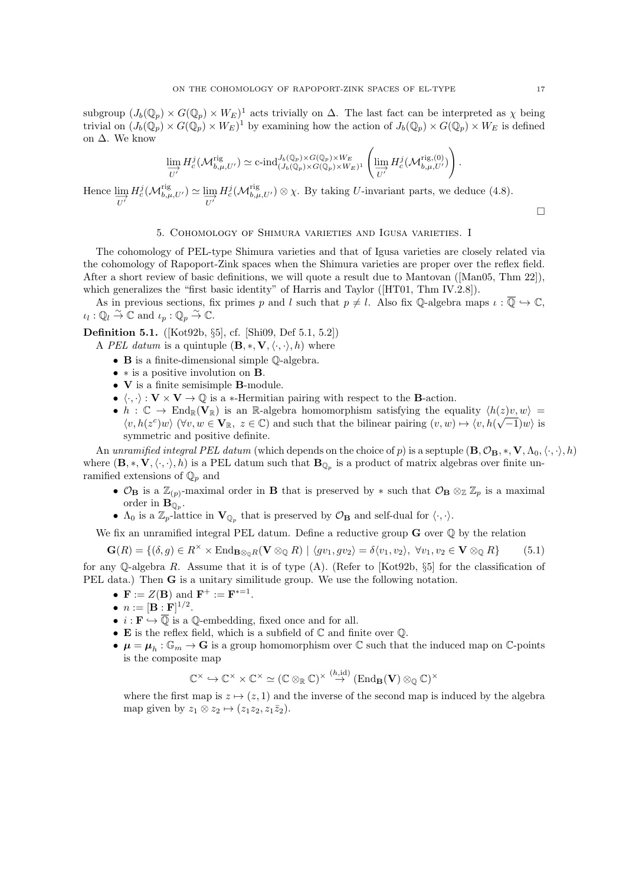subgroup $(J_b(\mathbb{Q}_p) \times G(\mathbb{Q}_p) \times W_E)^1$ acts trivially on $\Delta$. The last fact can be interpreted as $\chi$ being trivial on $(J_b(\mathbb{Q}_p) \times G(\mathbb{Q}_p) \times W_E)^1$ by examining how the action of $J_b(\mathbb{Q}_p) \times G(\mathbb{Q}_p) \times W_E$ is defined on $\Delta$. We know

$$\varinjlim_{U'} H^j_c(\mathcal{M}^{\mathrm{rig}}_{b,\mu,U'}) \simeq \text{c-ind}^{J_b(\mathbb{Q}_p)\times G(\mathbb{Q}_p)\times W_E}_{(J_b(\mathbb{Q}_p)\times G(\mathbb{Q}_p)\times W_E)^1} \left( \varinjlim_{U'} H^j_c(\mathcal{M}^{\mathrm{rig},(0)}_{b,\mu,U'}) \right).$$

Hence $\varinjlim_{U'} H^j_c(\mathcal{M}^{\mathrm{rig}}_{b,\mu,U'}) \simeq \varinjlim_{U'} H^j_c(\mathcal{M}^{\mathrm{rig}}_{b,\mu,U'}) \otimes \chi$. By taking $U$-invariant parts, we deduce (4.8). $\square$

## 5. Cohomology of Shimura varieties and Igusa varieties. I

The cohomology of PEL-type Shimura varieties and that of Igusa varieties are closely related via the cohomology of Rapoport-Zink spaces when the Shimura varieties are proper over the reflex field. After a short review of basic definitions, we will quote a result due to Mantovan ([Man05, Thm 22]), which generalizes the "first basic identity" of Harris and Taylor ([HT01, Thm IV.2.8]).

As in previous sections, fix primes $p$ and $l$ such that $p \neq l$. Also fix $\mathbb{Q}$-algebra maps $\iota : \overline{\mathbb{Q}} \hookrightarrow \mathbb{C}$, $\iota_l : \mathbb{Q}_l \overset{\sim}{\to} \mathbb{C}$ and $\iota_p : \mathbb{Q}_p \overset{\sim}{\to} \mathbb{C}$.

**Definition 5.1.** ([Kot92b, §5], cf. [Shi09, Def 5.1, 5.2])

A *PEL datum* is a quintuple $(\mathbf{B}, *, \mathbf{V}, \langle\cdot,\cdot\rangle, h)$ where

- $\mathbf{B}$ is a finite-dimensional simple $\mathbb{Q}$-algebra.
- $*$ is a positive involution on $\mathbf{B}$.
- $\mathbf{V}$ is a finite semisimple $\mathbf{B}$-module.
- $\langle\cdot,\cdot\rangle : \mathbf{V} \times \mathbf{V} \to \mathbb{Q}$ is a $*$-Hermitian pairing with respect to the $\mathbf{B}$-action.
- $h : \mathbb{C} \to \mathrm{End}_{\mathbb{R}}(\mathbf{V}_{\mathbb{R}})$ is an $\mathbb{R}$-algebra homomorphism satisfying the equality $\langle h(z)v, w\rangle = \langle v, h(z^c)w\rangle$ ($\forall v, w \in \mathbf{V}_{\mathbb{R}},\ z \in \mathbb{C}$) and such that the bilinear pairing $(v, w) \mapsto \langle v, h(\sqrt{-1})w\rangle$ is symmetric and positive definite.

An *unramified integral PEL datum* (which depends on the choice of $p$) is a septuple $(\mathbf{B}, \mathcal{O}_{\mathbf{B}}, *, \mathbf{V}, \Lambda_0, \langle\cdot,\cdot\rangle, h)$ where $(\mathbf{B}, *, \mathbf{V}, \langle\cdot,\cdot\rangle, h)$ is a PEL datum such that $\mathbf{B}_{\mathbb{Q}_p}$ is a product of matrix algebras over finite unramified extensions of $\mathbb{Q}_p$ and

- $\mathcal{O}_{\mathbf{B}}$ is a $\mathbb{Z}_{(p)}$-maximal order in $\mathbf{B}$ that is preserved by $*$ such that $\mathcal{O}_{\mathbf{B}} \otimes_{\mathbb{Z}} \mathbb{Z}_p$ is a maximal order in $\mathbf{B}_{\mathbb{Q}_p}$.
- $\Lambda_0$ is a $\mathbb{Z}_p$-lattice in $\mathbf{V}_{\mathbb{Q}_p}$ that is preserved by $\mathcal{O}_{\mathbf{B}}$ and self-dual for $\langle\cdot,\cdot\rangle$.

We fix an unramified integral PEL datum. Define a reductive group $\mathbf{G}$ over $\mathbb{Q}$ by the relation

$$\mathbf{G}(R) = \{(\delta, g) \in R^\times \times \mathrm{End}_{\mathbf{B}\otimes_{\mathbb{Q}} R}(\mathbf{V} \otimes_{\mathbb{Q}} R) \mid \langle gv_1, gv_2\rangle = \delta\langle v_1, v_2\rangle,\ \forall v_1, v_2 \in \mathbf{V} \otimes_{\mathbb{Q}} R\} \tag{5.1}$$

for any $\mathbb{Q}$-algebra $R$. Assume that it is of type (A). (Refer to [Kot92b, §5] for the classification of PEL data.) Then $\mathbf{G}$ is a unitary similitude group. We use the following notation.

- $\mathbf{F} := Z(\mathbf{B})$ and $\mathbf{F}^+ := \mathbf{F}^{*=1}$.
- $n := [\mathbf{B} : \mathbf{F}]^{1/2}$.
- $i : \mathbf{F} \hookrightarrow \overline{\mathbb{Q}}$ is a $\mathbb{Q}$-embedding, fixed once and for all.
- $\mathbf{E}$ is the reflex field, which is a subfield of $\mathbb{C}$ and finite over $\mathbb{Q}$.
- $\boldsymbol{\mu} = \boldsymbol{\mu}_h : \mathbb{G}_m \to \mathbf{G}$ is a group homomorphism over $\mathbb{C}$ such that the induced map on $\mathbb{C}$-points is the composite map

$$\mathbb{C}^\times \hookrightarrow \mathbb{C}^\times \times \mathbb{C}^\times \simeq (\mathbb{C} \otimes_{\mathbb{R}} \mathbb{C})^\times \overset{(h,\mathrm{id})}{\to} (\mathrm{End}_{\mathbf{B}}(\mathbf{V}) \otimes_{\mathbb{Q}} \mathbb{C})^\times$$

where the first map is $z \mapsto (z, 1)$ and the inverse of the second map is induced by the algebra map given by $z_1 \otimes z_2 \mapsto (z_1 z_2, z_1 \bar{z}_2)$.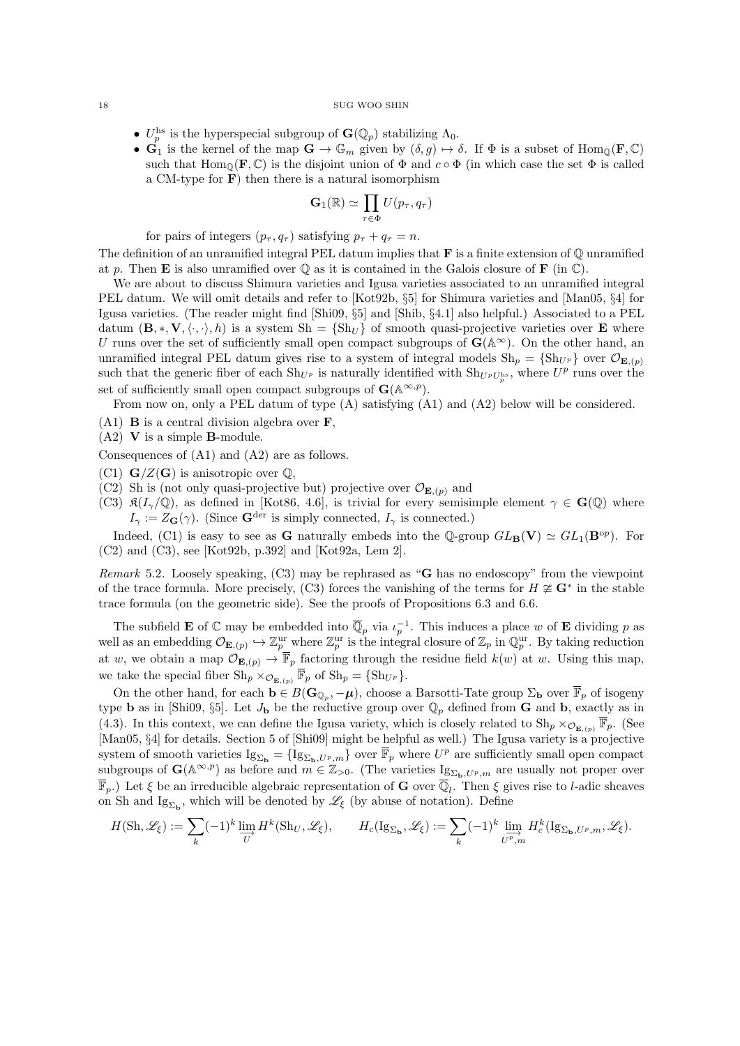- $U_p^{\mathrm{hs}}$ is the hyperspecial subgroup of $\mathbf{G}(\mathbb{Q}_p)$ stabilizing $\Lambda_0$.
- $\mathbf{G}_1$ is the kernel of the map $\mathbf{G} \to \mathbb{G}_m$ given by $(\delta, g) \mapsto \delta$. If $\Phi$ is a subset of $\mathrm{Hom}_{\mathbb{Q}}(\mathbf{F}, \mathbb{C})$ such that $\mathrm{Hom}_{\mathbb{Q}}(\mathbf{F}, \mathbb{C})$ is the disjoint union of $\Phi$ and $c \circ \Phi$ (in which case the set $\Phi$ is called a CM-type for $\mathbf{F}$) then there is a natural isomorphism

$$\mathbf{G}_1(\mathbb{R}) \simeq \prod_{\tau \in \Phi} U(p_\tau, q_\tau)$$

for pairs of integers $(p_\tau, q_\tau)$ satisfying $p_\tau + q_\tau = n$.

The definition of an unramified integral PEL datum implies that $\mathbf{F}$ is a finite extension of $\mathbb{Q}$ unramified at $p$. Then $\mathbf{E}$ is also unramified over $\mathbb{Q}$ as it is contained in the Galois closure of $\mathbf{F}$ (in $\mathbb{C}$).

We are about to discuss Shimura varieties and Igusa varieties associated to an unramified integral PEL datum. We will omit details and refer to [Kot92b, §5] for Shimura varieties and [Man05, §4] for Igusa varieties. (The reader might find [Shi09, §5] and [Shib, §4.1] also helpful.) Associated to a PEL datum $(\mathbf{B}, *, \mathbf{V}, \langle\cdot,\cdot\rangle, h)$ is a system $\mathrm{Sh} = \{\mathrm{Sh}_U\}$ of smooth quasi-projective varieties over $\mathbf{E}$ where $U$ runs over the set of sufficiently small open compact subgroups of $\mathbf{G}(\mathbb{A}^\infty)$. On the other hand, an unramified integral PEL datum gives rise to a system of integral models $\mathrm{Sh}_p = \{\mathrm{Sh}_{U^p}\}$ over $\mathcal{O}_{\mathbf{E},(p)}$ such that the generic fiber of each $\mathrm{Sh}_{U^p}$ is naturally identified with $\mathrm{Sh}_{U^p U_p^{\mathrm{hs}}}$, where $U^p$ runs over the set of sufficiently small open compact subgroups of $\mathbf{G}(\mathbb{A}^{\infty,p})$.

From now on, only a PEL datum of type (A) satisfying (A1) and (A2) below will be considered.

(A1) $\mathbf{B}$ is a central division algebra over $\mathbf{F}$,

(A2) $\mathbf{V}$ is a simple $\mathbf{B}$-module.

Consequences of (A1) and (A2) are as follows.

(C1) $\mathbf{G}/Z(\mathbf{G})$ is anisotropic over $\mathbb{Q}$,

(C2) Sh is (not only quasi-projective but) projective over $\mathcal{O}_{\mathbf{E},(p)}$ and

(C3) $\mathfrak{K}(I_\gamma/\mathbb{Q})$, as defined in [Kot86, 4.6], is trivial for every semisimple element $\gamma \in \mathbf{G}(\mathbb{Q})$ where $I_\gamma := Z_{\mathbf{G}}(\gamma)$. (Since $\mathbf{G}^{\mathrm{der}}$ is simply connected, $I_\gamma$ is connected.)

Indeed, (C1) is easy to see as $\mathbf{G}$ naturally embeds into the $\mathbb{Q}$-group $GL_{\mathbf{B}}(\mathbf{V}) \simeq GL_1(\mathbf{B}^{\mathrm{op}})$. For (C2) and (C3), see [Kot92b, p.392] and [Kot92a, Lem 2].

*Remark* 5.2. Loosely speaking, (C3) may be rephrased as "$\mathbf{G}$ has no endoscopy" from the viewpoint of the trace formula. More precisely, (C3) forces the vanishing of the terms for $H \not\simeq \mathbf{G}^*$ in the stable trace formula (on the geometric side). See the proofs of Propositions 6.3 and 6.6.

The subfield $\mathbf{E}$ of $\mathbb{C}$ may be embedded into $\overline{\mathbb{Q}}_p$ via $\iota_p^{-1}$. This induces a place $w$ of $\mathbf{E}$ dividing $p$ as well as an embedding $\mathcal{O}_{\mathbf{E},(p)} \hookrightarrow \mathbb{Z}_p^{\mathrm{ur}}$ where $\mathbb{Z}_p^{\mathrm{ur}}$ is the integral closure of $\mathbb{Z}_p$ in $\mathbb{Q}_p^{\mathrm{ur}}$. By taking reduction at $w$, we obtain a map $\mathcal{O}_{\mathbf{E},(p)} \to \overline{\mathbb{F}}_p$ factoring through the residue field $k(w)$ at $w$. Using this map, we take the special fiber $\mathrm{Sh}_p \times_{\mathcal{O}_{\mathbf{E},(p)}} \overline{\mathbb{F}}_p$ of $\mathrm{Sh}_p = \{\mathrm{Sh}_{U^p}\}$.

On the other hand, for each $\mathbf{b} \in B(\mathbf{G}_{\mathbb{Q}_p}, -\boldsymbol{\mu})$, choose a Barsotti-Tate group $\Sigma_{\mathbf{b}}$ over $\overline{\mathbb{F}}_p$ of isogeny type $\mathbf{b}$ as in [Shi09, §5]. Let $J_{\mathbf{b}}$ be the reductive group over $\mathbb{Q}_p$ defined from $\mathbf{G}$ and $\mathbf{b}$, exactly as in (4.3). In this context, we can define the Igusa variety, which is closely related to $\mathrm{Sh}_p \times_{\mathcal{O}_{\mathbf{E},(p)}} \overline{\mathbb{F}}_p$. (See [Man05, §4] for details. Section 5 of [Shi09] might be helpful as well.) The Igusa variety is a projective system of smooth varieties $\mathrm{Ig}_{\Sigma_{\mathbf{b}}} = \{\mathrm{Ig}_{\Sigma_{\mathbf{b}},U^p,m}\}$ over $\overline{\mathbb{F}}_p$ where $U^p$ are sufficiently small open compact subgroups of $\mathbf{G}(\mathbb{A}^{\infty,p})$ as before and $m \in \mathbb{Z}_{>0}$. (The varieties $\mathrm{Ig}_{\Sigma_{\mathbf{b}},U^p,m}$ are usually not proper over $\overline{\mathbb{F}}_p$.) Let $\xi$ be an irreducible algebraic representation of $\mathbf{G}$ over $\overline{\mathbb{Q}}_l$. Then $\xi$ gives rise to $l$-adic sheaves on Sh and $\mathrm{Ig}_{\Sigma_{\mathbf{b}}}$, which will be denoted by $\mathscr{L}_\xi$ (by abuse of notation). Define

$$H(\mathrm{Sh}, \mathscr{L}_\xi) := \sum_k (-1)^k \varinjlim_{U} H^k(\mathrm{Sh}_U, \mathscr{L}_\xi), \qquad H_c(\mathrm{Ig}_{\Sigma_{\mathbf{b}}}, \mathscr{L}_\xi) := \sum_k (-1)^k \varinjlim_{U^p,m} H_c^k(\mathrm{Ig}_{\Sigma_{\mathbf{b}},U^p,m}, \mathscr{L}_\xi).$$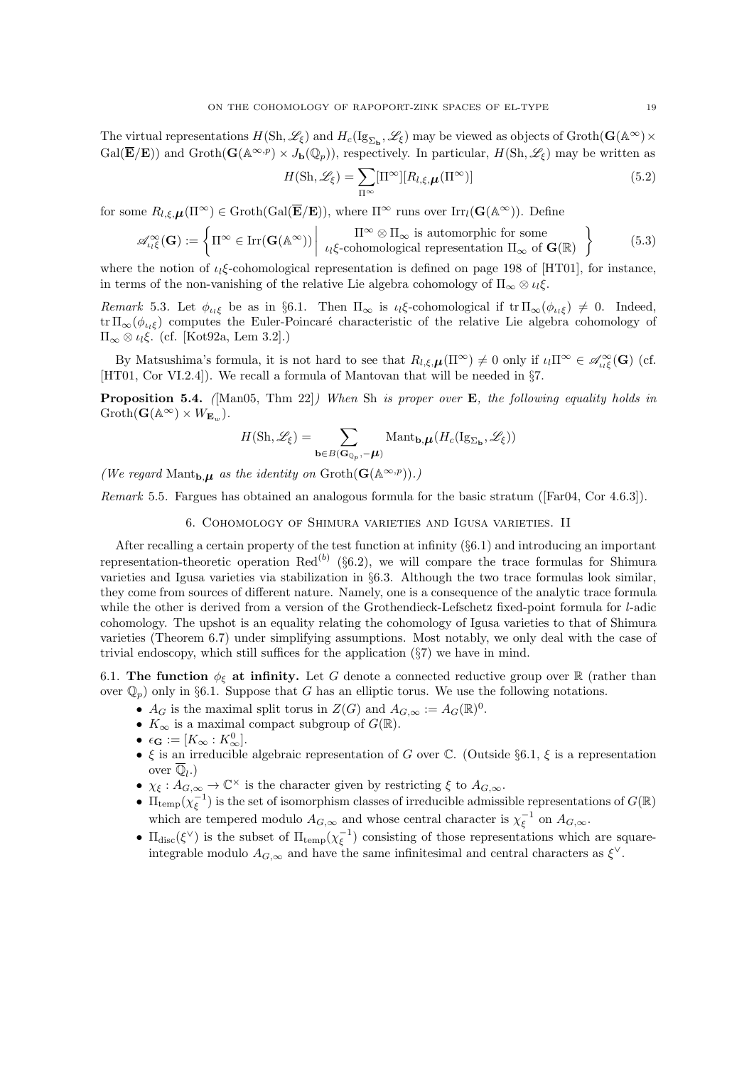The virtual representations $H(\mathrm{Sh}, \mathscr{L}_\xi)$ and $H_c(\mathrm{Ig}_{\Sigma_{\mathbf{b}}}, \mathscr{L}_\xi)$ may be viewed as objects of $\mathrm{Groth}(\mathbf{G}(\mathbb{A}^\infty) \times \mathrm{Gal}(\overline{\mathbf{E}}/\mathbf{E}))$ and $\mathrm{Groth}(\mathbf{G}(\mathbb{A}^{\infty,p}) \times J_{\mathbf{b}}(\mathbb{Q}_p))$, respectively. In particular, $H(\mathrm{Sh}, \mathscr{L}_\xi)$ may be written as

$$H(\mathrm{Sh}, \mathscr{L}_\xi) = \sum_{\Pi^\infty} [\Pi^\infty][R_{l,\xi,\boldsymbol{\mu}}(\Pi^\infty)] \tag{5.2}$$

for some $R_{l,\xi,\boldsymbol{\mu}}(\Pi^\infty) \in \mathrm{Groth}(\mathrm{Gal}(\overline{\mathbf{E}}/\mathbf{E}))$, where $\Pi^\infty$ runs over $\mathrm{Irr}_l(\mathbf{G}(\mathbb{A}^\infty))$. Define

$$\mathscr{A}^\infty_{\iota_l\xi}(\mathbf{G}) := \left\{ \Pi^\infty \in \mathrm{Irr}(\mathbf{G}(\mathbb{A}^\infty)) \;\middle|\; \begin{array}{c} \Pi^\infty \otimes \Pi_\infty \text{ is automorphic for some} \\ \iota_l\xi\text{-cohomological representation } \Pi_\infty \text{ of } \mathbf{G}(\mathbb{R}) \end{array} \right\} \tag{5.3}$$

where the notion of $\iota_l\xi$-cohomological representation is defined on page 198 of [HT01], for instance, in terms of the non-vanishing of the relative Lie algebra cohomology of $\Pi_\infty \otimes \iota_l\xi$.

*Remark* 5.3. Let $\phi_{\iota_l\xi}$ be as in §6.1. Then $\Pi_\infty$ is $\iota_l\xi$-cohomological if $\mathrm{tr}\,\Pi_\infty(\phi_{\iota_l\xi}) \neq 0$. Indeed, $\mathrm{tr}\,\Pi_\infty(\phi_{\iota_l\xi})$ computes the Euler-Poincaré characteristic of the relative Lie algebra cohomology of $\Pi_\infty \otimes \iota_l\xi$. (cf. [Kot92a, Lem 3.2].)

By Matsushima's formula, it is not hard to see that $R_{l,\xi,\boldsymbol{\mu}}(\Pi^\infty) \neq 0$ only if $\iota_l\Pi^\infty \in \mathscr{A}^\infty_{\iota_l\xi}(\mathbf{G})$ (cf. [HT01, Cor VI.2.4]). We recall a formula of Mantovan that will be needed in §7.

**Proposition 5.4.** *([Man05, Thm 22]) When* Sh *is proper over* $\mathbf{E}$*, the following equality holds in* $\mathrm{Groth}(\mathbf{G}(\mathbb{A}^\infty) \times W_{\mathbf{E}_w})$.

$$H(\mathrm{Sh}, \mathscr{L}_\xi) = \sum_{\mathbf{b} \in B(\mathbf{G}_{\mathbb{Q}_p}, -\boldsymbol{\mu})} \mathrm{Mant}_{\mathbf{b},\boldsymbol{\mu}}(H_c(\mathrm{Ig}_{\Sigma_{\mathbf{b}}}, \mathscr{L}_\xi))$$

*(We regard* $\mathrm{Mant}_{\mathbf{b},\boldsymbol{\mu}}$ *as the identity on* $\mathrm{Groth}(\mathbf{G}(\mathbb{A}^{\infty,p}))$*.)*

*Remark* 5.5. Fargues has obtained an analogous formula for the basic stratum ([Far04, Cor 4.6.3]).

## 6. Cohomology of Shimura varieties and Igusa varieties. II

After recalling a certain property of the test function at infinity (§6.1) and introducing an important representation-theoretic operation $\mathrm{Red}^{(b)}$ (§6.2), we will compare the trace formulas for Shimura varieties and Igusa varieties via stabilization in §6.3. Although the two trace formulas look similar, they come from sources of different nature. Namely, one is a consequence of the analytic trace formula while the other is derived from a version of the Grothendieck-Lefschetz fixed-point formula for $l$-adic cohomology. The upshot is an equality relating the cohomology of Igusa varieties to that of Shimura varieties (Theorem 6.7) under simplifying assumptions. Most notably, we only deal with the case of trivial endoscopy, which still suffices for the application (§7) we have in mind.

6.1. **The function $\phi_\xi$ at infinity.** Let $G$ denote a connected reductive group over $\mathbb{R}$ (rather than over $\mathbb{Q}_p$) only in §6.1. Suppose that $G$ has an elliptic torus. We use the following notations.

- $A_G$ is the maximal split torus in $Z(G)$ and $A_{G,\infty} := A_G(\mathbb{R})^0$.
- $K_\infty$ is a maximal compact subgroup of $G(\mathbb{R})$.
- $\epsilon_{\mathbf{G}} := [K_\infty : K^0_\infty]$.
- $\xi$ is an irreducible algebraic representation of $G$ over $\mathbb{C}$. (Outside §6.1, $\xi$ is a representation over $\overline{\mathbb{Q}}_l$.)
- $\chi_\xi : A_{G,\infty} \to \mathbb{C}^\times$ is the character given by restricting $\xi$ to $A_{G,\infty}$.
- $\Pi_{\mathrm{temp}}(\chi_\xi^{-1})$ is the set of isomorphism classes of irreducible admissible representations of $G(\mathbb{R})$ which are tempered modulo $A_{G,\infty}$ and whose central character is $\chi_\xi^{-1}$ on $A_{G,\infty}$.
- $\Pi_{\mathrm{disc}}(\xi^\vee)$ is the subset of $\Pi_{\mathrm{temp}}(\chi_\xi^{-1})$ consisting of those representations which are square-integrable modulo $A_{G,\infty}$ and have the same infinitesimal and central characters as $\xi^\vee$.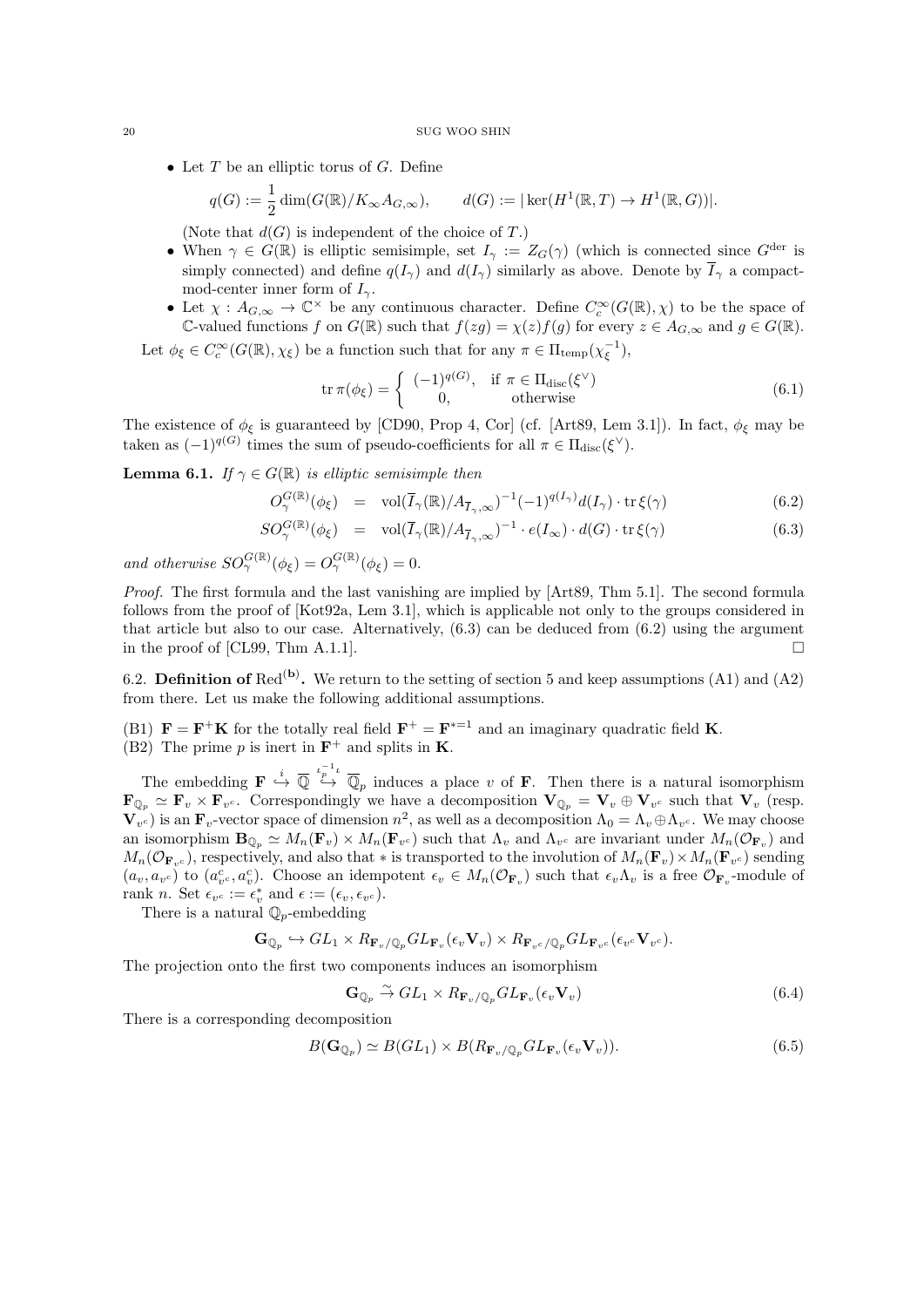- Let $T$ be an elliptic torus of $G$. Define

$$q(G) := \frac{1}{2}\dim(G(\mathbb{R})/K_\infty A_{G,\infty}), \qquad d(G) := |\ker(H^1(\mathbb{R},T)\to H^1(\mathbb{R},G))|.$$

(Note that $d(G)$ is independent of the choice of $T$.)
- When $\gamma \in G(\mathbb{R})$ is elliptic semisimple, set $I_\gamma := Z_G(\gamma)$ (which is connected since $G^{\mathrm{der}}$ is simply connected) and define $q(I_\gamma)$ and $d(I_\gamma)$ similarly as above. Denote by $\overline{I}_\gamma$ a compact-mod-center inner form of $I_\gamma$.
- Let $\chi : A_{G,\infty} \to \mathbb{C}^\times$ be any continuous character. Define $C_c^\infty(G(\mathbb{R}),\chi)$ to be the space of $\mathbb{C}$-valued functions $f$ on $G(\mathbb{R})$ such that $f(zg) = \chi(z)f(g)$ for every $z \in A_{G,\infty}$ and $g \in G(\mathbb{R})$.

Let $\phi_\xi \in C_c^\infty(G(\mathbb{R}),\chi_\xi)$ be a function such that for any $\pi \in \Pi_{\mathrm{temp}}(\chi_\xi^{-1})$,

$$\operatorname{tr}\pi(\phi_\xi) = \begin{cases} (-1)^{q(G)}, & \text{if } \pi \in \Pi_{\mathrm{disc}}(\xi^\vee) \\ 0, & \text{otherwise} \end{cases} \tag{6.1}$$

The existence of $\phi_\xi$ is guaranteed by [CD90, Prop 4, Cor] (cf. [Art89, Lem 3.1]). In fact, $\phi_\xi$ may be taken as $(-1)^{q(G)}$ times the sum of pseudo-coefficients for all $\pi \in \Pi_{\mathrm{disc}}(\xi^\vee)$.

**Lemma 6.1.** *If $\gamma \in G(\mathbb{R})$ is elliptic semisimple then*

$$O_\gamma^{G(\mathbb{R})}(\phi_\xi) = \mathrm{vol}(\overline{I}_\gamma(\mathbb{R})/A_{\overline{I}_\gamma,\infty})^{-1}(-1)^{q(I_\gamma)}d(I_\gamma)\cdot \operatorname{tr}\xi(\gamma) \tag{6.2}$$

$$SO_\gamma^{G(\mathbb{R})}(\phi_\xi) = \mathrm{vol}(\overline{I}_\gamma(\mathbb{R})/A_{\overline{I}_\gamma,\infty})^{-1}\cdot e(I_\infty)\cdot d(G)\cdot \operatorname{tr}\xi(\gamma) \tag{6.3}$$

*and otherwise $SO_\gamma^{G(\mathbb{R})}(\phi_\xi) = O_\gamma^{G(\mathbb{R})}(\phi_\xi) = 0$.*

*Proof.* The first formula and the last vanishing are implied by [Art89, Thm 5.1]. The second formula follows from the proof of [Kot92a, Lem 3.1], which is applicable not only to the groups considered in that article but also to our case. Alternatively, (6.3) can be deduced from (6.2) using the argument in the proof of [CL99, Thm A.1.1]. □

6.2. **Definition of** $\mathrm{Red}^{(\mathbf{b})}$**.** We return to the setting of section 5 and keep assumptions (A1) and (A2) from there. Let us make the following additional assumptions.

(B1) $\mathbf{F} = \mathbf{F}^+\mathbf{K}$ for the totally real field $\mathbf{F}^+ = \mathbf{F}^{*=1}$ and an imaginary quadratic field $\mathbf{K}$.
(B2) The prime $p$ is inert in $\mathbf{F}^+$ and splits in $\mathbf{K}$.

The embedding $\mathbf{F} \overset{i}{\hookrightarrow} \overline{\mathbb{Q}} \overset{\iota_p^{-1}\iota}{\hookrightarrow} \overline{\mathbb{Q}}_p$ induces a place $v$ of $\mathbf{F}$. Then there is a natural isomorphism $\mathbf{F}_{\mathbb{Q}_p} \simeq \mathbf{F}_v \times \mathbf{F}_{v^c}$. Correspondingly we have a decomposition $\mathbf{V}_{\mathbb{Q}_p} = \mathbf{V}_v \oplus \mathbf{V}_{v^c}$ such that $\mathbf{V}_v$ (resp. $\mathbf{V}_{v^c}$) is an $\mathbf{F}_v$-vector space of dimension $n^2$, as well as a decomposition $\Lambda_0 = \Lambda_v \oplus \Lambda_{v^c}$. We may choose an isomorphism $\mathbf{B}_{\mathbb{Q}_p} \simeq M_n(\mathbf{F}_v) \times M_n(\mathbf{F}_{v^c})$ such that $\Lambda_v$ and $\Lambda_{v^c}$ are invariant under $M_n(\mathcal{O}_{\mathbf{F}_v})$ and $M_n(\mathcal{O}_{\mathbf{F}_{v^c}})$, respectively, and also that $*$ is transported to the involution of $M_n(\mathbf{F}_v)\times M_n(\mathbf{F}_{v^c})$ sending $(a_v, a_{v^c})$ to $(a_{v^c}^c, a_v^c)$. Choose an idempotent $\epsilon_v \in M_n(\mathcal{O}_{\mathbf{F}_v})$ such that $\epsilon_v\Lambda_v$ is a free $\mathcal{O}_{\mathbf{F}_v}$-module of rank $n$. Set $\epsilon_{v^c} := \epsilon_v^*$ and $\epsilon := (\epsilon_v, \epsilon_{v^c})$.

There is a natural $\mathbb{Q}_p$-embedding

$$\mathbf{G}_{\mathbb{Q}_p} \hookrightarrow GL_1 \times R_{\mathbf{F}_v/\mathbb{Q}_p}GL_{\mathbf{F}_v}(\epsilon_v\mathbf{V}_v)\times R_{\mathbf{F}_{v^c}/\mathbb{Q}_p}GL_{\mathbf{F}_{v^c}}(\epsilon_{v^c}\mathbf{V}_{v^c}).$$

The projection onto the first two components induces an isomorphism

$$\mathbf{G}_{\mathbb{Q}_p} \overset{\sim}{\to} GL_1 \times R_{\mathbf{F}_v/\mathbb{Q}_p}GL_{\mathbf{F}_v}(\epsilon_v\mathbf{V}_v) \tag{6.4}$$

There is a corresponding decomposition

$$B(\mathbf{G}_{\mathbb{Q}_p}) \simeq B(GL_1)\times B(R_{\mathbf{F}_v/\mathbb{Q}_p}GL_{\mathbf{F}_v}(\epsilon_v\mathbf{V}_v)). \tag{6.5}$$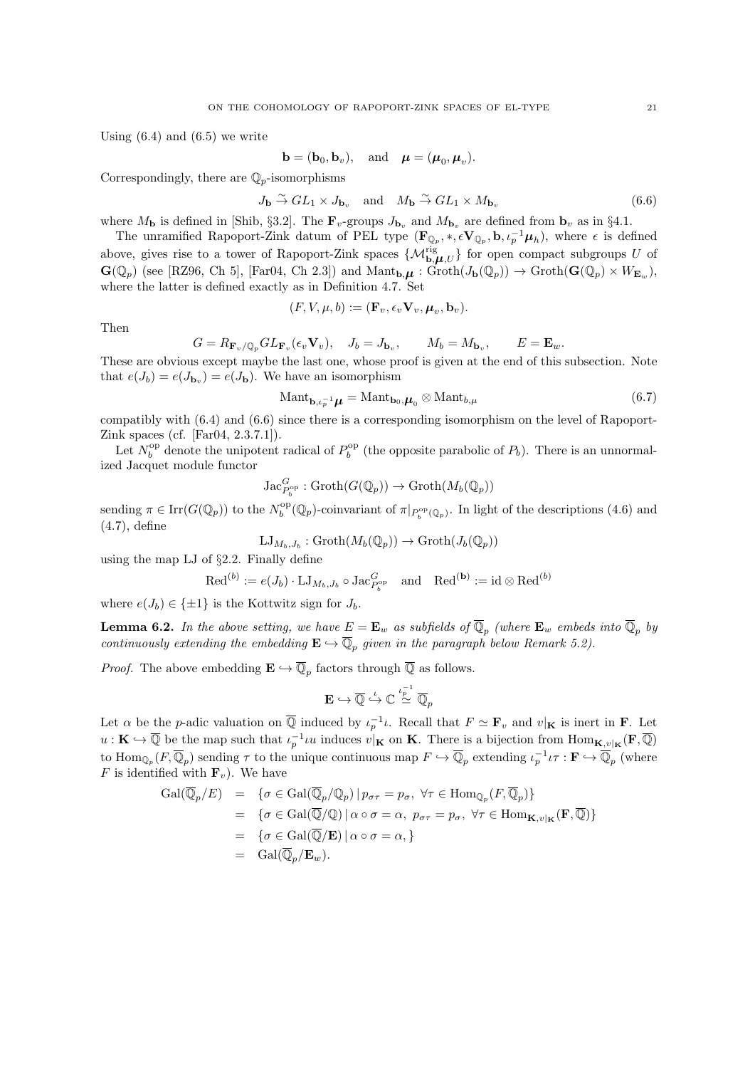Using (6.4) and (6.5) we write

$$\mathbf{b} = (\mathbf{b}_0, \mathbf{b}_v), \quad \text{and} \quad \boldsymbol{\mu} = (\boldsymbol{\mu}_0, \boldsymbol{\mu}_v).$$

Correspondingly, there are $\mathbb{Q}_p$-isomorphisms

$$J_{\mathbf{b}} \overset{\sim}{\to} GL_1 \times J_{\mathbf{b}_v} \quad \text{and} \quad M_{\mathbf{b}} \overset{\sim}{\to} GL_1 \times M_{\mathbf{b}_v} \tag{6.6}$$

where $M_{\mathbf{b}}$ is defined in [Shib, §3.2]. The $\mathbf{F}_v$-groups $J_{\mathbf{b}_v}$ and $M_{\mathbf{b}_v}$ are defined from $\mathbf{b}_v$ as in §4.1.

The unramified Rapoport-Zink datum of PEL type $(\mathbf{F}_{\mathbb{Q}_p}, *, \epsilon\mathbf{V}_{\mathbb{Q}_p}, \mathbf{b}, \iota_p^{-1}\boldsymbol{\mu}_h)$, where $\epsilon$ is defined above, gives rise to a tower of Rapoport-Zink spaces $\{\mathcal{M}^{\mathrm{rig}}_{\mathbf{b},\boldsymbol{\mu},U}\}$ for open compact subgroups $U$ of $\mathbf{G}(\mathbb{Q}_p)$ (see [RZ96, Ch 5], [Far04, Ch 2.3]) and $\mathrm{Mant}_{\mathbf{b},\boldsymbol{\mu}} : \mathrm{Groth}(J_{\mathbf{b}}(\mathbb{Q}_p)) \to \mathrm{Groth}(\mathbf{G}(\mathbb{Q}_p) \times W_{\mathbf{E}_w})$, where the latter is defined exactly as in Definition 4.7. Set

$$(F, V, \mu, b) := (\mathbf{F}_v, \epsilon_v \mathbf{V}_v, \boldsymbol{\mu}_v, \mathbf{b}_v).$$

Then

$$G = R_{\mathbf{F}_v/\mathbb{Q}_p} GL_{\mathbf{F}_v}(\epsilon_v \mathbf{V}_v), \quad J_b = J_{\mathbf{b}_v}, \qquad M_b = M_{\mathbf{b}_v}, \qquad E = \mathbf{E}_w.$$

These are obvious except maybe the last one, whose proof is given at the end of this subsection. Note that $e(J_b) = e(J_{\mathbf{b}_v}) = e(J_{\mathbf{b}})$. We have an isomorphism

$$\mathrm{Mant}_{\mathbf{b},\iota_p^{-1}\boldsymbol{\mu}} = \mathrm{Mant}_{\mathbf{b}_0,\boldsymbol{\mu}_0} \otimes \mathrm{Mant}_{b,\mu} \tag{6.7}$$

compatibly with (6.4) and (6.6) since there is a corresponding isomorphism on the level of Rapoport-Zink spaces (cf. [Far04, 2.3.7.1]).

Let $N_b^{\mathrm{op}}$ denote the unipotent radical of $P_b^{\mathrm{op}}$ (the opposite parabolic of $P_b$). There is an unnormalized Jacquet module functor

$$\mathrm{Jac}^G_{P_b^{\mathrm{op}}} : \mathrm{Groth}(G(\mathbb{Q}_p)) \to \mathrm{Groth}(M_b(\mathbb{Q}_p))$$

sending $\pi \in \mathrm{Irr}(G(\mathbb{Q}_p))$ to the $N_b^{\mathrm{op}}(\mathbb{Q}_p)$-coinvariant of $\pi|_{P_b^{\mathrm{op}}(\mathbb{Q}_p)}$. In light of the descriptions (4.6) and (4.7), define

$$\mathrm{LJ}_{M_b,J_b} : \mathrm{Groth}(M_b(\mathbb{Q}_p)) \to \mathrm{Groth}(J_b(\mathbb{Q}_p))$$

using the map LJ of §2.2. Finally define

$$\mathrm{Red}^{(b)} := e(J_b) \cdot \mathrm{LJ}_{M_b,J_b} \circ \mathrm{Jac}^G_{P_b^{\mathrm{op}}} \quad \text{and} \quad \mathrm{Red}^{(\mathbf{b})} := \mathrm{id} \otimes \mathrm{Red}^{(b)}$$

where $e(J_b) \in \{\pm 1\}$ is the Kottwitz sign for $J_b$.

**Lemma 6.2.** *In the above setting, we have $E = \mathbf{E}_w$ as subfields of $\overline{\mathbb{Q}}_p$ (where $\mathbf{E}_w$ embeds into $\overline{\mathbb{Q}}_p$ by continuously extending the embedding $\mathbf{E} \hookrightarrow \overline{\mathbb{Q}}_p$ given in the paragraph below Remark 5.2).*

*Proof.* The above embedding $\mathbf{E} \hookrightarrow \overline{\mathbb{Q}}_p$ factors through $\overline{\mathbb{Q}}$ as follows.

$$\mathbf{E} \hookrightarrow \overline{\mathbb{Q}} \overset{\iota}{\hookrightarrow} \mathbb{C} \overset{\iota_p^{-1}}{\simeq} \overline{\mathbb{Q}}_p$$

Let $\alpha$ be the $p$-adic valuation on $\overline{\mathbb{Q}}$ induced by $\iota_p^{-1}\iota$. Recall that $F \simeq \mathbf{F}_v$ and $v|_{\mathbf{K}}$ is inert in $\mathbf{F}$. Let $u : \mathbf{K} \hookrightarrow \overline{\mathbb{Q}}$ be the map such that $\iota_p^{-1}\iota u$ induces $v|_{\mathbf{K}}$ on $\mathbf{K}$. There is a bijection from $\mathrm{Hom}_{\mathbf{K},v|_{\mathbf{K}}}(\mathbf{F}, \overline{\mathbb{Q}})$ to $\mathrm{Hom}_{\mathbb{Q}_p}(F, \overline{\mathbb{Q}}_p)$ sending $\tau$ to the unique continuous map $F \hookrightarrow \overline{\mathbb{Q}}_p$ extending $\iota_p^{-1}\iota\tau : \mathbf{F} \hookrightarrow \overline{\mathbb{Q}}_p$ (where $F$ is identified with $\mathbf{F}_v$). We have

$$\begin{aligned}
\mathrm{Gal}(\overline{\mathbb{Q}}_p/E) &= \{\sigma \in \mathrm{Gal}(\overline{\mathbb{Q}}_p/\mathbb{Q}_p) \,|\, p_{\sigma\tau} = p_\sigma, \ \forall \tau \in \mathrm{Hom}_{\mathbb{Q}_p}(F, \overline{\mathbb{Q}}_p)\} \\
&= \{\sigma \in \mathrm{Gal}(\overline{\mathbb{Q}}/\mathbb{Q}) \,|\, \alpha \circ \sigma = \alpha, \ p_{\sigma\tau} = p_\sigma, \ \forall \tau \in \mathrm{Hom}_{\mathbf{K},v|_{\mathbf{K}}}(\mathbf{F}, \overline{\mathbb{Q}})\} \\
&= \{\sigma \in \mathrm{Gal}(\overline{\mathbb{Q}}/\mathbf{E}) \,|\, \alpha \circ \sigma = \alpha, \} \\
&= \mathrm{Gal}(\overline{\mathbb{Q}}_p/\mathbf{E}_w).
\end{aligned}$$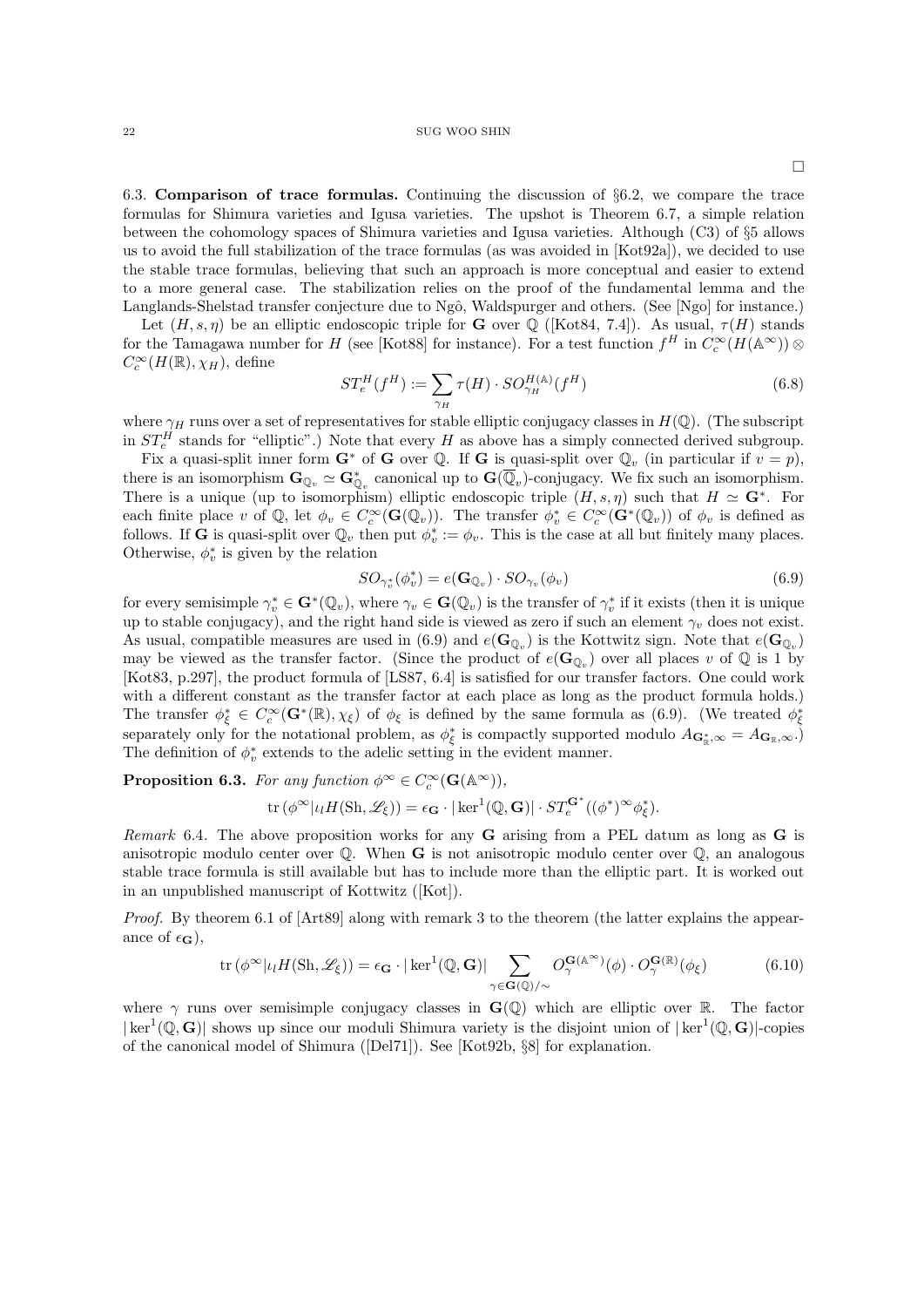□

**6.3. Comparison of trace formulas.** Continuing the discussion of §6.2, we compare the trace formulas for Shimura varieties and Igusa varieties. The upshot is Theorem 6.7, a simple relation between the cohomology spaces of Shimura varieties and Igusa varieties. Although (C3) of §5 allows us to avoid the full stabilization of the trace formulas (as was avoided in [Kot92a]), we decided to use the stable trace formulas, believing that such an approach is more conceptual and easier to extend to a more general case. The stabilization relies on the proof of the fundamental lemma and the Langlands-Shelstad transfer conjecture due to Ngô, Waldspurger and others. (See [Ngo] for instance.)

Let $(H, s, \eta)$ be an elliptic endoscopic triple for $\mathbf{G}$ over $\mathbb{Q}$ ([Kot84, 7.4]). As usual, $\tau(H)$ stands for the Tamagawa number for $H$ (see [Kot88] for instance). For a test function $f^H$ in $C_c^\infty(H(\mathbb{A}^\infty)) \otimes C_c^\infty(H(\mathbb{R}), \chi_H)$, define

$$ST_e^H(f^H) := \sum_{\gamma_H} \tau(H) \cdot SO_{\gamma_H}^{H(\mathbb{A})}(f^H) \tag{6.8}$$

where $\gamma_H$ runs over a set of representatives for stable elliptic conjugacy classes in $H(\mathbb{Q})$. (The subscript in $ST_e^H$ stands for "elliptic".) Note that every $H$ as above has a simply connected derived subgroup.

Fix a quasi-split inner form $\mathbf{G}^*$ of $\mathbf{G}$ over $\mathbb{Q}$. If $\mathbf{G}$ is quasi-split over $\mathbb{Q}_v$ (in particular if $v = p$), there is an isomorphism $\mathbf{G}_{\mathbb{Q}_v} \simeq \mathbf{G}^*_{\mathbb{Q}_v}$ canonical up to $\mathbf{G}(\overline{\mathbb{Q}}_v)$-conjugacy. We fix such an isomorphism. There is a unique (up to isomorphism) elliptic endoscopic triple $(H, s, \eta)$ such that $H \simeq \mathbf{G}^*$. For each finite place $v$ of $\mathbb{Q}$, let $\phi_v \in C_c^\infty(\mathbf{G}(\mathbb{Q}_v))$. The transfer $\phi_v^* \in C_c^\infty(\mathbf{G}^*(\mathbb{Q}_v))$ of $\phi_v$ is defined as follows. If $\mathbf{G}$ is quasi-split over $\mathbb{Q}_v$ then put $\phi_v^* := \phi_v$. This is the case at all but finitely many places. Otherwise, $\phi_v^*$ is given by the relation

$$SO_{\gamma_v^*}(\phi_v^*) = e(\mathbf{G}_{\mathbb{Q}_v}) \cdot SO_{\gamma_v}(\phi_v) \tag{6.9}$$

for every semisimple $\gamma_v^* \in \mathbf{G}^*(\mathbb{Q}_v)$, where $\gamma_v \in \mathbf{G}(\mathbb{Q}_v)$ is the transfer of $\gamma_v^*$ if it exists (then it is unique up to stable conjugacy), and the right hand side is viewed as zero if such an element $\gamma_v$ does not exist. As usual, compatible measures are used in (6.9) and $e(\mathbf{G}_{\mathbb{Q}_v})$ is the Kottwitz sign. Note that $e(\mathbf{G}_{\mathbb{Q}_v})$ may be viewed as the transfer factor. (Since the product of $e(\mathbf{G}_{\mathbb{Q}_v})$ over all places $v$ of $\mathbb{Q}$ is 1 by [Kot83, p.297], the product formula of [LS87, 6.4] is satisfied for our transfer factors. One could work with a different constant as the transfer factor at each place as long as the product formula holds.) The transfer $\phi_\xi^* \in C_c^\infty(\mathbf{G}^*(\mathbb{R}), \chi_\xi)$ of $\phi_\xi$ is defined by the same formula as (6.9). (We treated $\phi_\xi^*$ separately only for the notational problem, as $\phi_\xi^*$ is compactly supported modulo $A_{\mathbf{G}^*_{\mathbb{R}},\infty} = A_{\mathbf{G}_{\mathbb{R}},\infty}$.) The definition of $\phi_v^*$ extends to the adelic setting in the evident manner.

**Proposition 6.3.** *For any function* $\phi^\infty \in C_c^\infty(\mathbf{G}(\mathbb{A}^\infty))$,

$$\mathrm{tr}\,(\phi^\infty | \iota_l H(\mathrm{Sh}, \mathscr{L}_\xi)) = \epsilon_{\mathbf{G}} \cdot |\ker^1(\mathbb{Q}, \mathbf{G})| \cdot ST_e^{\mathbf{G}^*}((\phi^*)^\infty \phi_\xi^*).$$

*Remark* 6.4. The above proposition works for any $\mathbf{G}$ arising from a PEL datum as long as $\mathbf{G}$ is anisotropic modulo center over $\mathbb{Q}$. When $\mathbf{G}$ is not anisotropic modulo center over $\mathbb{Q}$, an analogous stable trace formula is still available but has to include more than the elliptic part. It is worked out in an unpublished manuscript of Kottwitz ([Kot]).

*Proof.* By theorem 6.1 of [Art89] along with remark 3 to the theorem (the latter explains the appearance of $\epsilon_{\mathbf{G}}$),

$$\mathrm{tr}\,(\phi^\infty | \iota_l H(\mathrm{Sh}, \mathscr{L}_\xi)) = \epsilon_{\mathbf{G}} \cdot |\ker^1(\mathbb{Q}, \mathbf{G})| \sum_{\gamma \in \mathbf{G}(\mathbb{Q})/\sim} O_\gamma^{\mathbf{G}(\mathbb{A}^\infty)}(\phi) \cdot O_\gamma^{\mathbf{G}(\mathbb{R})}(\phi_\xi) \tag{6.10}$$

where $\gamma$ runs over semisimple conjugacy classes in $\mathbf{G}(\mathbb{Q})$ which are elliptic over $\mathbb{R}$. The factor $|\ker^1(\mathbb{Q}, \mathbf{G})|$ shows up since our moduli Shimura variety is the disjoint union of $|\ker^1(\mathbb{Q}, \mathbf{G})|$-copies of the canonical model of Shimura ([Del71]). See [Kot92b, §8] for explanation.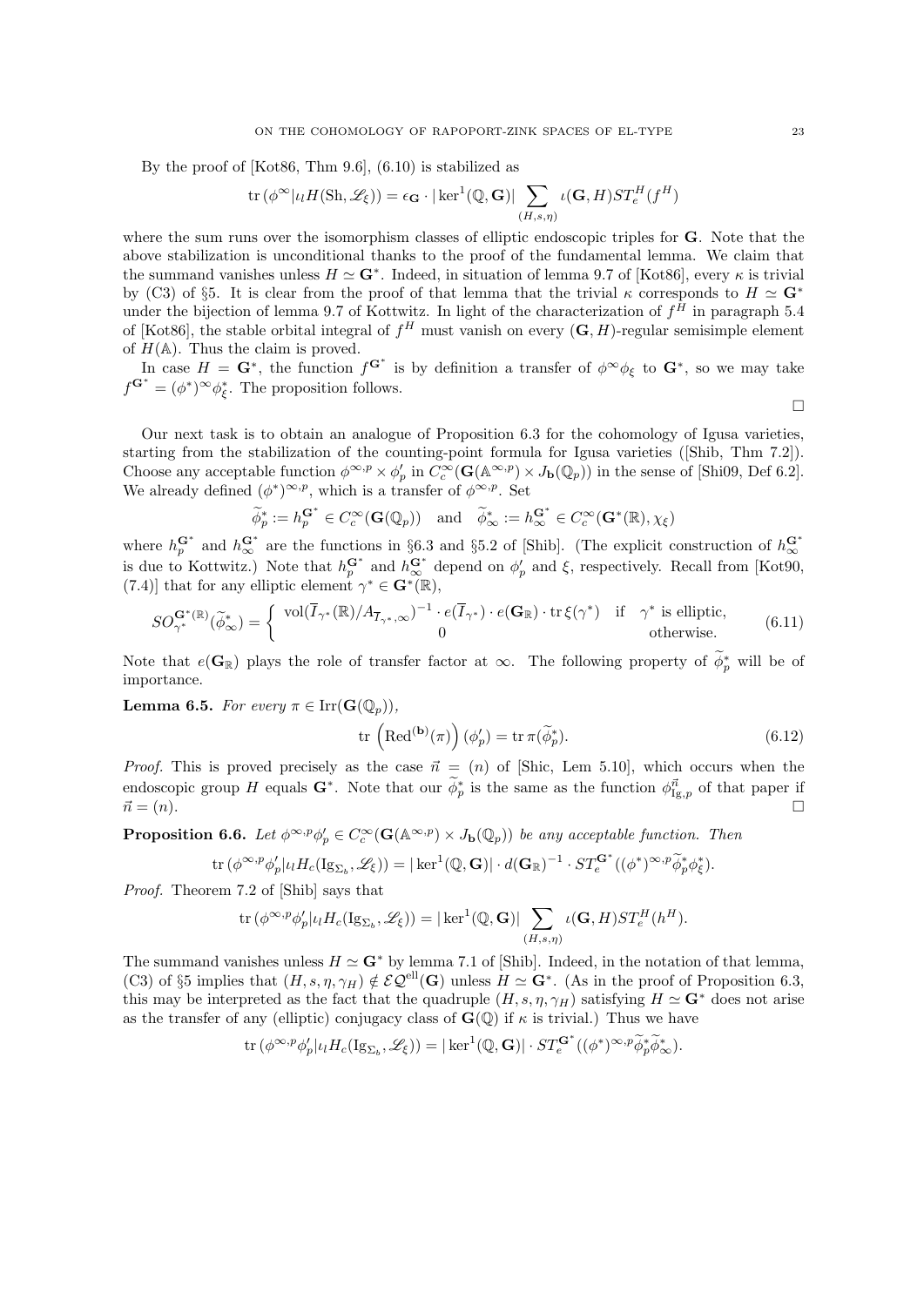By the proof of [Kot86, Thm 9.6], (6.10) is stabilized as

$$\operatorname{tr}(\phi^\infty | \iota_l H(\mathrm{Sh}, \mathscr{L}_\xi)) = \epsilon_{\mathbf{G}} \cdot |\ker^1(\mathbb{Q}, \mathbf{G})| \sum_{(H,s,\eta)} \iota(\mathbf{G}, H) ST_e^H(f^H)$$

where the sum runs over the isomorphism classes of elliptic endoscopic triples for $\mathbf{G}$. Note that the above stabilization is unconditional thanks to the proof of the fundamental lemma. We claim that the summand vanishes unless $H \simeq \mathbf{G}^*$. Indeed, in situation of lemma 9.7 of [Kot86], every $\kappa$ is trivial by (C3) of §5. It is clear from the proof of that lemma that the trivial $\kappa$ corresponds to $H \simeq \mathbf{G}^*$ under the bijection of lemma 9.7 of Kottwitz. In light of the characterization of $f^H$ in paragraph 5.4 of [Kot86], the stable orbital integral of $f^H$ must vanish on every $(\mathbf{G}, H)$-regular semisimple element of $H(\mathbb{A})$. Thus the claim is proved.

In case $H = \mathbf{G}^*$, the function $f^{\mathbf{G}^*}$ is by definition a transfer of $\phi^\infty \phi_\xi$ to $\mathbf{G}^*$, so we may take $f^{\mathbf{G}^*} = (\phi^*)^\infty \phi_\xi^*$. The proposition follows. $\square$

Our next task is to obtain an analogue of Proposition 6.3 for the cohomology of Igusa varieties, starting from the stabilization of the counting-point formula for Igusa varieties ([Shib, Thm 7.2]). Choose any acceptable function $\phi^{\infty,p} \times \phi_p'$ in $C_c^\infty(\mathbf{G}(\mathbb{A}^{\infty,p}) \times J_{\mathbf{b}}(\mathbb{Q}_p))$ in the sense of [Shi09, Def 6.2]. We already defined $(\phi^*)^{\infty,p}$, which is a transfer of $\phi^{\infty,p}$. Set

$$\widetilde{\phi}_p^* := h_p^{\mathbf{G}^*} \in C_c^\infty(\mathbf{G}(\mathbb{Q}_p)) \quad \text{and} \quad \widetilde{\phi}_\infty^* := h_\infty^{\mathbf{G}^*} \in C_c^\infty(\mathbf{G}^*(\mathbb{R}), \chi_\xi)$$

where $h_p^{\mathbf{G}^*}$ and $h_\infty^{\mathbf{G}^*}$ are the functions in §6.3 and §5.2 of [Shib]. (The explicit construction of $h_\infty^{\mathbf{G}^*}$ is due to Kottwitz.) Note that $h_p^{\mathbf{G}^*}$ and $h_\infty^{\mathbf{G}^*}$ depend on $\phi_p'$ and $\xi$, respectively. Recall from [Kot90, (7.4)] that for any elliptic element $\gamma^* \in \mathbf{G}^*(\mathbb{R})$,

$$SO_{\gamma^*}^{\mathbf{G}^*(\mathbb{R})}(\widetilde{\phi}_\infty^*) = \begin{cases} \operatorname{vol}(\overline{I}_{\gamma^*}(\mathbb{R})/A_{\overline{I}_{\gamma^*},\infty})^{-1} \cdot e(\overline{I}_{\gamma^*}) \cdot e(\mathbf{G}_{\mathbb{R}}) \cdot \operatorname{tr} \xi(\gamma^*) & \text{if } \gamma^* \text{ is elliptic,} \\ 0 & \text{otherwise.} \end{cases} \tag{6.11}$$

Note that $e(\mathbf{G}_{\mathbb{R}})$ plays the role of transfer factor at $\infty$. The following property of $\widetilde{\phi}_p^*$ will be of importance.

**Lemma 6.5.** *For every $\pi \in \operatorname{Irr}(\mathbf{G}(\mathbb{Q}_p))$,*

$$\operatorname{tr}\left(\operatorname{Red}^{(\mathbf{b})}(\pi)\right)(\phi_p') = \operatorname{tr} \pi(\widetilde{\phi}_p^*). \tag{6.12}$$

*Proof.* This is proved precisely as the case $\vec{n} = (n)$ of [Shic, Lem 5.10], which occurs when the endoscopic group $H$ equals $\mathbf{G}^*$. Note that our $\widetilde{\phi}_p^*$ is the same as the function $\phi_{\mathrm{Ig},p}^{\vec{n}}$ of that paper if $\vec{n} = (n)$. $\square$

**Proposition 6.6.** *Let $\phi^{\infty,p}\phi_p' \in C_c^\infty(\mathbf{G}(\mathbb{A}^{\infty,p}) \times J_{\mathbf{b}}(\mathbb{Q}_p))$ be any acceptable function. Then*

$$\operatorname{tr}(\phi^{\infty,p}\phi_p' | \iota_l H_c(\mathrm{Ig}_{\Sigma_b}, \mathscr{L}_\xi)) = |\ker^1(\mathbb{Q}, \mathbf{G})| \cdot d(\mathbf{G}_{\mathbb{R}})^{-1} \cdot ST_e^{\mathbf{G}^*}((\phi^*)^{\infty,p}\widetilde{\phi}_p^*\phi_\xi^*).$$

*Proof.* Theorem 7.2 of [Shib] says that

$$\operatorname{tr}(\phi^{\infty,p}\phi_p' | \iota_l H_c(\mathrm{Ig}_{\Sigma_b}, \mathscr{L}_\xi)) = |\ker^1(\mathbb{Q}, \mathbf{G})| \sum_{(H,s,\eta)} \iota(\mathbf{G}, H) ST_e^H(h^H).$$

The summand vanishes unless $H \simeq \mathbf{G}^*$ by lemma 7.1 of [Shib]. Indeed, in the notation of that lemma, (C3) of §5 implies that $(H, s, \eta, \gamma_H) \notin \mathcal{EQ}^{\mathrm{ell}}(\mathbf{G})$ unless $H \simeq \mathbf{G}^*$. (As in the proof of Proposition 6.3, this may be interpreted as the fact that the quadruple $(H, s, \eta, \gamma_H)$ satisfying $H \simeq \mathbf{G}^*$ does not arise as the transfer of any (elliptic) conjugacy class of $\mathbf{G}(\mathbb{Q})$ if $\kappa$ is trivial.) Thus we have

$$\operatorname{tr}(\phi^{\infty,p}\phi_p' | \iota_l H_c(\mathrm{Ig}_{\Sigma_b}, \mathscr{L}_\xi)) = |\ker^1(\mathbb{Q}, \mathbf{G})| \cdot ST_e^{\mathbf{G}^*}((\phi^*)^{\infty,p}\widetilde{\phi}_p^*\widetilde{\phi}_\infty^*).$$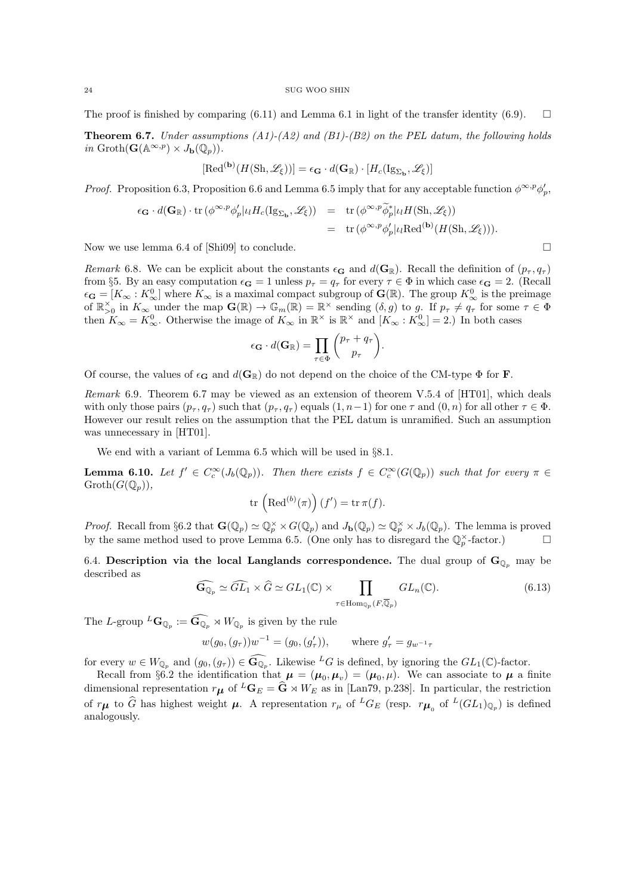The proof is finished by comparing (6.11) and Lemma 6.1 in light of the transfer identity (6.9). $\square$

**Theorem 6.7.** *Under assumptions (A1)-(A2) and (B1)-(B2) on the PEL datum, the following holds in* $\mathrm{Groth}(\mathbf{G}(\mathbb{A}^{\infty,p}) \times J_{\mathbf{b}}(\mathbb{Q}_p))$.

$$[\mathrm{Red}^{(\mathbf{b})}(H(\mathrm{Sh}, \mathscr{L}_\xi))] = \epsilon_{\mathbf{G}} \cdot d(\mathbf{G}_{\mathbb{R}}) \cdot [H_c(\mathrm{Ig}_{\Sigma_{\mathbf{b}}}, \mathscr{L}_\xi)]$$

*Proof.* Proposition 6.3, Proposition 6.6 and Lemma 6.5 imply that for any acceptable function $\phi^{\infty,p}\phi'_p$,

$$\begin{aligned}
\epsilon_{\mathbf{G}} \cdot d(\mathbf{G}_{\mathbb{R}}) \cdot \mathrm{tr}\,(\phi^{\infty,p}\phi'_p|\iota_l H_c(\mathrm{Ig}_{\Sigma_{\mathbf{b}}}, \mathscr{L}_\xi)) &= \mathrm{tr}\,(\phi^{\infty,p}\widetilde{\phi}^*_p|\iota_l H(\mathrm{Sh}, \mathscr{L}_\xi)) \\
&= \mathrm{tr}\,(\phi^{\infty,p}\phi'_p|\iota_l \mathrm{Red}^{(\mathbf{b})}(H(\mathrm{Sh}, \mathscr{L}_\xi))).
\end{aligned}$$

Now we use lemma 6.4 of [Shi09] to conclude. $\square$

*Remark* 6.8. We can be explicit about the constants $\epsilon_{\mathbf{G}}$ and $d(\mathbf{G}_{\mathbb{R}})$. Recall the definition of $(p_\tau, q_\tau)$ from §5. By an easy computation $\epsilon_{\mathbf{G}} = 1$ unless $p_\tau = q_\tau$ for every $\tau \in \Phi$ in which case $\epsilon_{\mathbf{G}} = 2$. (Recall $\epsilon_{\mathbf{G}} = [K_\infty : K^0_\infty]$ where $K_\infty$ is a maximal compact subgroup of $\mathbf{G}(\mathbb{R})$. The group $K^0_\infty$ is the preimage of $\mathbb{R}^\times_{>0}$ in $K_\infty$ under the map $\mathbf{G}(\mathbb{R}) \to \mathbb{G}_m(\mathbb{R}) = \mathbb{R}^\times$ sending $(\delta, g)$ to $g$. If $p_\tau \neq q_\tau$ for some $\tau \in \Phi$ then $K_\infty = K^0_\infty$. Otherwise the image of $K_\infty$ in $\mathbb{R}^\times$ is $\mathbb{R}^\times$ and $[K_\infty : K^0_\infty] = 2$.) In both cases

$$\epsilon_{\mathbf{G}} \cdot d(\mathbf{G}_{\mathbb{R}}) = \prod_{\tau \in \Phi} \binom{p_\tau + q_\tau}{p_\tau}.$$

Of course, the values of $\epsilon_{\mathbf{G}}$ and $d(\mathbf{G}_{\mathbb{R}})$ do not depend on the choice of the CM-type $\Phi$ for $\mathbf{F}$.

*Remark* 6.9. Theorem 6.7 may be viewed as an extension of theorem V.5.4 of [HT01], which deals with only those pairs $(p_\tau, q_\tau)$ such that $(p_\tau, q_\tau)$ equals $(1, n-1)$ for one $\tau$ and $(0, n)$ for all other $\tau \in \Phi$. However our result relies on the assumption that the PEL datum is unramified. Such an assumption was unnecessary in [HT01].

We end with a variant of Lemma 6.5 which will be used in §8.1.

**Lemma 6.10.** *Let $f' \in C^\infty_c(J_b(\mathbb{Q}_p))$. Then there exists $f \in C^\infty_c(G(\mathbb{Q}_p))$ such that for every $\pi \in \mathrm{Groth}(G(\mathbb{Q}_p))$,*

$$\mathrm{tr}\left(\mathrm{Red}^{(b)}(\pi)\right)(f') = \mathrm{tr}\,\pi(f).$$

*Proof.* Recall from §6.2 that $\mathbf{G}(\mathbb{Q}_p) \simeq \mathbb{Q}_p^\times \times G(\mathbb{Q}_p)$ and $J_{\mathbf{b}}(\mathbb{Q}_p) \simeq \mathbb{Q}_p^\times \times J_b(\mathbb{Q}_p)$. The lemma is proved by the same method used to prove Lemma 6.5. (One only has to disregard the $\mathbb{Q}_p^\times$-factor.) $\square$

6.4. **Description via the local Langlands correspondence.** The dual group of $\mathbf{G}_{\mathbb{Q}_p}$ may be described as

$$\widehat{\mathbf{G}_{\mathbb{Q}_p}} \simeq \widehat{GL_1} \times \widehat{G} \simeq GL_1(\mathbb{C}) \times \prod_{\tau \in \mathrm{Hom}_{\mathbb{Q}_p}(F, \overline{\mathbb{Q}}_p)} GL_n(\mathbb{C}). \tag{6.13}$$

The $L$-group ${}^L\mathbf{G}_{\mathbb{Q}_p} := \widehat{\mathbf{G}_{\mathbb{Q}_p}} \rtimes W_{\mathbb{Q}_p}$ is given by the rule

$$w(g_0, (g_\tau))w^{-1} = (g_0, (g'_\tau)), \qquad \text{where } g'_\tau = g_{w^{-1}\tau}$$

for every $w \in W_{\mathbb{Q}_p}$ and $(g_0, (g_\tau)) \in \widehat{\mathbf{G}_{\mathbb{Q}_p}}$. Likewise ${}^LG$ is defined, by ignoring the $GL_1(\mathbb{C})$-factor.

Recall from §6.2 the identification that $\boldsymbol{\mu} = (\boldsymbol{\mu}_0, \boldsymbol{\mu}_v) = (\boldsymbol{\mu}_0, \mu)$. We can associate to $\boldsymbol{\mu}$ a finite dimensional representation $r_{\boldsymbol{\mu}}$ of ${}^L\mathbf{G}_E = \widehat{\mathbf{G}} \rtimes W_E$ as in [Lan79, p.238]. In particular, the restriction of $r_{\boldsymbol{\mu}}$ to $\widehat{G}$ has highest weight $\boldsymbol{\mu}$. A representation $r_\mu$ of ${}^LG_E$ (resp. $r_{\boldsymbol{\mu}_0}$ of ${}^L(GL_1)_{\mathbb{Q}_p}$) is defined analogously.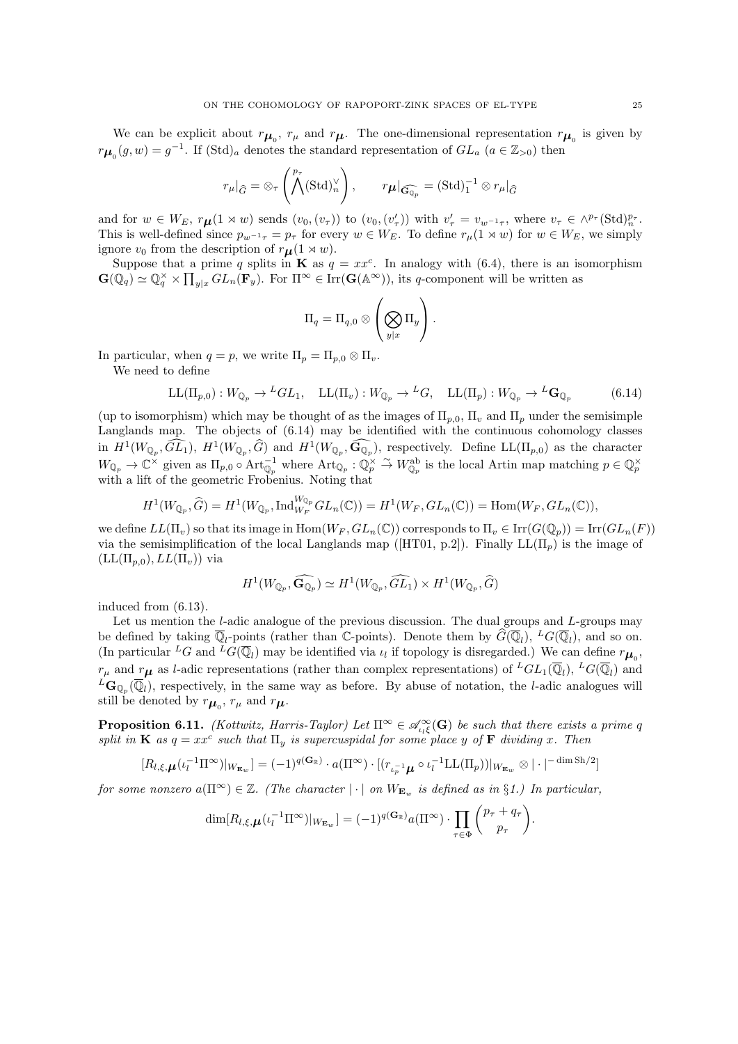We can be explicit about $r_{\boldsymbol{\mu}_0}$, $r_\mu$ and $r_{\boldsymbol{\mu}}$. The one-dimensional representation $r_{\boldsymbol{\mu}_0}$ is given by $r_{\boldsymbol{\mu}_0}(g,w)=g^{-1}$. If $(\mathrm{Std})_a$ denotes the standard representation of $GL_a$ ($a\in\mathbb{Z}_{>0}$) then

$$r_\mu|_{\widehat{G}}=\otimes_\tau\left(\bigwedge^{p_\tau}(\mathrm{Std})_n^\vee\right),\qquad r_{\boldsymbol{\mu}}|_{\widehat{\mathbf{G}_{\mathbb{Q}_p}}}=(\mathrm{Std})_1^{-1}\otimes r_\mu|_{\widehat{G}}$$

and for $w\in W_E$, $r_{\boldsymbol{\mu}}(1\rtimes w)$ sends $(v_0,(v_\tau))$ to $(v_0,(v'_\tau))$ with $v'_\tau=v_{w^{-1}\tau}$, where $v_\tau\in\wedge^{p_\tau}(\mathrm{Std})_n^{p_\tau}$. This is well-defined since $p_{w^{-1}\tau}=p_\tau$ for every $w\in W_E$. To define $r_\mu(1\rtimes w)$ for $w\in W_E$, we simply ignore $v_0$ from the description of $r_{\boldsymbol{\mu}}(1\rtimes w)$.

Suppose that a prime $q$ splits in $\mathbf{K}$ as $q=xx^c$. In analogy with (6.4), there is an isomorphism $\mathbf{G}(\mathbb{Q}_q)\simeq\mathbb{Q}_q^\times\times\prod_{y|x}GL_n(\mathbf{F}_y)$. For $\Pi^\infty\in\mathrm{Irr}(\mathbf{G}(\mathbb{A}^\infty))$, its $q$-component will be written as

$$\Pi_q=\Pi_{q,0}\otimes\left(\bigotimes_{y|x}\Pi_y\right).$$

In particular, when $q=p$, we write $\Pi_p=\Pi_{p,0}\otimes\Pi_v$.

We need to define

$$\mathrm{LL}(\Pi_{p,0}):W_{\mathbb{Q}_p}\to{}^LGL_1,\quad \mathrm{LL}(\Pi_v):W_{\mathbb{Q}_p}\to{}^LG,\quad \mathrm{LL}(\Pi_p):W_{\mathbb{Q}_p}\to{}^L\mathbf{G}_{\mathbb{Q}_p}\tag{6.14}$$

(up to isomorphism) which may be thought of as the images of $\Pi_{p,0}$, $\Pi_v$ and $\Pi_p$ under the semisimple Langlands map. The objects of (6.14) may be identified with the continuous cohomology classes in $H^1(W_{\mathbb{Q}_p},\widehat{GL_1})$, $H^1(W_{\mathbb{Q}_p},\widehat{G})$ and $H^1(W_{\mathbb{Q}_p},\widehat{\mathbf{G}_{\mathbb{Q}_p}})$, respectively. Define $\mathrm{LL}(\Pi_{p,0})$ as the character $W_{\mathbb{Q}_p}\to\mathbb{C}^\times$ given as $\Pi_{p,0}\circ\mathrm{Art}_{\mathbb{Q}_p}^{-1}$ where $\mathrm{Art}_{\mathbb{Q}_p}:\mathbb{Q}_p^\times\overset{\sim}{\to}W_{\mathbb{Q}_p}^{\mathrm{ab}}$ is the local Artin map matching $p\in\mathbb{Q}_p^\times$ with a lift of the geometric Frobenius. Noting that

$$H^1(W_{\mathbb{Q}_p},\widehat{G})=H^1(W_{\mathbb{Q}_p},\mathrm{Ind}_{W_F}^{W_{\mathbb{Q}_p}}GL_n(\mathbb{C}))=H^1(W_F,GL_n(\mathbb{C}))=\mathrm{Hom}(W_F,GL_n(\mathbb{C})),$$

we define $LL(\Pi_v)$ so that its image in $\mathrm{Hom}(W_F,GL_n(\mathbb{C}))$ corresponds to $\Pi_v\in\mathrm{Irr}(G(\mathbb{Q}_p))=\mathrm{Irr}(GL_n(F))$ via the semisimplification of the local Langlands map ([HT01, p.2]). Finally $\mathrm{LL}(\Pi_p)$ is the image of $(\mathrm{LL}(\Pi_{p,0}),LL(\Pi_v))$ via

$$H^1(W_{\mathbb{Q}_p},\widehat{\mathbf{G}_{\mathbb{Q}_p}})\simeq H^1(W_{\mathbb{Q}_p},\widehat{GL_1})\times H^1(W_{\mathbb{Q}_p},\widehat{G})$$

induced from (6.13).

Let us mention the $l$-adic analogue of the previous discussion. The dual groups and $L$-groups may be defined by taking $\overline{\mathbb{Q}}_l$-points (rather than $\mathbb{C}$-points). Denote them by $\widehat{G}(\overline{\mathbb{Q}}_l)$, ${}^LG(\overline{\mathbb{Q}}_l)$, and so on. (In particular ${}^LG$ and ${}^LG(\overline{\mathbb{Q}}_l)$ may be identified via $\iota_l$ if topology is disregarded.) We can define $r_{\boldsymbol{\mu}_0}$, $r_\mu$ and $r_{\boldsymbol{\mu}}$ as $l$-adic representations (rather than complex representations) of ${}^LGL_1(\overline{\mathbb{Q}}_l)$, ${}^LG(\overline{\mathbb{Q}}_l)$ and ${}^L\mathbf{G}_{\mathbb{Q}_p}(\overline{\mathbb{Q}}_l)$, respectively, in the same way as before. By abuse of notation, the $l$-adic analogues will still be denoted by $r_{\boldsymbol{\mu}_0}$, $r_\mu$ and $r_{\boldsymbol{\mu}}$.

**Proposition 6.11.** *(Kottwitz, Harris-Taylor) Let $\Pi^\infty\in\mathscr{A}^\infty_{\iota_l\xi}(\mathbf{G})$ be such that there exists a prime $q$ split in $\mathbf{K}$ as $q=xx^c$ such that $\Pi_y$ is supercuspidal for some place $y$ of $\mathbf{F}$ dividing $x$. Then*

$$[R_{l,\xi,\boldsymbol{\mu}}(\iota_l^{-1}\Pi^\infty)|_{W_{\mathbf{E}_w}}]=(-1)^{q(\mathbf{G}_\mathbb{R})}\cdot a(\Pi^\infty)\cdot[(r_{\iota_p^{-1}\boldsymbol{\mu}}\circ\iota_l^{-1}\mathrm{LL}(\Pi_p))|_{W_{\mathbf{E}_w}}\otimes|\cdot|^{-\dim\mathrm{Sh}/2}]$$

*for some nonzero $a(\Pi^\infty)\in\mathbb{Z}$. (The character $|\cdot|$ on $W_{\mathbf{E}_w}$ is defined as in §1.) In particular,*

$$\dim[R_{l,\xi,\boldsymbol{\mu}}(\iota_l^{-1}\Pi^\infty)|_{W_{\mathbf{E}_w}}]=(-1)^{q(\mathbf{G}_\mathbb{R})}a(\Pi^\infty)\cdot\prod_{\tau\in\Phi}\binom{p_\tau+q_\tau}{p_\tau}.$$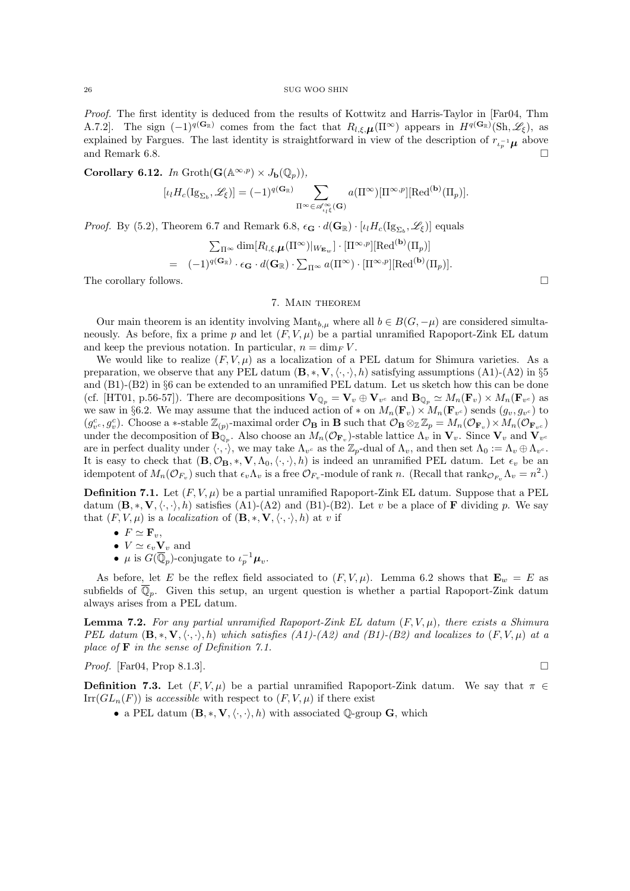*Proof.* The first identity is deduced from the results of Kottwitz and Harris-Taylor in [Far04, Thm A.7.2]. The sign $(-1)^{q(\mathbf{G}_\mathbb{R})}$ comes from the fact that $R_{l,\xi,\boldsymbol{\mu}}(\Pi^\infty)$ appears in $H^{q(\mathbf{G}_\mathbb{R})}(\mathrm{Sh},\mathscr{L}_\xi)$, as explained by Fargues. The last identity is straightforward in view of the description of $r_{\iota_p^{-1}\boldsymbol{\mu}}$ above and Remark 6.8. □

**Corollary 6.12.** *In* $\mathrm{Groth}(\mathbf{G}(\mathbb{A}^{\infty,p})\times J_{\mathbf{b}}(\mathbb{Q}_p))$,

$$[\iota_l H_c(\mathrm{Ig}_{\Sigma_b},\mathscr{L}_\xi)] = (-1)^{q(\mathbf{G}_\mathbb{R})}\sum_{\Pi^\infty\in\mathscr{A}^\infty_{\iota_l\xi}(\mathbf{G})} a(\Pi^\infty)[\Pi^{\infty,p}][\mathrm{Red}^{(\mathbf{b})}(\Pi_p)].$$

*Proof.* By (5.2), Theorem 6.7 and Remark 6.8, $\epsilon_\mathbf{G}\cdot d(\mathbf{G}_\mathbb{R})\cdot[\iota_l H_c(\mathrm{Ig}_{\Sigma_b},\mathscr{L}_\xi)]$ equals

$$\begin{aligned}
&\textstyle\sum_{\Pi^\infty}\dim[R_{l,\xi,\boldsymbol{\mu}}(\Pi^\infty)|_{W_{\mathbf{E}_w}}]\cdot[\Pi^{\infty,p}][\mathrm{Red}^{(\mathbf{b})}(\Pi_p)]\\
=\ &(-1)^{q(\mathbf{G}_\mathbb{R})}\cdot\epsilon_\mathbf{G}\cdot d(\mathbf{G}_\mathbb{R})\cdot\textstyle\sum_{\Pi^\infty}a(\Pi^\infty)\cdot[\Pi^{\infty,p}][\mathrm{Red}^{(\mathbf{b})}(\Pi_p)].
\end{aligned}$$

The corollary follows. □

## 7. Main theorem

Our main theorem is an identity involving $\mathrm{Mant}_{b,\mu}$ where all $b\in B(G,-\mu)$ are considered simultaneously. As before, fix a prime $p$ and let $(F,V,\mu)$ be a partial unramified Rapoport-Zink EL datum and keep the previous notation. In particular, $n=\dim_F V$.

We would like to realize $(F,V,\mu)$ as a localization of a PEL datum for Shimura varieties. As a preparation, we observe that any PEL datum $(\mathbf{B},*,\mathbf{V},\langle\cdot,\cdot\rangle,h)$ satisfying assumptions (A1)-(A2) in §5 and (B1)-(B2) in §6 can be extended to an unramified PEL datum. Let us sketch how this can be done (cf. [HT01, p.56-57]). There are decompositions $\mathbf{V}_{\mathbb{Q}_p}=\mathbf{V}_v\oplus\mathbf{V}_{v^c}$ and $\mathbf{B}_{\mathbb{Q}_p}\simeq M_n(\mathbf{F}_v)\times M_n(\mathbf{F}_{v^c})$ as we saw in §6.2. We may assume that the induced action of $*$ on $M_n(\mathbf{F}_v)\times M_n(\mathbf{F}_{v^c})$ sends $(g_v,g_{v^c})$ to $(g^c_{v^c},g^c_v)$. Choose a $*$-stable $\mathbb{Z}_{(p)}$-maximal order $\mathcal{O}_\mathbf{B}$ in $\mathbf{B}$ such that $\mathcal{O}_\mathbf{B}\otimes_\mathbb{Z}\mathbb{Z}_p=M_n(\mathcal{O}_{\mathbf{F}_v})\times M_n(\mathcal{O}_{\mathbf{F}_{v^c}})$ under the decomposition of $\mathbf{B}_{\mathbb{Q}_p}$. Also choose an $M_n(\mathcal{O}_{\mathbf{F}_v})$-stable lattice $\Lambda_v$ in $\mathbf{V}_v$. Since $\mathbf{V}_v$ and $\mathbf{V}_{v^c}$ are in perfect duality under $\langle\cdot,\cdot\rangle$, we may take $\Lambda_{v^c}$ as the $\mathbb{Z}_p$-dual of $\Lambda_v$, and then set $\Lambda_0:=\Lambda_v\oplus\Lambda_{v^c}$. It is easy to check that $(\mathbf{B},\mathcal{O}_\mathbf{B},*,\mathbf{V},\Lambda_0,\langle\cdot,\cdot\rangle,h)$ is indeed an unramified PEL datum. Let $\epsilon_v$ be an idempotent of $M_n(\mathcal{O}_{F_v})$ such that $\epsilon_v\Lambda_v$ is a free $\mathcal{O}_{F_v}$-module of rank $n$. (Recall that $\mathrm{rank}_{\mathcal{O}_{F_v}}\Lambda_v=n^2$.)

**Definition 7.1.** Let $(F,V,\mu)$ be a partial unramified Rapoport-Zink EL datum. Suppose that a PEL datum $(\mathbf{B},*,\mathbf{V},\langle\cdot,\cdot\rangle,h)$ satisfies (A1)-(A2) and (B1)-(B2). Let $v$ be a place of $\mathbf{F}$ dividing $p$. We say that $(F,V,\mu)$ is a *localization* of $(\mathbf{B},*,\mathbf{V},\langle\cdot,\cdot\rangle,h)$ at $v$ if

- $F\simeq\mathbf{F}_v$,
- $V\simeq\epsilon_v\mathbf{V}_v$ and
- $\mu$ is $G(\overline{\mathbb{Q}}_p)$-conjugate to $\iota_p^{-1}\boldsymbol{\mu}_v$.

As before, let $E$ be the reflex field associated to $(F,V,\mu)$. Lemma 6.2 shows that $\mathbf{E}_w=E$ as subfields of $\overline{\mathbb{Q}}_p$. Given this setup, an urgent question is whether a partial Rapoport-Zink datum always arises from a PEL datum.

**Lemma 7.2.** *For any partial unramified Rapoport-Zink EL datum $(F,V,\mu)$, there exists a Shimura PEL datum $(\mathbf{B},*,\mathbf{V},\langle\cdot,\cdot\rangle,h)$ which satisfies (A1)-(A2) and (B1)-(B2) and localizes to $(F,V,\mu)$ at a place of $\mathbf{F}$ in the sense of Definition 7.1.*

*Proof.* [Far04, Prop 8.1.3]. □

**Definition 7.3.** Let $(F,V,\mu)$ be a partial unramified Rapoport-Zink datum. We say that $\pi\in\mathrm{Irr}(GL_n(F))$ is *accessible* with respect to $(F,V,\mu)$ if there exist

- a PEL datum $(\mathbf{B},*,\mathbf{V},\langle\cdot,\cdot\rangle,h)$ with associated $\mathbb{Q}$-group $\mathbf{G}$, which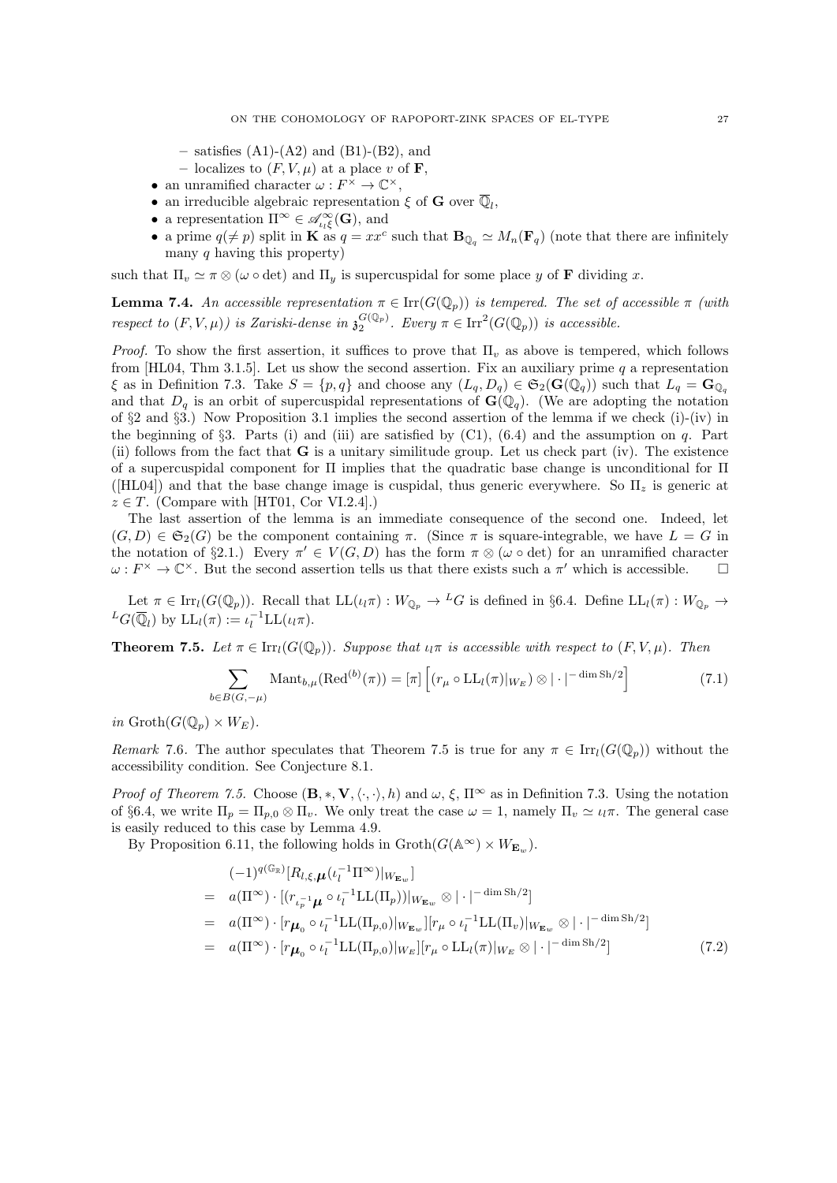- satisfies (A1)-(A2) and (B1)-(B2), and
  - localizes to $(F, V, \mu)$ at a place $v$ of $\mathbf{F}$,
- an unramified character $\omega : F^\times \to \mathbb{C}^\times$,
- an irreducible algebraic representation $\xi$ of $\mathbf{G}$ over $\overline{\mathbb{Q}}_l$,
- a representation $\Pi^\infty \in \mathscr{A}^\infty_{\iota_l \xi}(\mathbf{G})$, and
- a prime $q (\neq p)$ split in $\mathbf{K}$ as $q = xx^c$ such that $\mathbf{B}_{\mathbb{Q}_q} \simeq M_n(\mathbf{F}_q)$ (note that there are infinitely many $q$ having this property)

such that $\Pi_v \simeq \pi \otimes (\omega \circ \det)$ and $\Pi_y$ is supercuspidal for some place $y$ of $\mathbf{F}$ dividing $x$.

**Lemma 7.4.** *An accessible representation $\pi \in \mathrm{Irr}(G(\mathbb{Q}_p))$ is tempered. The set of accessible $\pi$ (with respect to $(F, V, \mu)$) is Zariski-dense in $\mathfrak{z}_2^{G(\mathbb{Q}_p)}$. Every $\pi \in \mathrm{Irr}^2(G(\mathbb{Q}_p))$ is accessible.*

*Proof.* To show the first assertion, it suffices to prove that $\Pi_v$ as above is tempered, which follows from [HL04, Thm 3.1.5]. Let us show the second assertion. Fix an auxiliary prime $q$ a representation $\xi$ as in Definition 7.3. Take $S = \{p, q\}$ and choose any $(L_q, D_q) \in \mathfrak{S}_2(\mathbf{G}(\mathbb{Q}_q))$ such that $L_q = \mathbf{G}_{\mathbb{Q}_q}$ and that $D_q$ is an orbit of supercuspidal representations of $\mathbf{G}(\mathbb{Q}_q)$. (We are adopting the notation of §2 and §3.) Now Proposition 3.1 implies the second assertion of the lemma if we check (i)-(iv) in the beginning of §3. Parts (i) and (iii) are satisfied by (C1), (6.4) and the assumption on $q$. Part (ii) follows from the fact that $\mathbf{G}$ is a unitary similitude group. Let us check part (iv). The existence of a supercuspidal component for $\Pi$ implies that the quadratic base change is unconditional for $\Pi$ ([HL04]) and that the base change image is cuspidal, thus generic everywhere. So $\Pi_z$ is generic at $z \in T$. (Compare with [HT01, Cor VI.2.4].)

The last assertion of the lemma is an immediate consequence of the second one. Indeed, let $(G, D) \in \mathfrak{S}_2(G)$ be the component containing $\pi$. (Since $\pi$ is square-integrable, we have $L = G$ in the notation of §2.1.) Every $\pi' \in V(G, D)$ has the form $\pi \otimes (\omega \circ \det)$ for an unramified character $\omega : F^\times \to \mathbb{C}^\times$. But the second assertion tells us that there exists such a $\pi'$ which is accessible. $\square$

Let $\pi \in \mathrm{Irr}_l(G(\mathbb{Q}_p))$. Recall that $\mathrm{LL}(\iota_l \pi) : W_{\mathbb{Q}_p} \to {}^L G$ is defined in §6.4. Define $\mathrm{LL}_l(\pi) : W_{\mathbb{Q}_p} \to {}^L G(\overline{\mathbb{Q}}_l)$ by $\mathrm{LL}_l(\pi) := \iota_l^{-1} \mathrm{LL}(\iota_l \pi)$.

**Theorem 7.5.** *Let $\pi \in \mathrm{Irr}_l(G(\mathbb{Q}_p))$. Suppose that $\iota_l \pi$ is accessible with respect to $(F, V, \mu)$. Then*

$$\sum_{b \in B(G, -\mu)} \mathrm{Mant}_{b,\mu}(\mathrm{Red}^{(b)}(\pi)) = [\pi] \left[ (r_\mu \circ \mathrm{LL}_l(\pi)|_{W_E}) \otimes |\cdot|^{-\dim \mathrm{Sh}/2} \right] \tag{7.1}$$

*in $\mathrm{Groth}(G(\mathbb{Q}_p) \times W_E)$.*

*Remark* 7.6. The author speculates that Theorem 7.5 is true for any $\pi \in \mathrm{Irr}_l(G(\mathbb{Q}_p))$ without the accessibility condition. See Conjecture 8.1.

*Proof of Theorem 7.5.* Choose $(\mathbf{B}, *, \mathbf{V}, \langle \cdot, \cdot \rangle, h)$ and $\omega$, $\xi$, $\Pi^\infty$ as in Definition 7.3. Using the notation of §6.4, we write $\Pi_p = \Pi_{p,0} \otimes \Pi_v$. We only treat the case $\omega = 1$, namely $\Pi_v \simeq \iota_l \pi$. The general case is easily reduced to this case by Lemma 4.9.

By Proposition 6.11, the following holds in $\mathrm{Groth}(G(\mathbb{A}^\infty) \times W_{\mathbf{E}_w})$.

$$\begin{aligned}
& (-1)^{q(\mathbb{G}_\mathbb{R})} [R_{l,\xi,\boldsymbol{\mu}}(\iota_l^{-1} \Pi^\infty)|_{W_{\mathbf{E}_w}}] \\
= \;& a(\Pi^\infty) \cdot [(r_{\iota_p^{-1} \boldsymbol{\mu}} \circ \iota_l^{-1} \mathrm{LL}(\Pi_p))|_{W_{\mathbf{E}_w}} \otimes |\cdot|^{-\dim \mathrm{Sh}/2}] \\
= \;& a(\Pi^\infty) \cdot [r_{\boldsymbol{\mu}_0} \circ \iota_l^{-1} \mathrm{LL}(\Pi_{p,0})|_{W_{\mathbf{E}_w}}][r_\mu \circ \iota_l^{-1} \mathrm{LL}(\Pi_v)|_{W_{\mathbf{E}_w}} \otimes |\cdot|^{-\dim \mathrm{Sh}/2}] \\
= \;& a(\Pi^\infty) \cdot [r_{\boldsymbol{\mu}_0} \circ \iota_l^{-1} \mathrm{LL}(\Pi_{p,0})|_{W_E}][r_\mu \circ \mathrm{LL}_l(\pi)|_{W_E} \otimes |\cdot|^{-\dim \mathrm{Sh}/2}]
\end{aligned} \tag{7.2}$$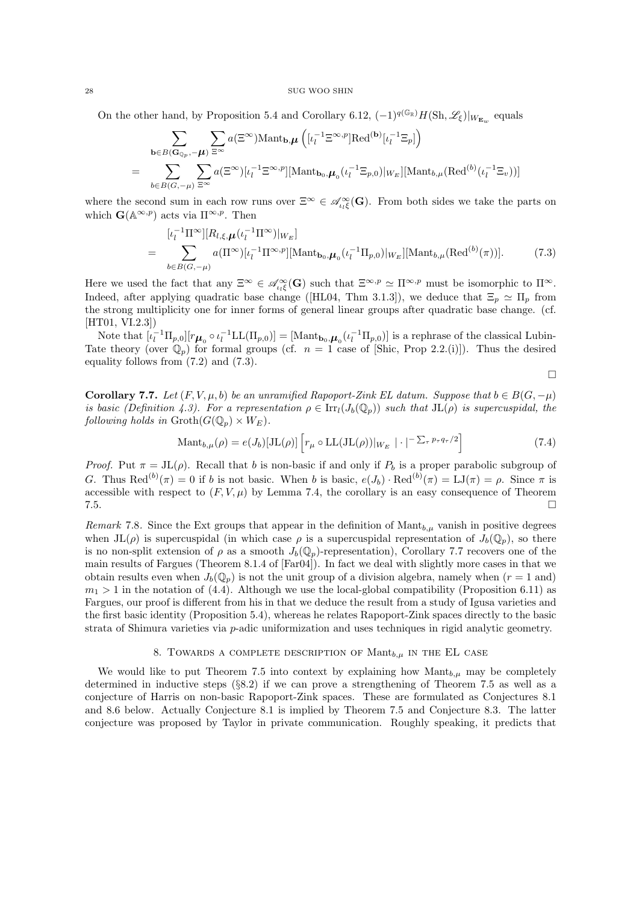On the other hand, by Proposition 5.4 and Corollary 6.12, $(-1)^{q(\mathbb{G}_\mathbb{R})} H(\mathrm{Sh}, \mathscr{L}_\xi)|_{W_{\mathbf{E}_w}}$ equals

$$
\begin{aligned}
&\sum_{\mathbf{b}\in B(\mathbf{G}_{\mathbb{Q}_p},-\boldsymbol{\mu})} \sum_{\Xi^\infty} a(\Xi^\infty)\mathrm{Mant}_{\mathbf{b},\boldsymbol{\mu}}\left([\iota_l^{-1}\Xi^{\infty,p}]\mathrm{Red}^{(\mathbf{b})}[\iota_l^{-1}\Xi_p]\right)\\
=\ &\sum_{b\in B(G,-\mu)} \sum_{\Xi^\infty} a(\Xi^\infty)[\iota_l^{-1}\Xi^{\infty,p}][\mathrm{Mant}_{\mathbf{b}_0,\boldsymbol{\mu}_0}(\iota_l^{-1}\Xi_{p,0})|_{W_E}][\mathrm{Mant}_{b,\mu}(\mathrm{Red}^{(b)}(\iota_l^{-1}\Xi_v))]
\end{aligned}
$$

where the second sum in each row runs over $\Xi^\infty \in \mathscr{A}^\infty_{\iota_l\xi}(\mathbf{G})$. From both sides we take the parts on which $\mathbf{G}(\mathbb{A}^{\infty,p})$ acts via $\Pi^{\infty,p}$. Then

$$
\begin{aligned}
&[\iota_l^{-1}\Pi^\infty][R_{l,\xi,\boldsymbol{\mu}}(\iota_l^{-1}\Pi^\infty)|_{W_E}]\\
=\ &\sum_{b\in B(G,-\mu)} a(\Pi^\infty)[\iota_l^{-1}\Pi^{\infty,p}][\mathrm{Mant}_{\mathbf{b}_0,\boldsymbol{\mu}_0}(\iota_l^{-1}\Pi_{p,0})|_{W_E}][\mathrm{Mant}_{b,\mu}(\mathrm{Red}^{(b)}(\pi))]. \qquad (7.3)
\end{aligned}
$$

Here we used the fact that any $\Xi^\infty \in \mathscr{A}^\infty_{\iota_l\xi}(\mathbf{G})$ such that $\Xi^{\infty,p} \simeq \Pi^{\infty,p}$ must be isomorphic to $\Pi^\infty$. Indeed, after applying quadratic base change ([HL04, Thm 3.1.3]), we deduce that $\Xi_p \simeq \Pi_p$ from the strong multiplicity one for inner forms of general linear groups after quadratic base change. (cf. [HT01, VI.2.3])

Note that $[\iota_l^{-1}\Pi_{p,0}][r_{\boldsymbol{\mu}_0} \circ \iota_l^{-1}\mathrm{LL}(\Pi_{p,0})] = [\mathrm{Mant}_{\mathbf{b}_0,\boldsymbol{\mu}_0}(\iota_l^{-1}\Pi_{p,0})]$ is a rephrase of the classical Lubin-Tate theory (over $\mathbb{Q}_p$) for formal groups (cf. $n=1$ case of [Shic, Prop 2.2.(i)]). Thus the desired equality follows from (7.2) and (7.3).

□

**Corollary 7.7.** *Let $(F,V,\mu,b)$ be an unramified Rapoport-Zink EL datum. Suppose that $b \in B(G,-\mu)$ is basic (Definition 4.3). For a representation $\rho \in \mathrm{Irr}_l(J_b(\mathbb{Q}_p))$ such that $\mathrm{JL}(\rho)$ is supercuspidal, the following holds in $\mathrm{Groth}(G(\mathbb{Q}_p)\times W_E)$.*

$$\mathrm{Mant}_{b,\mu}(\rho) = e(J_b)[\mathrm{JL}(\rho)]\left[r_\mu \circ \mathrm{LL}(\mathrm{JL}(\rho))|_{W_E}\ |\cdot|^{-\sum_\tau p_\tau q_\tau/2}\right] \qquad (7.4)$$

*Proof.* Put $\pi = \mathrm{JL}(\rho)$. Recall that $b$ is non-basic if and only if $P_b$ is a proper parabolic subgroup of $G$. Thus $\mathrm{Red}^{(b)}(\pi)=0$ if $b$ is not basic. When $b$ is basic, $e(J_b)\cdot\mathrm{Red}^{(b)}(\pi) = \mathrm{LJ}(\pi) = \rho$. Since $\pi$ is accessible with respect to $(F,V,\mu)$ by Lemma 7.4, the corollary is an easy consequence of Theorem 7.5. □

*Remark* 7.8. Since the Ext groups that appear in the definition of $\mathrm{Mant}_{b,\mu}$ vanish in positive degrees when $\mathrm{JL}(\rho)$ is supercuspidal (in which case $\rho$ is a supercuspidal representation of $J_b(\mathbb{Q}_p)$, so there is no non-split extension of $\rho$ as a smooth $J_b(\mathbb{Q}_p)$-representation), Corollary 7.7 recovers one of the main results of Fargues (Theorem 8.1.4 of [Far04]). In fact we deal with slightly more cases in that we obtain results even when $J_b(\mathbb{Q}_p)$ is not the unit group of a division algebra, namely when ($r=1$ and) $m_1>1$ in the notation of (4.4). Although we use the local-global compatibility (Proposition 6.11) as Fargues, our proof is different from his in that we deduce the result from a study of Igusa varieties and the first basic identity (Proposition 5.4), whereas he relates Rapoport-Zink spaces directly to the basic strata of Shimura varieties via $p$-adic uniformization and uses techniques in rigid analytic geometry.

## 8. Towards a complete description of $\mathrm{Mant}_{b,\mu}$ in the EL case

We would like to put Theorem 7.5 into context by explaining how $\mathrm{Mant}_{b,\mu}$ may be completely determined in inductive steps (§8.2) if we can prove a strengthening of Theorem 7.5 as well as a conjecture of Harris on non-basic Rapoport-Zink spaces. These are formulated as Conjectures 8.1 and 8.6 below. Actually Conjecture 8.1 is implied by Theorem 7.5 and Conjecture 8.3. The latter conjecture was proposed by Taylor in private communication. Roughly speaking, it predicts that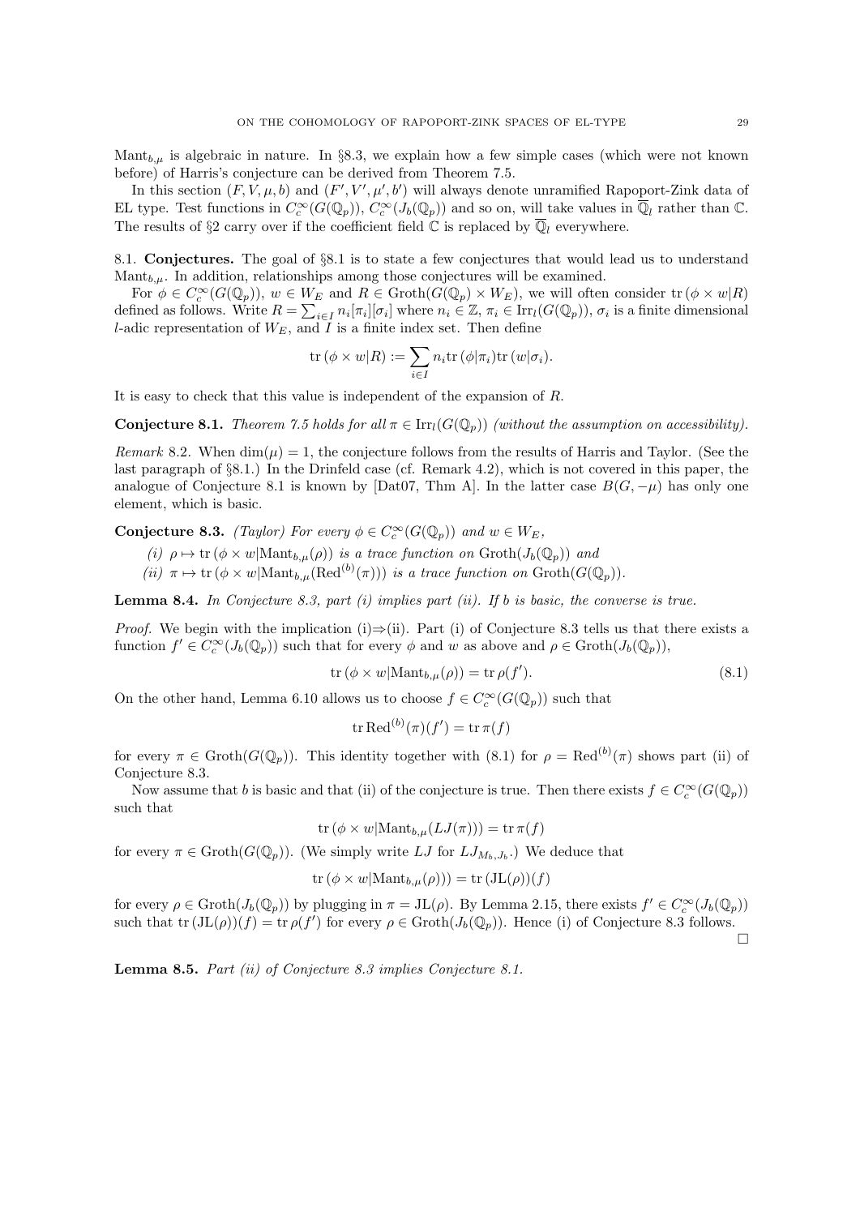$\mathrm{Mant}_{b,\mu}$ is algebraic in nature. In §8.3, we explain how a few simple cases (which were not known before) of Harris's conjecture can be derived from Theorem 7.5.

In this section $(F, V, \mu, b)$ and $(F', V', \mu', b')$ will always denote unramified Rapoport-Zink data of EL type. Test functions in $C_c^\infty(G(\mathbb{Q}_p))$, $C_c^\infty(J_b(\mathbb{Q}_p))$ and so on, will take values in $\overline{\mathbb{Q}}_l$ rather than $\mathbb{C}$. The results of §2 carry over if the coefficient field $\mathbb{C}$ is replaced by $\overline{\mathbb{Q}}_l$ everywhere.

8.1. **Conjectures.** The goal of §8.1 is to state a few conjectures that would lead us to understand $\mathrm{Mant}_{b,\mu}$. In addition, relationships among those conjectures will be examined.

For $\phi \in C_c^\infty(G(\mathbb{Q}_p))$, $w \in W_E$ and $R \in \mathrm{Groth}(G(\mathbb{Q}_p) \times W_E)$, we will often consider $\mathrm{tr}\,(\phi \times w|R)$ defined as follows. Write $R = \sum_{i\in I} n_i[\pi_i][\sigma_i]$ where $n_i \in \mathbb{Z}$, $\pi_i \in \mathrm{Irr}_l(G(\mathbb{Q}_p))$, $\sigma_i$ is a finite dimensional $l$-adic representation of $W_E$, and $I$ is a finite index set. Then define

$$\mathrm{tr}\,(\phi \times w|R) := \sum_{i\in I} n_i \mathrm{tr}\,(\phi|\pi_i)\mathrm{tr}\,(w|\sigma_i).$$

It is easy to check that this value is independent of the expansion of $R$.

**Conjecture 8.1.** *Theorem 7.5 holds for all $\pi \in \mathrm{Irr}_l(G(\mathbb{Q}_p))$ (without the assumption on accessibility).*

*Remark* 8.2. When $\dim(\mu) = 1$, the conjecture follows from the results of Harris and Taylor. (See the last paragraph of §8.1.) In the Drinfeld case (cf. Remark 4.2), which is not covered in this paper, the analogue of Conjecture 8.1 is known by [Dat07, Thm A]. In the latter case $B(G, -\mu)$ has only one element, which is basic.

**Conjecture 8.3.** *(Taylor) For every $\phi \in C_c^\infty(G(\mathbb{Q}_p))$ and $w \in W_E$,*

*(i) $\rho \mapsto \mathrm{tr}\,(\phi \times w|\mathrm{Mant}_{b,\mu}(\rho))$ is a trace function on $\mathrm{Groth}(J_b(\mathbb{Q}_p))$ and*

*(ii) $\pi \mapsto \mathrm{tr}\,(\phi \times w|\mathrm{Mant}_{b,\mu}(\mathrm{Red}^{(b)}(\pi)))$ is a trace function on $\mathrm{Groth}(G(\mathbb{Q}_p))$.*

**Lemma 8.4.** *In Conjecture 8.3, part (i) implies part (ii). If $b$ is basic, the converse is true.*

*Proof.* We begin with the implication (i)⇒(ii). Part (i) of Conjecture 8.3 tells us that there exists a function $f' \in C_c^\infty(J_b(\mathbb{Q}_p))$ such that for every $\phi$ and $w$ as above and $\rho \in \mathrm{Groth}(J_b(\mathbb{Q}_p))$,

$$\mathrm{tr}\,(\phi \times w|\mathrm{Mant}_{b,\mu}(\rho)) = \mathrm{tr}\,\rho(f'). \tag{8.1}$$

On the other hand, Lemma 6.10 allows us to choose $f \in C_c^\infty(G(\mathbb{Q}_p))$ such that

$$\mathrm{tr}\,\mathrm{Red}^{(b)}(\pi)(f') = \mathrm{tr}\,\pi(f)$$

for every $\pi \in \mathrm{Groth}(G(\mathbb{Q}_p))$. This identity together with (8.1) for $\rho = \mathrm{Red}^{(b)}(\pi)$ shows part (ii) of Conjecture 8.3.

Now assume that $b$ is basic and that (ii) of the conjecture is true. Then there exists $f \in C_c^\infty(G(\mathbb{Q}_p))$ such that

$$\mathrm{tr}\,(\phi \times w|\mathrm{Mant}_{b,\mu}(LJ(\pi))) = \mathrm{tr}\,\pi(f)$$

for every $\pi \in \mathrm{Groth}(G(\mathbb{Q}_p))$. (We simply write $LJ$ for $LJ_{M_b,J_b}$.) We deduce that

$$\mathrm{tr}\,(\phi \times w|\mathrm{Mant}_{b,\mu}(\rho))) = \mathrm{tr}\,(\mathrm{JL}(\rho))(f)$$

for every $\rho \in \mathrm{Groth}(J_b(\mathbb{Q}_p))$ by plugging in $\pi = \mathrm{JL}(\rho)$. By Lemma 2.15, there exists $f' \in C_c^\infty(J_b(\mathbb{Q}_p))$ such that $\mathrm{tr}\,(\mathrm{JL}(\rho))(f) = \mathrm{tr}\,\rho(f')$ for every $\rho \in \mathrm{Groth}(J_b(\mathbb{Q}_p))$. Hence (i) of Conjecture 8.3 follows. □

**Lemma 8.5.** *Part (ii) of Conjecture 8.3 implies Conjecture 8.1.*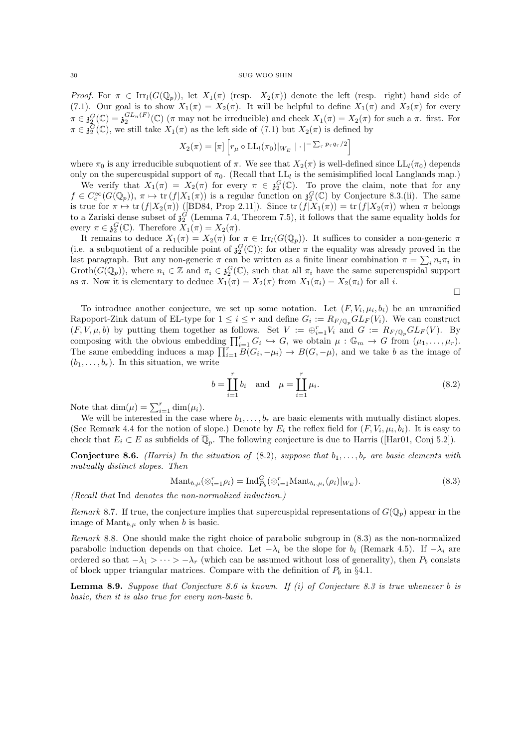*Proof.* For $\pi \in \mathrm{Irr}_l(G(\mathbb{Q}_p))$, let $X_1(\pi)$ (resp. $X_2(\pi)$) denote the left (resp. right) hand side of (7.1). Our goal is to show $X_1(\pi) = X_2(\pi)$. It will be helpful to define $X_1(\pi)$ and $X_2(\pi)$ for every $\pi \in \mathfrak{z}_2^G(\mathbb{C}) = \mathfrak{z}_2^{GL_n(F)}(\mathbb{C})$ ($\pi$ may not be irreducible) and check $X_1(\pi) = X_2(\pi)$ for such a $\pi$. first. For $\pi \in \mathfrak{z}_2^G(\mathbb{C})$, we still take $X_1(\pi)$ as the left side of (7.1) but $X_2(\pi)$ is defined by

$$X_2(\pi) = [\pi]\left[r_\mu \circ \mathrm{LL}_l(\pi_0)|_{W_E}\ |\cdot|^{-\sum_\tau p_\tau q_\tau/2}\right]$$

where $\pi_0$ is any irreducible subquotient of $\pi$. We see that $X_2(\pi)$ is well-defined since $\mathrm{LL}_l(\pi_0)$ depends only on the supercuspidal support of $\pi_0$. (Recall that $\mathrm{LL}_l$ is the semisimplified local Langlands map.)

We verify that $X_1(\pi) = X_2(\pi)$ for every $\pi \in \mathfrak{z}_2^G(\mathbb{C})$. To prove the claim, note that for any $f \in C_c^\infty(G(\mathbb{Q}_p))$, $\pi \mapsto \mathrm{tr}\,(f|X_1(\pi))$ is a regular function on $\mathfrak{z}_2^G(\mathbb{C})$ by Conjecture 8.3.(ii). The same is true for $\pi \mapsto \mathrm{tr}\,(f|X_2(\pi))$ ([BD84, Prop 2.11]). Since $\mathrm{tr}\,(f|X_1(\pi)) = \mathrm{tr}\,(f|X_2(\pi))$ when $\pi$ belongs to a Zariski dense subset of $\mathfrak{z}_2^G$ (Lemma 7.4, Theorem 7.5), it follows that the same equality holds for every $\pi \in \mathfrak{z}_2^G(\mathbb{C})$. Therefore $X_1(\pi) = X_2(\pi)$.

It remains to deduce $X_1(\pi) = X_2(\pi)$ for $\pi \in \mathrm{Irr}_l(G(\mathbb{Q}_p))$. It suffices to consider a non-generic $\pi$ (i.e. a subquotient of a reducible point of $\mathfrak{z}_2^G(\mathbb{C})$); for other $\pi$ the equality was already proved in the last paragraph. But any non-generic $\pi$ can be written as a finite linear combination $\pi = \sum_i n_i \pi_i$ in $\mathrm{Groth}(G(\mathbb{Q}_p))$, where $n_i \in \mathbb{Z}$ and $\pi_i \in \mathfrak{z}_2^G(\mathbb{C})$, such that all $\pi_i$ have the same supercuspidal support as $\pi$. Now it is elementary to deduce $X_1(\pi) = X_2(\pi)$ from $X_1(\pi_i) = X_2(\pi_i)$ for all $i$.

∎

To introduce another conjecture, we set up some notation. Let $(F, V_i, \mu_i, b_i)$ be an unramified Rapoport-Zink datum of EL-type for $1 \le i \le r$ and define $G_i := R_{F/\mathbb{Q}_p} GL_F(V_i)$. We can construct $(F, V, \mu, b)$ by putting them together as follows. Set $V := \oplus_{i=1}^r V_i$ and $G := R_{F/\mathbb{Q}_p} GL_F(V)$. By composing with the obvious embedding $\prod_{i=1}^r G_i \hookrightarrow G$, we obtain $\mu : \mathbb{G}_m \to G$ from $(\mu_1, \ldots, \mu_r)$. The same embedding induces a map $\prod_{i=1}^r B(G_i, -\mu_i) \to B(G, -\mu)$, and we take $b$ as the image of $(b_1, \ldots, b_r)$. In this situation, we write

$$b = \prod_{i=1}^r b_i \quad \text{and} \quad \mu = \prod_{i=1}^r \mu_i. \tag{8.2}$$

Note that $\dim(\mu) = \sum_{i=1}^r \dim(\mu_i)$.

We will be interested in the case where $b_1, \ldots, b_r$ are basic elements with mutually distinct slopes. (See Remark 4.4 for the notion of slope.) Denote by $E_i$ the reflex field for $(F, V_i, \mu_i, b_i)$. It is easy to check that $E_i \subset E$ as subfields of $\overline{\mathbb{Q}}_p$. The following conjecture is due to Harris ([Har01, Conj 5.2]).

**Conjecture 8.6.** *(Harris) In the situation of* (8.2)*, suppose that $b_1, \ldots, b_r$ are basic elements with mutually distinct slopes. Then*

$$\mathrm{Mant}_{b,\mu}(\otimes_{i=1}^r \rho_i) = \mathrm{Ind}_{P_b}^G(\otimes_{i=1}^r \mathrm{Mant}_{b_i,\mu_i}(\rho_i)|_{W_E}). \tag{8.3}$$

*(Recall that* Ind *denotes the non-normalized induction.)*

*Remark* 8.7. If true, the conjecture implies that supercuspidal representations of $G(\mathbb{Q}_p)$ appear in the image of $\mathrm{Mant}_{b,\mu}$ only when $b$ is basic.

*Remark* 8.8. One should make the right choice of parabolic subgroup in (8.3) as the non-normalized parabolic induction depends on that choice. Let $-\lambda_i$ be the slope for $b_i$ (Remark 4.5). If $-\lambda_i$ are ordered so that $-\lambda_1 > \cdots > -\lambda_r$ (which can be assumed without loss of generality), then $P_b$ consists of block upper triangular matrices. Compare with the definition of $P_b$ in §4.1.

**Lemma 8.9.** *Suppose that Conjecture 8.6 is known. If (i) of Conjecture 8.3 is true whenever $b$ is basic, then it is also true for every non-basic $b$.*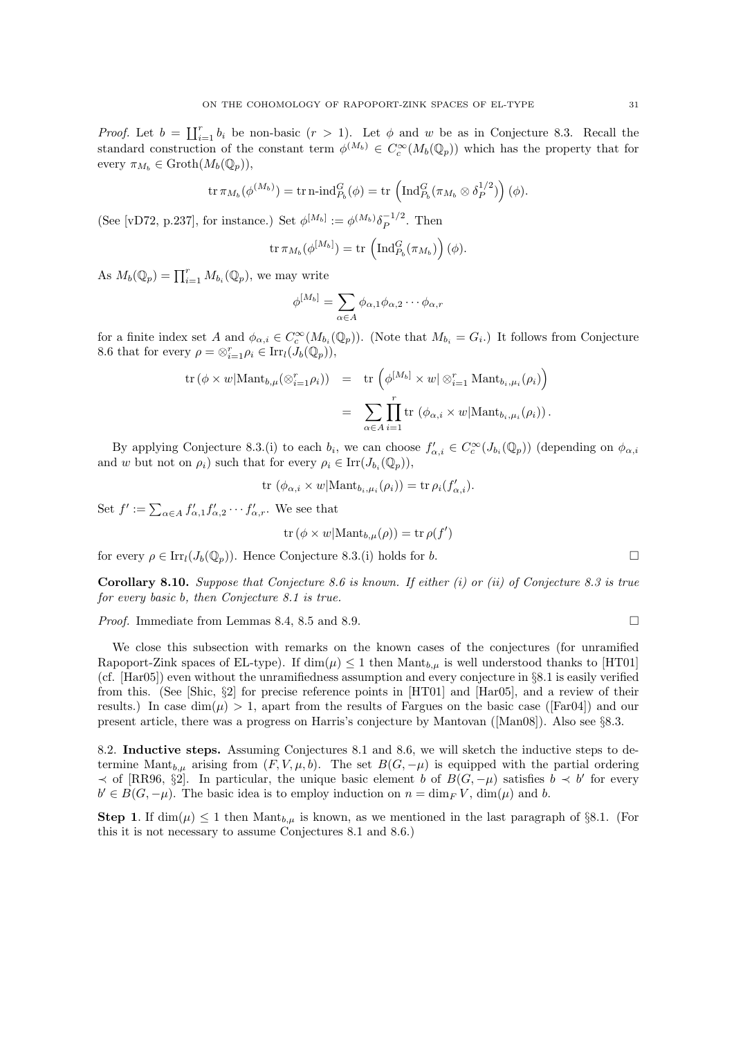*Proof.* Let $b = \coprod_{i=1}^r b_i$ be non-basic ($r > 1$). Let $\phi$ and $w$ be as in Conjecture 8.3. Recall the standard construction of the constant term $\phi^{(M_b)} \in C_c^\infty(M_b(\mathbb{Q}_p))$ which has the property that for every $\pi_{M_b} \in \mathrm{Groth}(M_b(\mathbb{Q}_p))$,

$$\mathrm{tr}\, \pi_{M_b}(\phi^{(M_b)}) = \mathrm{tr}\, \text{n-ind}_{P_b}^G(\phi) = \mathrm{tr}\, \left(\mathrm{Ind}_{P_b}^G(\pi_{M_b} \otimes \delta_P^{1/2})\right)(\phi).$$

(See [vD72, p.237], for instance.) Set $\phi^{[M_b]} := \phi^{(M_b)} \delta_P^{-1/2}$. Then

$$\mathrm{tr}\, \pi_{M_b}(\phi^{[M_b]}) = \mathrm{tr}\, \left(\mathrm{Ind}_{P_b}^G(\pi_{M_b})\right)(\phi).$$

As $M_b(\mathbb{Q}_p) = \prod_{i=1}^r M_{b_i}(\mathbb{Q}_p)$, we may write

$$\phi^{[M_b]} = \sum_{\alpha \in A} \phi_{\alpha,1}\phi_{\alpha,2}\cdots\phi_{\alpha,r}$$

for a finite index set $A$ and $\phi_{\alpha,i} \in C_c^\infty(M_{b_i}(\mathbb{Q}_p))$. (Note that $M_{b_i} = G_i$.) It follows from Conjecture 8.6 that for every $\rho = \otimes_{i=1}^r \rho_i \in \mathrm{Irr}_l(J_b(\mathbb{Q}_p))$,

$$\begin{aligned}
\mathrm{tr}\,(\phi \times w | \mathrm{Mant}_{b,\mu}(\otimes_{i=1}^r \rho_i)) &= \mathrm{tr}\, \left(\phi^{[M_b]} \times w | \otimes_{i=1}^r \mathrm{Mant}_{b_i,\mu_i}(\rho_i)\right) \\
&= \sum_{\alpha \in A} \prod_{i=1}^r \mathrm{tr}\, \left(\phi_{\alpha,i} \times w | \mathrm{Mant}_{b_i,\mu_i}(\rho_i)\right).
\end{aligned}$$

By applying Conjecture 8.3.(i) to each $b_i$, we can choose $f'_{\alpha,i} \in C_c^\infty(J_{b_i}(\mathbb{Q}_p))$ (depending on $\phi_{\alpha,i}$ and $w$ but not on $\rho_i$) such that for every $\rho_i \in \mathrm{Irr}(J_{b_i}(\mathbb{Q}_p))$,

$$\mathrm{tr}\, \left(\phi_{\alpha,i} \times w | \mathrm{Mant}_{b_i,\mu_i}(\rho_i)\right) = \mathrm{tr}\, \rho_i(f'_{\alpha,i}).$$

Set $f' := \sum_{\alpha \in A} f'_{\alpha,1} f'_{\alpha,2} \cdots f'_{\alpha,r}$. We see that

$$\mathrm{tr}\,(\phi \times w | \mathrm{Mant}_{b,\mu}(\rho)) = \mathrm{tr}\, \rho(f')$$

for every $\rho \in \mathrm{Irr}_l(J_b(\mathbb{Q}_p))$. Hence Conjecture 8.3.(i) holds for $b$. □

**Corollary 8.10.** *Suppose that Conjecture 8.6 is known. If either (i) or (ii) of Conjecture 8.3 is true for every basic b, then Conjecture 8.1 is true.*

*Proof.* Immediate from Lemmas 8.4, 8.5 and 8.9. □

We close this subsection with remarks on the known cases of the conjectures (for unramified Rapoport-Zink spaces of EL-type). If $\dim(\mu) \leq 1$ then $\mathrm{Mant}_{b,\mu}$ is well understood thanks to [HT01] (cf. [Har05]) even without the unramifiedness assumption and every conjecture in §8.1 is easily verified from this. (See [Shic, §2] for precise reference points in [HT01] and [Har05], and a review of their results.) In case $\dim(\mu) > 1$, apart from the results of Fargues on the basic case ([Far04]) and our present article, there was a progress on Harris's conjecture by Mantovan ([Man08]). Also see §8.3.

8.2. **Inductive steps.** Assuming Conjectures 8.1 and 8.6, we will sketch the inductive steps to determine $\mathrm{Mant}_{b,\mu}$ arising from $(F, V, \mu, b)$. The set $B(G, -\mu)$ is equipped with the partial ordering $\prec$ of [RR96, §2]. In particular, the unique basic element $b$ of $B(G, -\mu)$ satisfies $b \prec b'$ for every $b' \in B(G, -\mu)$. The basic idea is to employ induction on $n = \dim_F V$, $\dim(\mu)$ and $b$.

**Step 1**. If $\dim(\mu) \leq 1$ then $\mathrm{Mant}_{b,\mu}$ is known, as we mentioned in the last paragraph of §8.1. (For this it is not necessary to assume Conjectures 8.1 and 8.6.)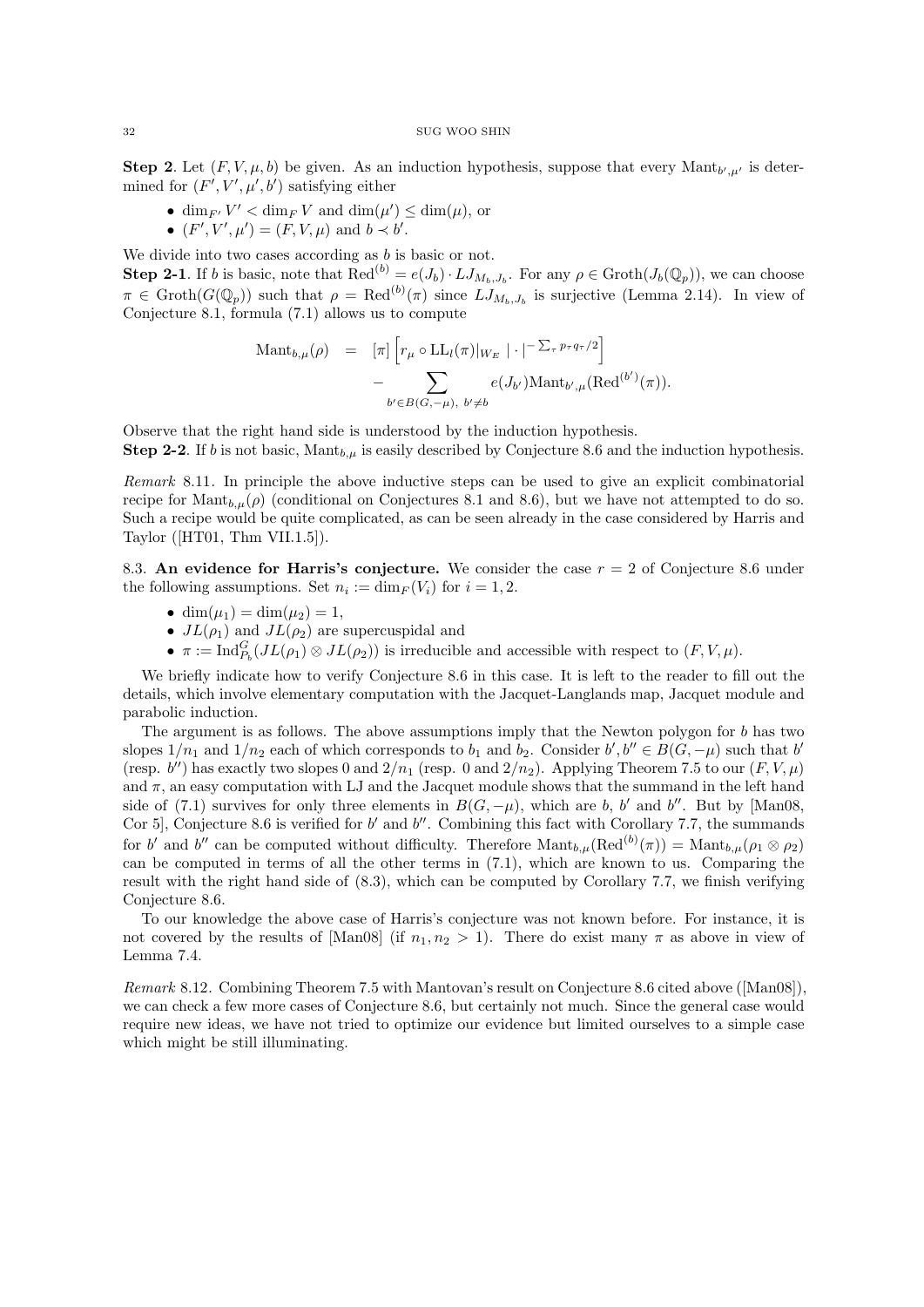**Step 2**. Let $(F, V, \mu, b)$ be given. As an induction hypothesis, suppose that every $\mathrm{Mant}_{b',\mu'}$ is determined for $(F', V', \mu', b')$ satisfying either

- $\dim_{F'} V' < \dim_F V$ and $\dim(\mu') \leq \dim(\mu)$, or
- $(F', V', \mu') = (F, V, \mu)$ and $b \prec b'$.

We divide into two cases according as $b$ is basic or not.

**Step 2-1**. If $b$ is basic, note that $\mathrm{Red}^{(b)} = e(J_b) \cdot LJ_{M_b, J_b}$. For any $\rho \in \mathrm{Groth}(J_b(\mathbb{Q}_p))$, we can choose $\pi \in \mathrm{Groth}(G(\mathbb{Q}_p))$ such that $\rho = \mathrm{Red}^{(b)}(\pi)$ since $LJ_{M_b,J_b}$ is surjective (Lemma 2.14). In view of Conjecture 8.1, formula (7.1) allows us to compute

$$
\begin{aligned}
\mathrm{Mant}_{b,\mu}(\rho) &= [\pi]\left[r_\mu \circ \mathrm{LL}_l(\pi)|_{W_E}\, |\cdot|^{-\sum_\tau p_\tau q_\tau/2}\right] \\
&\quad - \sum_{b' \in B(G,-\mu),\ b' \neq b} e(J_{b'}) \mathrm{Mant}_{b',\mu}(\mathrm{Red}^{(b')}(\pi)).
\end{aligned}
$$

Observe that the right hand side is understood by the induction hypothesis.

**Step 2-2**. If $b$ is not basic, $\mathrm{Mant}_{b,\mu}$ is easily described by Conjecture 8.6 and the induction hypothesis.

*Remark* 8.11. In principle the above inductive steps can be used to give an explicit combinatorial recipe for $\mathrm{Mant}_{b,\mu}(\rho)$ (conditional on Conjectures 8.1 and 8.6), but we have not attempted to do so. Such a recipe would be quite complicated, as can be seen already in the case considered by Harris and Taylor ([HT01, Thm VII.1.5]).

8.3. **An evidence for Harris's conjecture.** We consider the case $r = 2$ of Conjecture 8.6 under the following assumptions. Set $n_i := \dim_F(V_i)$ for $i = 1, 2$.

- $\dim(\mu_1) = \dim(\mu_2) = 1$,
- $JL(\rho_1)$ and $JL(\rho_2)$ are supercuspidal and
- $\pi := \mathrm{Ind}_{P_b}^G(JL(\rho_1) \otimes JL(\rho_2))$ is irreducible and accessible with respect to $(F, V, \mu)$.

We briefly indicate how to verify Conjecture 8.6 in this case. It is left to the reader to fill out the details, which involve elementary computation with the Jacquet-Langlands map, Jacquet module and parabolic induction.

The argument is as follows. The above assumptions imply that the Newton polygon for $b$ has two slopes $1/n_1$ and $1/n_2$ each of which corresponds to $b_1$ and $b_2$. Consider $b', b'' \in B(G, -\mu)$ such that $b'$ (resp. $b''$) has exactly two slopes $0$ and $2/n_1$ (resp. $0$ and $2/n_2$). Applying Theorem 7.5 to our $(F, V, \mu)$ and $\pi$, an easy computation with LJ and the Jacquet module shows that the summand in the left hand side of (7.1) survives for only three elements in $B(G, -\mu)$, which are $b$, $b'$ and $b''$. But by [Man08, Cor 5], Conjecture 8.6 is verified for $b'$ and $b''$. Combining this fact with Corollary 7.7, the summands for $b'$ and $b''$ can be computed without difficulty. Therefore $\mathrm{Mant}_{b,\mu}(\mathrm{Red}^{(b)}(\pi)) = \mathrm{Mant}_{b,\mu}(\rho_1 \otimes \rho_2)$ can be computed in terms of all the other terms in (7.1), which are known to us. Comparing the result with the right hand side of (8.3), which can be computed by Corollary 7.7, we finish verifying Conjecture 8.6.

To our knowledge the above case of Harris's conjecture was not known before. For instance, it is not covered by the results of [Man08] (if $n_1, n_2 > 1$). There do exist many $\pi$ as above in view of Lemma 7.4.

*Remark* 8.12. Combining Theorem 7.5 with Mantovan's result on Conjecture 8.6 cited above ([Man08]), we can check a few more cases of Conjecture 8.6, but certainly not much. Since the general case would require new ideas, we have not tried to optimize our evidence but limited ourselves to a simple case which might be still illuminating.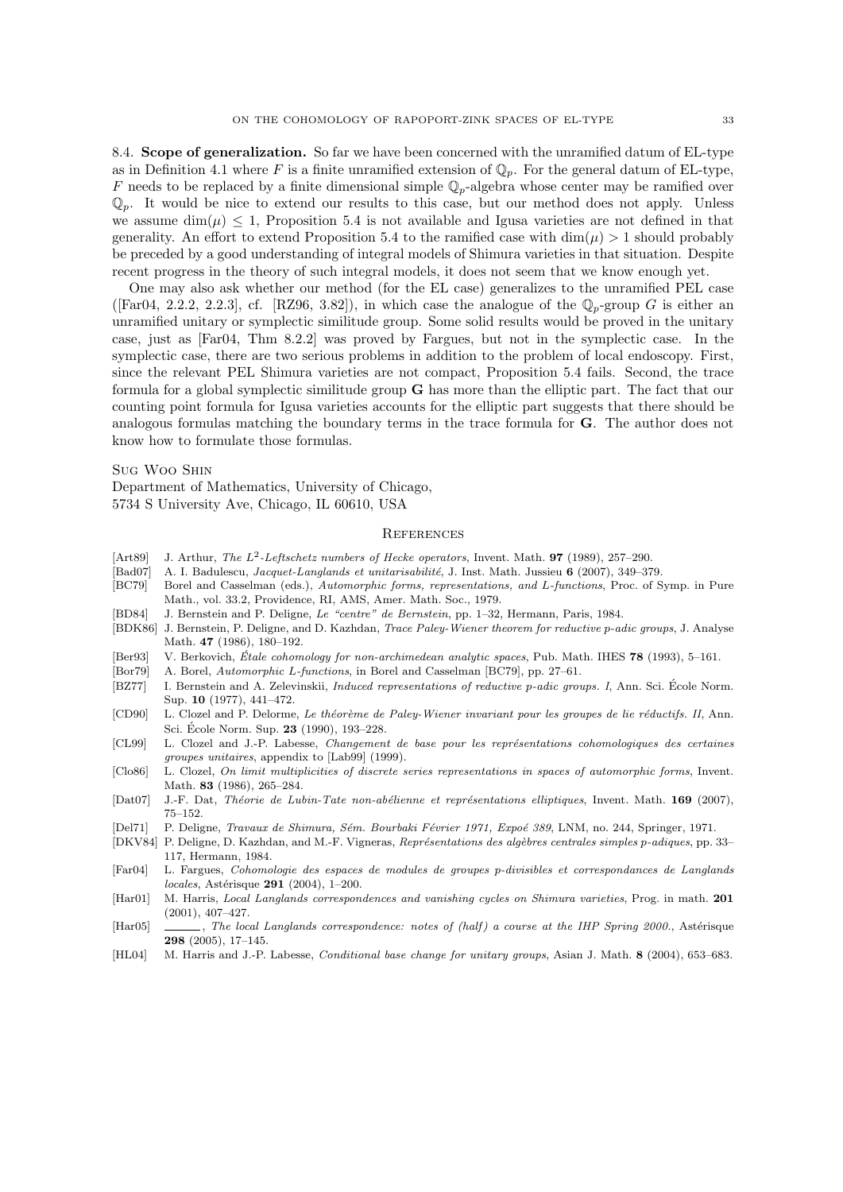**8.4. Scope of generalization.** So far we have been concerned with the unramified datum of EL-type as in Definition 4.1 where $F$ is a finite unramified extension of $\mathbb{Q}_p$. For the general datum of EL-type, $F$ needs to be replaced by a finite dimensional simple $\mathbb{Q}_p$-algebra whose center may be ramified over $\mathbb{Q}_p$. It would be nice to extend our results to this case, but our method does not apply. Unless we assume $\dim(\mu) \leq 1$, Proposition 5.4 is not available and Igusa varieties are not defined in that generality. An effort to extend Proposition 5.4 to the ramified case with $\dim(\mu) > 1$ should probably be preceded by a good understanding of integral models of Shimura varieties in that situation. Despite recent progress in the theory of such integral models, it does not seem that we know enough yet.

One may also ask whether our method (for the EL case) generalizes to the unramified PEL case ([Far04, 2.2.2, 2.2.3], cf. [RZ96, 3.82]), in which case the analogue of the $\mathbb{Q}_p$-group $G$ is either an unramified unitary or symplectic similitude group. Some solid results would be proved in the unitary case, just as [Far04, Thm 8.2.2] was proved by Fargues, but not in the symplectic case. In the symplectic case, there are two serious problems in addition to the problem of local endoscopy. First, since the relevant PEL Shimura varieties are not compact, Proposition 5.4 fails. Second, the trace formula for a global symplectic similitude group $\mathbf{G}$ has more than the elliptic part. The fact that our counting point formula for Igusa varieties accounts for the elliptic part suggests that there should be analogous formulas matching the boundary terms in the trace formula for $\mathbf{G}$. The author does not know how to formulate those formulas.

Sug Woo Shin
Department of Mathematics, University of Chicago,
5734 S University Ave, Chicago, IL 60610, USA

## References

- [Art89] J. Arthur, *The $L^2$-Leftschetz numbers of Hecke operators*, Invent. Math. **97** (1989), 257–290.
- [Bad07] A. I. Badulescu, *Jacquet-Langlands et unitarisabilité*, J. Inst. Math. Jussieu **6** (2007), 349–379.
- [BC79] Borel and Casselman (eds.), *Automorphic forms, representations, and L-functions*, Proc. of Symp. in Pure Math., vol. 33.2, Providence, RI, AMS, Amer. Math. Soc., 1979.
- [BD84] J. Bernstein and P. Deligne, *Le "centre" de Bernstein*, pp. 1–32, Hermann, Paris, 1984.
- [BDK86] J. Bernstein, P. Deligne, and D. Kazhdan, *Trace Paley-Wiener theorem for reductive p-adic groups*, J. Analyse Math. **47** (1986), 180–192.
- [Ber93] V. Berkovich, *Étale cohomology for non-archimedean analytic spaces*, Pub. Math. IHES **78** (1993), 5–161.
- [Bor79] A. Borel, *Automorphic L-functions*, in Borel and Casselman [BC79], pp. 27–61.
- [BZ77] I. Bernstein and A. Zelevinskii, *Induced representations of reductive p-adic groups. I*, Ann. Sci. École Norm. Sup. **10** (1977), 441–472.
- [CD90] L. Clozel and P. Delorme, *Le théorème de Paley-Wiener invariant pour les groupes de lie réductifs. II*, Ann. Sci. École Norm. Sup. **23** (1990), 193–228.
- [CL99] L. Clozel and J.-P. Labesse, *Changement de base pour les représentations cohomologiques des certaines groupes unitaires*, appendix to [Lab99] (1999).
- [Clo86] L. Clozel, *On limit multiplicities of discrete series representations in spaces of automorphic forms*, Invent. Math. **83** (1986), 265–284.
- [Dat07] J.-F. Dat, *Théorie de Lubin-Tate non-abélienne et représentations elliptiques*, Invent. Math. **169** (2007), 75–152.
- [Del71] P. Deligne, *Travaux de Shimura, Sém. Bourbaki Février 1971, Expoé 389*, LNM, no. 244, Springer, 1971.
- [DKV84] P. Deligne, D. Kazhdan, and M.-F. Vigneras, *Représentations des algèbres centrales simples p-adiques*, pp. 33–117, Hermann, 1984.
- [Far04] L. Fargues, *Cohomologie des espaces de modules de groupes p-divisibles et correspondances de Langlands locales*, Astérisque **291** (2004), 1–200.
- [Har01] M. Harris, *Local Langlands correspondences and vanishing cycles on Shimura varieties*, Prog. in math. **201** (2001), 407–427.
- [Har05] ______, *The local Langlands correspondence: notes of (half) a course at the IHP Spring 2000.*, Astérisque **298** (2005), 17–145.
- [HL04] M. Harris and J.-P. Labesse, *Conditional base change for unitary groups*, Asian J. Math. **8** (2004), 653–683.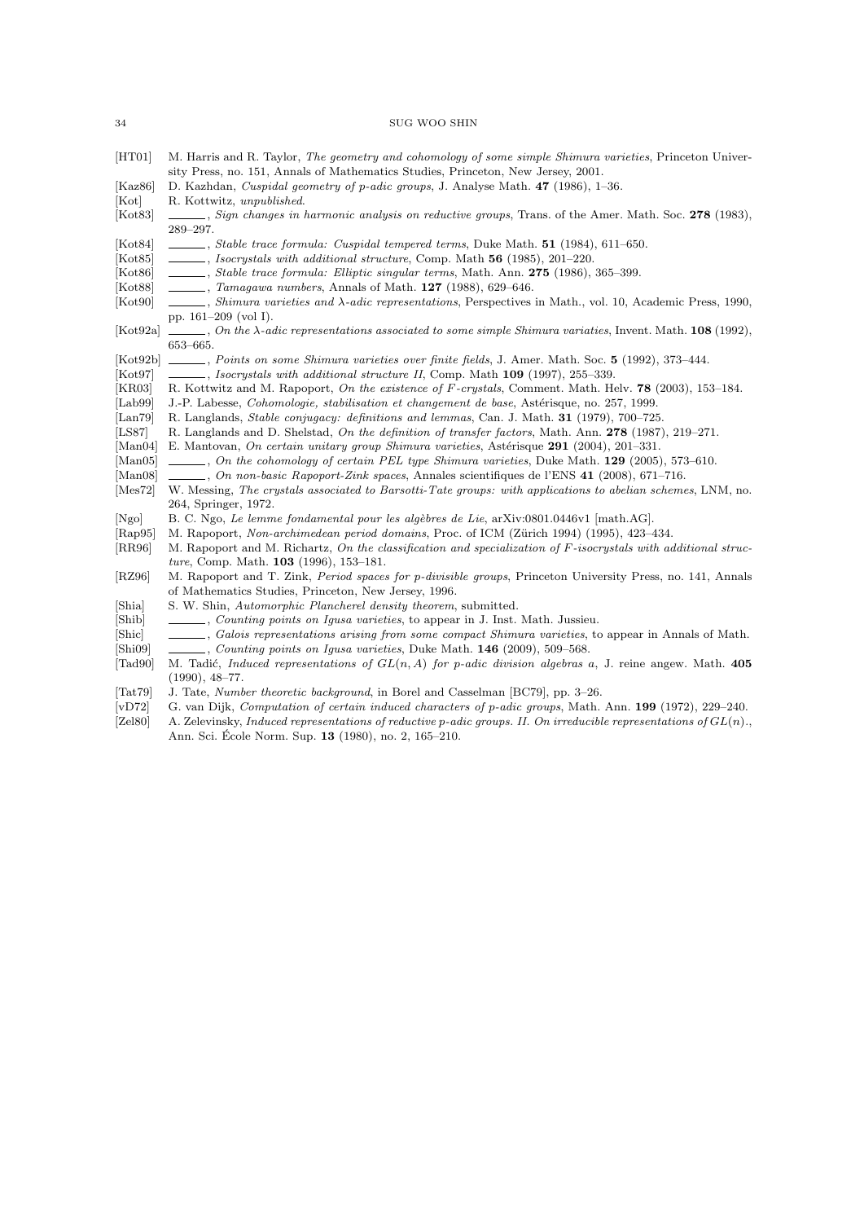[HT01] M. Harris and R. Taylor, *The geometry and cohomology of some simple Shimura varieties*, Princeton University Press, no. 151, Annals of Mathematics Studies, Princeton, New Jersey, 2001.

[Kaz86] D. Kazhdan, *Cuspidal geometry of p-adic groups*, J. Analyse Math. **47** (1986), 1–36.

[Kot] R. Kottwitz, *unpublished*.

[Kot83] ______, *Sign changes in harmonic analysis on reductive groups*, Trans. of the Amer. Math. Soc. **278** (1983), 289–297.

[Kot84] ______, *Stable trace formula: Cuspidal tempered terms*, Duke Math. **51** (1984), 611–650.

[Kot85] ______, *Isocrystals with additional structure*, Comp. Math **56** (1985), 201–220.

[Kot86] ______, *Stable trace formula: Elliptic singular terms*, Math. Ann. **275** (1986), 365–399.

[Kot88] ______, *Tamagawa numbers*, Annals of Math. **127** (1988), 629–646.

[Kot90] ______, *Shimura varieties and $\lambda$-adic representations*, Perspectives in Math., vol. 10, Academic Press, 1990, pp. 161–209 (vol I).

[Kot92a] ______, *On the $\lambda$-adic representations associated to some simple Shimura variaties*, Invent. Math. **108** (1992), 653–665.

[Kot92b] ______, *Points on some Shimura varieties over finite fields*, J. Amer. Math. Soc. **5** (1992), 373–444.

[Kot97] ______, *Isocrystals with additional structure II*, Comp. Math **109** (1997), 255–339.

[KR03] R. Kottwitz and M. Rapoport, *On the existence of $F$-crystals*, Comment. Math. Helv. **78** (2003), 153–184.

[Lab99] J.-P. Labesse, *Cohomologie, stabilisation et changement de base*, Astérisque, no. 257, 1999.

[Lan79] R. Langlands, *Stable conjugacy: definitions and lemmas*, Can. J. Math. **31** (1979), 700–725.

[LS87] R. Langlands and D. Shelstad, *On the definition of transfer factors*, Math. Ann. **278** (1987), 219–271.

[Man04] E. Mantovan, *On certain unitary group Shimura varieties*, Astérisque **291** (2004), 201–331.

[Man05] ______, *On the cohomology of certain PEL type Shimura varieties*, Duke Math. **129** (2005), 573–610.

[Man08] ______, *On non-basic Rapoport-Zink spaces*, Annales scientifiques de l'ENS **41** (2008), 671–716.

[Mes72] W. Messing, *The crystals associated to Barsotti-Tate groups: with applications to abelian schemes*, LNM, no. 264, Springer, 1972.

[Ngo] B. C. Ngo, *Le lemme fondamental pour les algèbres de Lie*, arXiv:0801.0446v1 [math.AG].

[Rap95] M. Rapoport, *Non-archimedean period domains*, Proc. of ICM (Zürich 1994) (1995), 423–434.

[RR96] M. Rapoport and M. Richartz, *On the classification and specialization of $F$-isocrystals with additional structure*, Comp. Math. **103** (1996), 153–181.

[RZ96] M. Rapoport and T. Zink, *Period spaces for p-divisible groups*, Princeton University Press, no. 141, Annals of Mathematics Studies, Princeton, New Jersey, 1996.

[Shia] S. W. Shin, *Automorphic Plancherel density theorem*, submitted.

[Shib] ______, *Counting points on Igusa varieties*, to appear in J. Inst. Math. Jussieu.

[Shic] ______, *Galois representations arising from some compact Shimura varieties*, to appear in Annals of Math.

[Shi09] ______, *Counting points on Igusa varieties*, Duke Math. **146** (2009), 509–568.

[Tad90] M. Tadić, *Induced representations of $GL(n, A)$ for p-adic division algebras a*, J. reine angew. Math. **405** (1990), 48–77.

[Tat79] J. Tate, *Number theoretic background*, in Borel and Casselman [BC79], pp. 3–26.

[vD72] G. van Dijk, *Computation of certain induced characters of p-adic groups*, Math. Ann. **199** (1972), 229–240.

[Zel80] A. Zelevinsky, *Induced representations of reductive p-adic groups. II. On irreducible representations of $GL(n)$.*, Ann. Sci. École Norm. Sup. **13** (1980), no. 2, 165–210.